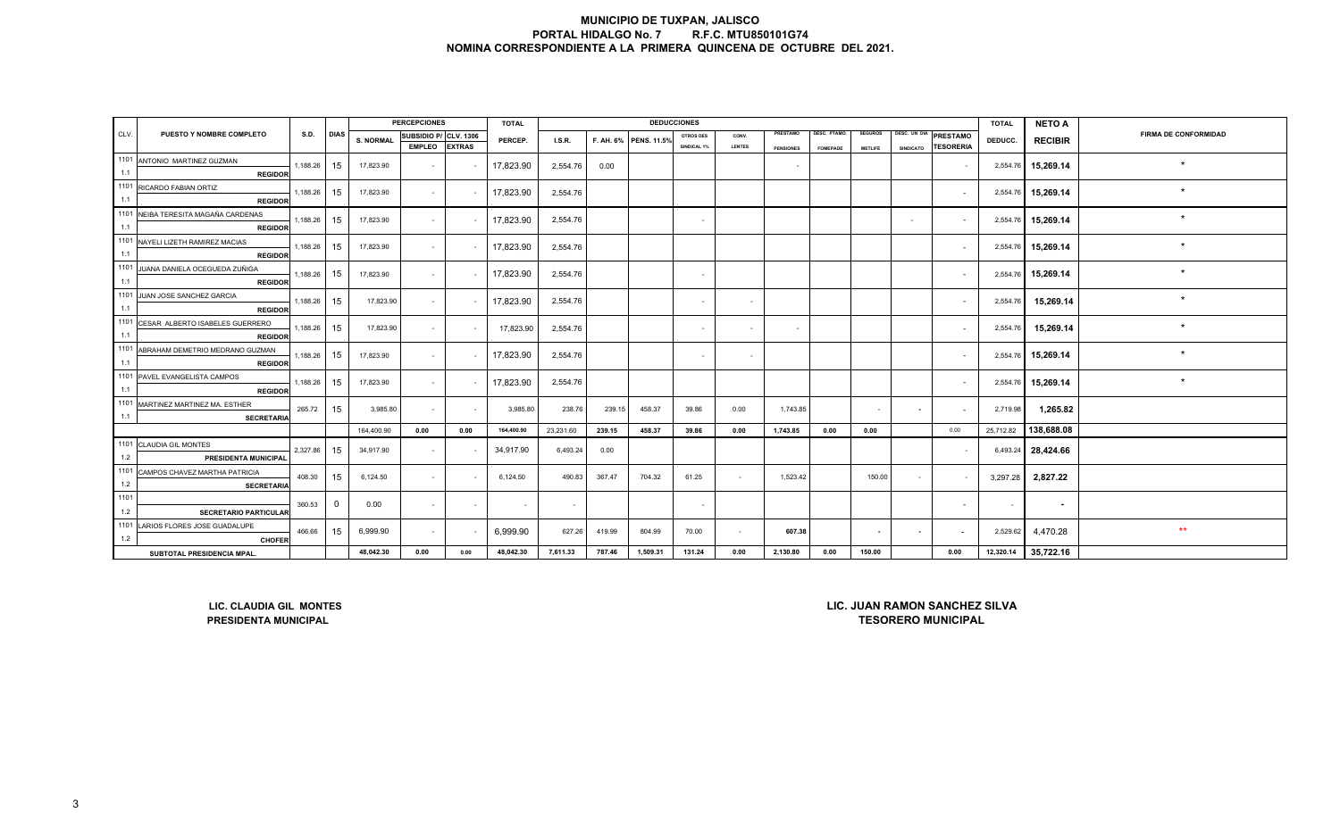# MUNICIPIO DE TUXPAN, JALISCO
## PORTAL HIDALGO No. 7 R.F.C. MTU850101G74
## NOMINA CORRESPONDIENTE A LA PRIMERA QUINCENA DE OCTUBRE DEL 2021.

| CLV. | PUESTO Y NOMBRE COMPLETO | S.D. | DIAS | PERCEPCIONES | | | TOTAL | DEDUCCIONES | | | | | | | | | | | TOTAL | NETO A | FIRMA DE CONFORMIDAD |
|---|---|---|---|---|---|---|---|---|---|---|---|---|---|---|---|---|---|---|---|---|---|
| | | | | S. NORMAL | SUBSIDIO P/ EMPLEO | CLV. 1306 EXTRAS | PERCEP. | I.S.R. | F. AH. 6% | PENS. 11.5% | OTROS DES SINDICAL 1% | CONV. LENTES | PRESTAMO PENSIONES | DESC. PTAMO. FOMEPADE | SEGUROS METLIFE | DESC. UN DIA SINDICATO | PRESTAMO TESORERIA | DEDUCC. | RECIBIR | |
| 1101 1.1 | ANTONIO MARTINEZ GUZMAN REGIDOR | 1,188.26 | 15 | 17,823.90 | - | - | 17,823.90 | 2,554.76 | 0.00 | | | | - | | | | - | 2,554.76 | 15,269.14 | * |
| 1101 1.1 | RICARDO FABIAN ORTIZ REGIDOR | 1,188.26 | 15 | 17,823.90 | - | - | 17,823.90 | 2,554.76 | | | | | | | | | - | 2,554.76 | 15,269.14 | * |
| 1101 1.1 | NEIBA TERESITA MAGAÑA CARDENAS REGIDOR | 1,188.26 | 15 | 17,823.90 | - | - | 17,823.90 | 2,554.76 | | | - | | | | | - | - | 2,554.76 | 15,269.14 | * |
| 1101 1.1 | NAYELI LIZETH RAMIREZ MACIAS REGIDOR | 1,188.26 | 15 | 17,823.90 | - | - | 17,823.90 | 2,554.76 | | | | | | | | | - | 2,554.76 | 15,269.14 | * |
| 1101 1.1 | JUANA DANIELA OCEGUEDA ZUÑIGA REGIDOR | 1,188.26 | 15 | 17,823.90 | - | - | 17,823.90 | 2,554.76 | | | - | | | | | | - | 2,554.76 | 15,269.14 | * |
| 1101 1.1 | JUAN JOSE SANCHEZ GARCIA REGIDOR | 1,188.26 | 15 | 17,823.90 | - | - | 17,823.90 | 2,554.76 | | | - | - | | | | | - | 2,554.76 | 15,269.14 | * |
| 1101 1.1 | CESAR ALBERTO ISABELES GUERRERO REGIDOR | 1,188.26 | 15 | 17,823.90 | - | - | 17,823.90 | 2,554.76 | | | - | - | - | | | | - | 2,554.76 | 15,269.14 | * |
| 1101 1.1 | ABRAHAM DEMETRIO MEDRANO GUZMAN REGIDOR | 1,188.26 | 15 | 17,823.90 | - | - | 17,823.90 | 2,554.76 | | | - | - | | | | | - | 2,554.76 | 15,269.14 | * |
| 1101 1.1 | PAVEL EVANGELISTA CAMPOS REGIDOR | 1,188.26 | 15 | 17,823.90 | - | - | 17,823.90 | 2,554.76 | | | | | | | | | - | 2,554.76 | 15,269.14 | * |
| 1101 1.1 | MARTINEZ MARTINEZ MA. ESTHER SECRETARIA | 265.72 | 15 | 3,985.80 | - | - | 3,985.80 | 238.76 | 239.15 | 458.37 | 39.86 | 0.00 | 1,743.85 | | - | - | - | 2,719.98 | 1,265.82 | |
| | | | | 164,400.90 | 0.00 | 0.00 | 164,400.90 | 23,231.60 | 239.15 | 458.37 | 39.86 | 0.00 | 1,743.85 | 0.00 | 0.00 | | 0.00 | 25,712.82 | 138,688.08 | |
| 1101 1.2 | CLAUDIA GIL MONTES PRESIDENTA MUNICIPAL | 2,327.86 | 15 | 34,917.90 | - | - | 34,917.90 | 6,493.24 | 0.00 | | | | | | | | - | 6,493.24 | 28,424.66 | |
| 1101 1.2 | CAMPOS CHAVEZ MARTHA PATRICIA SECRETARIA | 408.30 | 15 | 6,124.50 | - | - | 6,124.50 | 490.83 | 367.47 | 704.32 | 61.25 | - | 1,523.42 | | 150.00 | - | - | 3,297.28 | 2,827.22 | |
| 1101 1.2 | SECRETARIO PARTICULAR | 360.53 | 0 | 0.00 | - | - | - | - | | | - | | | | | | - | - | - | |
| 1101 1.2 | LARIOS FLORES JOSE GUADALUPE CHOFER | 466.66 | 15 | 6,999.90 | - | - | 6,999.90 | 627.26 | 419.99 | 804.99 | 70.00 | - | 607.38 | | - | - | - | 2,529.62 | 4,470.28 | ** |
| | SUBTOTAL PRESIDENCIA MPAL. | | | 48,042.30 | 0.00 | 0.00 | 48,042.30 | 7,611.33 | 787.46 | 1,509.31 | 131.24 | 0.00 | 2,130.80 | 0.00 | 150.00 | | 0.00 | 12,320.14 | 35,722.16 | |

**LIC. CLAUDIA GIL MONTES**
**PRESIDENTA MUNICIPAL**

**LIC. JUAN RAMON SANCHEZ SILVA**
**TESORERO MUNICIPAL**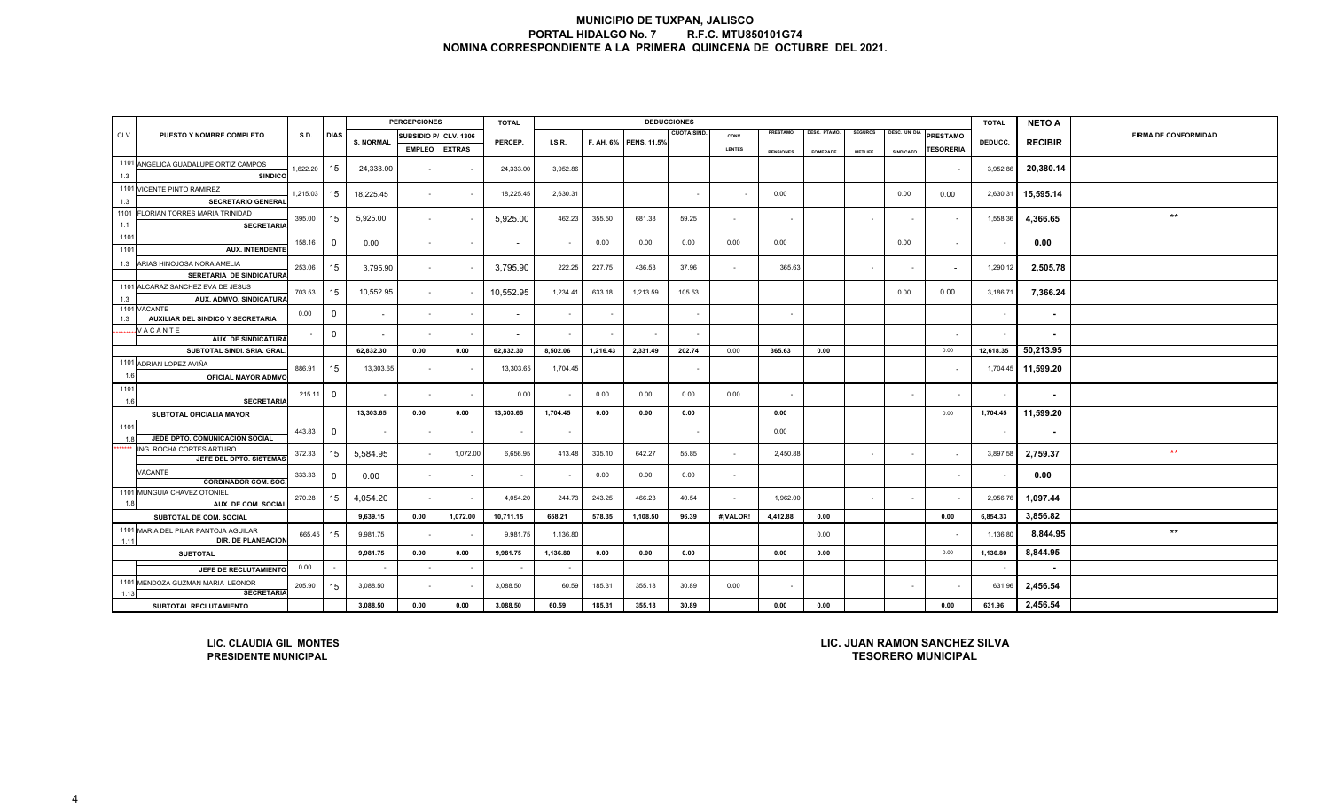# MUNICIPIO DE TUXPAN, JALISCO
## PORTAL HIDALGO No. 7 R.F.C. MTU850101G74
## NOMINA CORRESPONDIENTE A LA PRIMERA QUINCENA DE OCTUBRE DEL 2021.

| CLV. | PUESTO Y NOMBRE COMPLETO | S.D. | DIAS | PERCEPCIONES | | | TOTAL | DEDUCCIONES | | | | | | | | | | | TOTAL | NETO A | FIRMA DE CONFORMIDAD |
|---|---|---|---|---|---|---|---|---|---|---|---|---|---|---|---|---|---|---|---|---|---|
| | | | | S. NORMAL | SUBSIDIO P/ EMPLEO | CLV. 1306 EXTRAS | PERCEP. | I.S.R. | F. AH. 6% | PENS. 11.5% | CUOTA SIND. | CONV. LENTES | PRESTAMO PENSIONES | DESC. PTAMO. FOMEPADE | SEGUROS METLIFE | DESC. UN DIA SINDICATO | PRESTAMO TESORERIA | DEDUCC. | RECIBIR | |
| 1101 1.3 | ANGELICA GUADALUPE ORTIZ CAMPOS SINDICO | 1,622.20 | 15 | 24,333.00 | - | - | 24,333.00 | 3,952.86 | | | | | | | | | - | 3,952.86 | 20,380.14 | |
| 1101 1.3 | VICENTE PINTO RAMIREZ SECRETARIO GENERAL | 1,215.03 | 15 | 18,225.45 | - | - | 18,225.45 | 2,630.31 | | | - | - | 0.00 | | | 0.00 | 0.00 | 2,630.31 | 15,595.14 | |
| 1101 1.1 | FLORIAN TORRES MARIA TRINIDAD SECRETARIA | 395.00 | 15 | 5,925.00 | - | - | 5,925.00 | 462.23 | 355.50 | 681.38 | 59.25 | - | - | | - | - | - | 1,558.36 | 4,366.65 | ** |
| 1101 1101 | AUX. INTENDENTE | 158.16 | 0 | 0.00 | - | - | - | - | 0.00 | 0.00 | 0.00 | 0.00 | 0.00 | | | 0.00 | - | - | 0.00 | |
| 1.3 | ARIAS HINOJOSA NORA AMELIA SERETARIA DE SINDICATURA | 253.06 | 15 | 3,795.90 | - | - | 3,795.90 | 222.25 | 227.75 | 436.53 | 37.96 | - | 365.63 | | - | - | - | 1,290.12 | 2,505.78 | |
| 1101 1.3 | ALCARAZ SANCHEZ EVA DE JESUS AUX. ADMVO. SINDICATURA | 703.53 | 15 | 10,552.95 | - | - | 10,552.95 | 1,234.41 | 633.18 | 1,213.59 | 105.53 | | | | | 0.00 | 0.00 | 3,186.71 | 7,366.24 | |
| 1101 1.3 | VACANTE AUXILIAR DEL SINDICO Y SECRETARIA | 0.00 | 0 | - | - | - | - | - | - | | - | | - | | | | | - | - | |
| ******** | V A C A N T E AUX. DE SINDICATURA | - | 0 | - | - | - | - | - | - | - | - | | | | | | - | - | - | |
| | SUBTOTAL SINDI. SRIA. GRAL. | | | 62,832.30 | 0.00 | 0.00 | 62,832.30 | 8,502.06 | 1,216.43 | 2,331.49 | 202.74 | 0.00 | 365.63 | 0.00 | | | 0.00 | 12,618.35 | 50,213.95 | |
| 1101 1.6 | ADRIAN LOPEZ AVIÑA OFICIAL MAYOR ADMVO | 886.91 | 15 | 13,303.65 | - | - | 13,303.65 | 1,704.45 | | | - | | | | | | - | 1,704.45 | 11,599.20 | |
| 1101 1.6 | SECRETARIA | 215.11 | 0 | - | - | - | 0.00 | - | 0.00 | 0.00 | 0.00 | 0.00 | - | | | - | - | - | - | |
| | SUBTOTAL OFICIALIA MAYOR | | | 13,303.65 | 0.00 | 0.00 | 13,303.65 | 1,704.45 | 0.00 | 0.00 | 0.00 | | 0.00 | | | | 0.00 | 1,704.45 | 11,599.20 | |
| 1101 1.8 | JEDE DPTO. COMUNICACION SOCIAL | 443.83 | 0 | - | - | - | - | - | | | - | | 0.00 | | | | | - | - | |
| ******** | ING. ROCHA CORTES ARTURO JEFE DEL DPTO. SISTEMAS | 372.33 | 15 | 5,584.95 | - | 1,072.00 | 6,656.95 | 413.48 | 335.10 | 642.27 | 55.85 | - | 2,450.88 | | - | - | - | 3,897.58 | 2,759.37 | ** |
| | VACANTE CORDINADOR COM. SOC. | 333.33 | 0 | 0.00 | - | - | - | - | 0.00 | 0.00 | 0.00 | - | | | | | - | - | 0.00 | |
| 1101 1.8 | MUNGUIA CHAVEZ OTONIEL AUX. DE COM. SOCIAL | 270.28 | 15 | 4,054.20 | - | - | 4,054.20 | 244.73 | 243.25 | 466.23 | 40.54 | - | 1,962.00 | | - | - | - | 2,956.76 | 1,097.44 | |
| | SUBTOTAL DE COM. SOCIAL | | | 9,639.15 | 0.00 | 1,072.00 | 10,711.15 | 658.21 | 578.35 | 1,108.50 | 96.39 | #¡VALOR! | 4,412.88 | 0.00 | | | 0.00 | 6,854.33 | 3,856.82 | |
| 1101 1.11 | MARIA DEL PILAR PANTOJA AGUILAR DIR. DE PLANEACION | 665.45 | 15 | 9,981.75 | - | - | 9,981.75 | 1,136.80 | | | | | | 0.00 | | | - | 1,136.80 | 8,844.95 | ** |
| | SUBTOTAL | | | 9,981.75 | 0.00 | 0.00 | 9,981.75 | 1,136.80 | 0.00 | 0.00 | 0.00 | | 0.00 | 0.00 | | | 0.00 | 1,136.80 | 8,844.95 | |
| | JEFE DE RECLUTAMIENTO | 0.00 | - | - | - | - | - | - | | | | | | | | | | - | - | |
| 1101 1.13 | MENDOZA GUZMAN MARIA LEONOR SECRETARIA | 205.90 | 15 | 3,088.50 | - | - | 3,088.50 | 60.59 | 185.31 | 355.18 | 30.89 | 0.00 | - | | | - | - | 631.96 | 2,456.54 | |
| | SUBTOTAL RECLUTAMIENTO | | | 3,088.50 | 0.00 | 0.00 | 3,088.50 | 60.59 | 185.31 | 355.18 | 30.89 | | 0.00 | 0.00 | | | 0.00 | 631.96 | 2,456.54 | |

**LIC. CLAUDIA GIL MONTES**
**PRESIDENTE MUNICIPAL**

**LIC. JUAN RAMON SANCHEZ SILVA**
**TESORERO MUNICIPAL**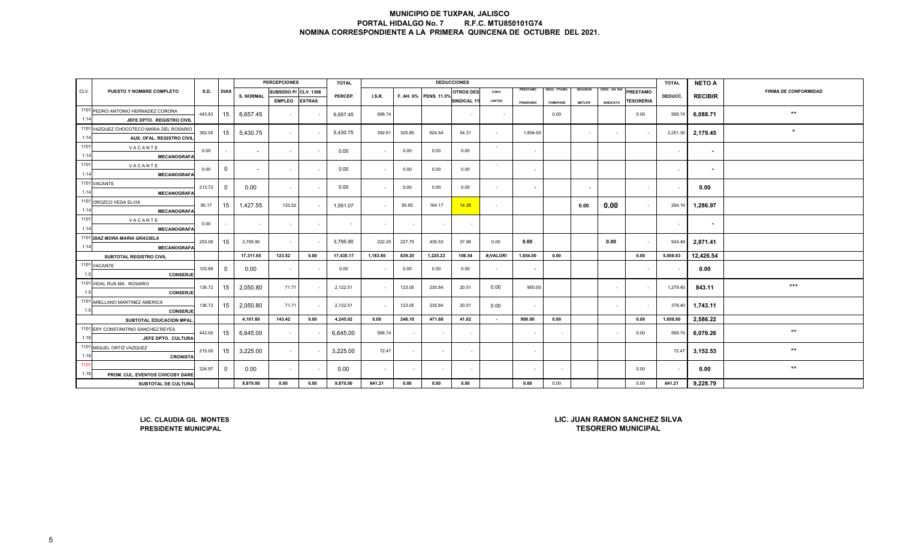# MUNICIPIO DE TUXPAN, JALISCO
## PORTAL HIDALGO No. 7 R.F.C. MTU850101G74
## NOMINA CORRESPONDIENTE A LA PRIMERA QUINCENA DE OCTUBRE DEL 2021.

| CLV. | PUESTO Y NOMBRE COMPLETO | S.D. | DIAS | PERCEPCIONES S. NORMAL | SUBSIDIO P/ EMPLEO | CLV. 1306 EXTRAS | TOTAL PERCEP. | DEDUCCIONES I.S.R. | F. AH. 6% | PENS. 11.5% | OTROS DES SINDICAL 1% | CONV. LENTES | PRESTAMO PENSIONES | DESC. PTAMO. FOMEPADE | SEGUROS METLIFE | DESC. UN DIA SINDICATO | PRESTAMO TESORERIA | TOTAL DEDUCC. | NETO A RECIBIR | FIRMA DE CONFORMIDAD |
|---|---|---|---|---|---|---|---|---|---|---|---|---|---|---|---|---|---|---|---|---|
| 1101 1.14 | PEDRO ANTONIO HERNADEZ CORONA JEFE DPTO. REGISTRO CIVIL | 443.83 | 15 | 6,657.45 | - | - | 6,657.45 | 568.74 | | | - | - | | 0.00 | | | 0.00 | 568.74 | 6,088.71 | ** |
| 1101 1.14 | VAZQUEZ CHOCOTECO MARIA DEL ROSARIO AUX. OFAL. REGISTRO CIVIL | 362.05 | 15 | 5,430.75 | - | - | 5,430.75 | 392.61 | 325.85 | 624.54 | 54.31 | - | 1,854.00 | | - | - | - | 3,251.30 | 2,179.45 | * |
| 1101 1.14 | VACANTE MECANOGRAFA | 0.00 | - | - | - | - | 0.00 | - | 0.00 | 0.00 | 0.00 | - | - | | | | | - | - | |
| 1101 1.14 | VACANTE MECANOGRAFA | 0.00 | 0 | - | - | - | 0.00 | - | 0.00 | 0.00 | 0.00 | - | - | | | | | - | - | |
| 1101 1.14 | VACANTE MECANOGRAFA | 213.72 | 0 | 0.00 | - | - | 0.00 | - | 0.00 | 0.00 | 0.00 | - | - | | - | | - | - | 0.00 | |
| 1101 1.14 | OROZCO VEGA ELVIA MECANOGRAFA | 95.17 | 15 | 1,427.55 | 123.52 | - | 1,551.07 | - | 85.65 | 164.17 | 14.28 | - | | | 0.00 | 0.00 | - | 264.10 | 1,286.97 | |
| 1101 1.14 | VACANTE MECANOGRAFA | 0.00 | - | - | - | - | - | - | - | - | - | | | | | | | - | - | |
| 1101 1.14 | *DIAZ MORA MARIA GRACIELA* MECANOGRAFA | 253.06 | 15 | 3,795.90 | - | - | 3,795.90 | 222.25 | 227.75 | 436.53 | 37.96 | 0.00 | 0.00 | | | 0.00 | - | 924.49 | 2,871.41 | |
| | **SUBTOTAL REGISTRO CIVIL** | | | 17,311.65 | 123.52 | 0.00 | 17,435.17 | 1,183.60 | 639.25 | 1,225.23 | 106.54 | #¡VALOR! | 1,854.00 | 0.00 | | | 0.00 | 5,008.63 | 12,426.54 | |
| 1101 1.5 | VACANTE CONSERJE | 103.89 | 0 | 0.00 | - | - | 0.00 | - | 0.00 | 0.00 | 0.00 | - | - | | | | - | - | 0.00 | |
| 1101 1.5 | VIDAL RUA MA. ROSARIO CONSERJE | 136.72 | 15 | 2,050.80 | 71.71 | - | 2,122.51 | - | 123.05 | 235.84 | 20.51 | 0.00 | 900.00 | | | - | - | 1,279.40 | 843.11 | *** |
| 1101 1.5 | ARELLANO MARTINEZ AMERICA CONSERJE | 136.72 | 15 | 2,050.80 | 71.71 | - | 2,122.51 | - | 123.05 | 235.84 | 20.51 | 0.00 | - | | | - | - | 379.40 | 1,743.11 | |
| | **SUBTOTAL EDUCACION MPAL.** | | | 4,101.60 | 143.42 | 0.00 | 4,245.02 | 0.00 | 246.10 | 471.68 | 41.02 | - | 900.00 | 0.00 | | | 0.00 | 1,658.80 | 2,586.22 | |
| 1101 1.16 | ERY CONSTANTINO SANCHEZ REYES JEFE DPTO. CULTURA | 443.00 | 15 | 6,645.00 | - | - | 6,645.00 | 568.74 | - | - | - | | - | - | | - | 0.00 | 568.74 | 6,076.26 | ** |
| 1101 1.16 | MIGUEL ORTIZ VAZQUEZ CRONISTA | 215.00 | 15 | 3,225.00 | - | - | 3,225.00 | 72.47 | - | - | - | | - | | | | | 72.47 | 3,152.53 | ** |
| 1101 1.16 | PROM. CUL. EVENTOS CIVICOSY DARE | 224.97 | 0 | 0.00 | - | - | 0.00 | - | - | - | - | | - | - | | | 0.00 | - | 0.00 | ** |
| | **SUBTOTAL DE CULTURA** | | | 9,870.00 | 0.00 | 0.00 | 9,870.00 | 641.21 | 0.00 | 0.00 | 0.00 | | 0.00 | 0.00 | | | 0.00 | 641.21 | 9,228.79 | |

**LIC. CLAUDIA GIL MONTES**
**PRESIDENTE MUNICIPAL**

**LIC. JUAN RAMON SANCHEZ SILVA**
**TESORERO MUNICIPAL**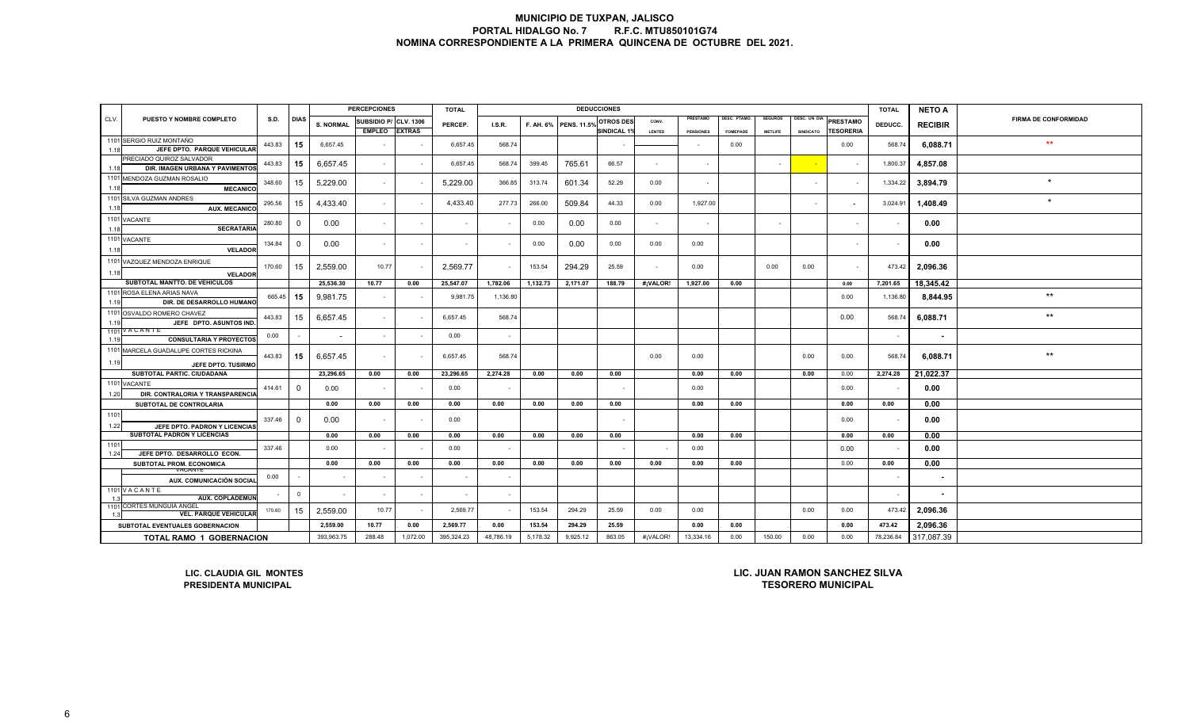# MUNICIPIO DE TUXPAN, JALISCO
## PORTAL HIDALGO No. 7 R.F.C. MTU850101G74
## NOMINA CORRESPONDIENTE A LA PRIMERA QUINCENA DE OCTUBRE DEL 2021.

| CLV. | PUESTO Y NOMBRE COMPLETO | S.D. | DIAS | PERCEPCIONES S. NORMAL | SUBSIDIO P/ EMPLEO | CLV. 1306 EXTRAS | TOTAL PERCEP. | I.S.R. | F. AH. 6% | PENS. 11.5% | OTROS DES SINDICAL 1% | CONV. LENTES | PRESTAMO PENSIONES | DESC. PTAMO. FOMEPADE | SEGUROS METLIFE | DESC. UN DIA SINDICATO | PRESTAMO TESORERIA | TOTAL DEDUCC. | NETO A RECIBIR | FIRMA DE CONFORMIDAD |
|---|---|---|---|---|---|---|---|---|---|---|---|---|---|---|---|---|---|---|---|---|
| 1101 1.18 | SERGIO RUIZ MONTAÑO JEFE DPTO. PARQUE VEHICULAR | 443.83 | 15 | 6,657.45 | - | - | 6,657.45 | 568.74 | | | - | | - | 0.00 | | | 0.00 | 568.74 | 6,088.71 | ** |
| 1.18 | PRECIADO QUIROZ SALVADOR DIR. IMAGEN URBANA Y PAVIMENTOS | 443.83 | 15 | 6,657.45 | - | - | 6,657.45 | 568.74 | 399.45 | 765.61 | 66.57 | - | - | | - | - | - | 1,800.37 | 4,857.08 | |
| 1101 1.18 | MENDOZA GUZMAN ROSALIO MECANICO | 348.60 | 15 | 5,229.00 | - | - | 5,229.00 | 366.85 | 313.74 | 601.34 | 52.29 | 0.00 | - | | | - | - | 1,334.22 | 3,894.79 | * |
| 1101 1.18 | SILVA GUZMAN ANDRES AUX. MECANICO | 295.56 | 15 | 4,433.40 | - | - | 4,433.40 | 277.73 | 266.00 | 509.84 | 44.33 | 0.00 | 1,927.00 | | | - | - | 3,024.91 | 1,408.49 | * |
| 1101 1.18 | VACANTE SECRATARIA | 280.80 | 0 | 0.00 | - | - | - | - | 0.00 | 0.00 | 0.00 | - | - | | - | | - | - | 0.00 | |
| 1101 1.18 | VACANTE VELADOR | 134.84 | 0 | 0.00 | - | - | - | - | 0.00 | 0.00 | 0.00 | 0.00 | 0.00 | | | | - | - | 0.00 | |
| 1101 1.18 | VAZQUEZ MENDOZA ENRIQUE VELADOR | 170.60 | 15 | 2,559.00 | 10.77 | - | 2,569.77 | - | 153.54 | 294.29 | 25.59 | - | 0.00 | | 0.00 | 0.00 | - | 473.42 | 2,096.36 | |
| | SUBTOTAL MANTTO. DE VEHICULOS | | | 25,536.30 | 10.77 | 0.00 | 25,547.07 | 1,782.06 | 1,132.73 | 2,171.07 | 188.79 | #¡VALOR! | 1,927.00 | 0.00 | | | 0.00 | 7,201.65 | 18,345.42 | |
| 1101 1.19 | ROSA ELENA ARIAS NAVA DIR. DE DESARROLLO HUMANO | 665.45 | 15 | 9,981.75 | - | - | 9,981.75 | 1,136.80 | | | | | | | | | 0.00 | 1,136.80 | 8,844.95 | ** |
| 1101 1.19 | OSVALDO ROMERO CHAVEZ JEFE DPTO. ASUNTOS IND. | 443.83 | 15 | 6,657.45 | - | - | 6,657.45 | 568.74 | | | | | | | | | 0.00 | 568.74 | 6,088.71 | ** |
| 1101 1.19 | V A C A N T E CONSULTARIA Y PROYECTOS | 0.00 | - | - | - | - | 0.00 | - | | | | | | | | | | - | - | |
| 1101 1.19 | MARCELA GUADALUPE CORTES RICKINA JEFE DPTO. TUSIRMO | 443.83 | 15 | 6,657.45 | - | - | 6,657.45 | 568.74 | | | | 0.00 | 0.00 | | | 0.00 | 0.00 | 568.74 | 6,088.71 | ** |
| | SUBTOTAL PARTIC. CIUDADANA | | | 23,296.65 | 0.00 | 0.00 | 23,296.65 | 2,274.28 | 0.00 | 0.00 | 0.00 | | 0.00 | 0.00 | | 0.00 | 0.00 | 2,274.28 | 21,022.37 | |
| 1101 1.20 | VACANTE DIR. CONTRALORIA Y TRANSPARENCIA | 414.61 | 0 | 0.00 | - | - | 0.00 | - | | | - | | 0.00 | | | | 0.00 | - | 0.00 | |
| | SUBTOTAL DE CONTROLARIA | | | 0.00 | 0.00 | 0.00 | 0.00 | 0.00 | 0.00 | 0.00 | 0.00 | | 0.00 | 0.00 | | | 0.00 | 0.00 | 0.00 | |
| 1101 1.22 | JEFE DPTO. PADRON Y LICENCIAS | 337.46 | 0 | 0.00 | - | - | 0.00 | | | | - | | 0.00 | | | | 0.00 | - | 0.00 | |
| | SUBTOTAL PADRON Y LICENCIAS | | | 0.00 | 0.00 | 0.00 | 0.00 | 0.00 | 0.00 | 0.00 | 0.00 | | 0.00 | 0.00 | | | 0.00 | 0.00 | 0.00 | |
| 1101 1.24 | JEFE DPTO. DESARROLLO ECON. | 337.46 | | 0.00 | - | - | 0.00 | - | | | - | - | 0.00 | | | | 0.00 | - | 0.00 | |
| | SUBTOTAL PROM. ECONOMICA | | | 0.00 | 0.00 | 0.00 | 0.00 | 0.00 | 0.00 | 0.00 | 0.00 | 0.00 | 0.00 | 0.00 | | | 0.00 | 0.00 | 0.00 | |
| | VACANTE AUX. COMUNICACIÓN SOCIAL | 0.00 | - | - | - | - | - | - | | | | | | | | | | - | - | |
| 1101 1.3 | V A C A N T E AUX. COPLADEMUN | - | 0 | - | - | - | - | - | | | | | | | | | | - | - | |
| 1101 1.3 | CORTES MUNGUIA ANGEL VEL. PARQUE VEHICULAR | 170.60 | 15 | 2,559.00 | 10.77 | - | 2,569.77 | - | 153.54 | 294.29 | 25.59 | 0.00 | 0.00 | | | 0.00 | 0.00 | 473.42 | 2,096.36 | |
| | SUBTOTAL EVENTUALES GOBERNACION | | | 2,559.00 | 10.77 | 0.00 | 2,569.77 | 0.00 | 153.54 | 294.29 | 25.59 | | 0.00 | 0.00 | | | 0.00 | 473.42 | 2,096.36 | |
| | TOTAL RAMO 1 GOBERNACION | | | 393,963.75 | 288.48 | 1,072.00 | 395,324.23 | 48,786.19 | 5,178.32 | 9,925.12 | 863.05 | #¡VALOR! | 13,334.16 | 0.00 | 150.00 | 0.00 | 0.00 | 78,236.84 | 317,087.39 | |

LIC. CLAUDIA GIL MONTES
PRESIDENTA MUNICIPAL

LIC. JUAN RAMON SANCHEZ SILVA
TESORERO MUNICIPAL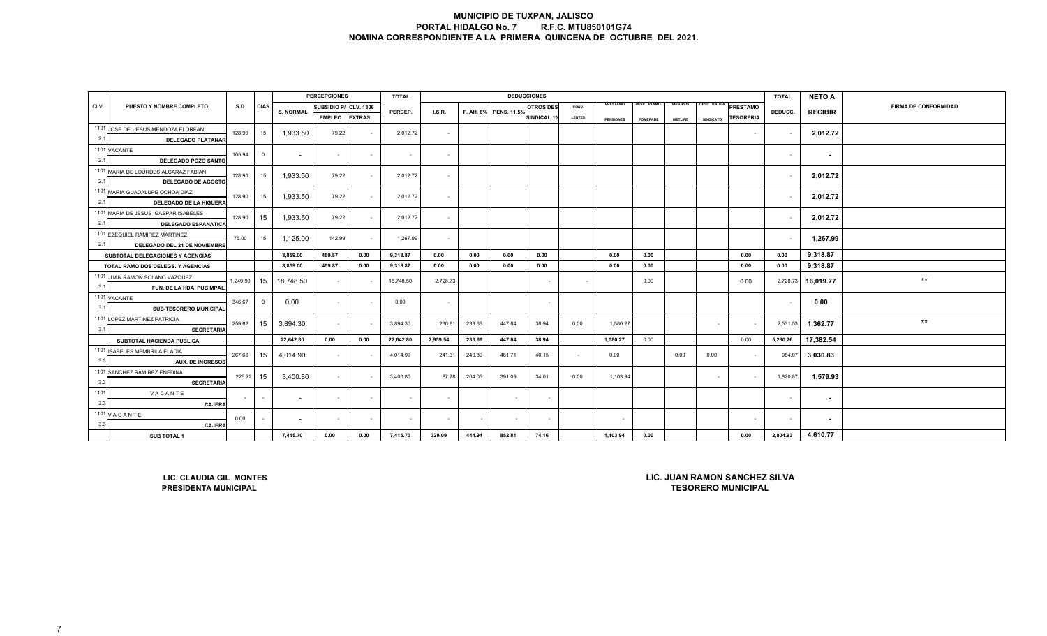# MUNICIPIO DE TUXPAN, JALISCO
## PORTAL HIDALGO No. 7 R.F.C. MTU850101G74
## NOMINA CORRESPONDIENTE A LA PRIMERA QUINCENA DE OCTUBRE DEL 2021.

| CLV. | PUESTO Y NOMBRE COMPLETO | S.D. | DIAS | PERCEPCIONES S. NORMAL | SUBSIDIO P/ EMPLEO | CLV. 1306 EXTRAS | TOTAL PERCEP. | DEDUCCIONES I.S.R. | F. AH. 6% | PENS. 11.5% | OTROS DES SINDICAL 1% | CONV. LENTES | PRESTAMO PENSIONES | DESC. PTAMO. FOMEPADE | SEGUROS METLIFE | DESC. UN DIA SINDICATO | PRESTAMO TESORERIA | TOTAL DEDUCC. | NETO A RECIBIR | FIRMA DE CONFORMIDAD |
|---|---|---|---|---|---|---|---|---|---|---|---|---|---|---|---|---|---|---|---|---|
| 1101 2.1 | JOSE DE JESUS MENDOZA FLOREAN DELEGADO PLATANAR | 128.90 | 15 | 1,933.50 | 79.22 | - | 2,012.72 | - | | | | | | | | | - | - | 2,012.72 | |
| 1101 2.1 | VACANTE DELEGADO POZO SANTO | 105.94 | 0 | - | - | - | - | - | | | | | | | | | | - | - | |
| 1101 2.1 | MARIA DE LOURDES ALCARAZ FABIAN DELEGADO DE AGOSTO | 128.90 | 15 | 1,933.50 | 79.22 | - | 2,012.72 | - | | | | | | | | | | - | 2,012.72 | |
| 1101 2.1 | MARIA GUADALUPE OCHOA DIAZ DELEGADO DE LA HIGUERA | 128.90 | 15 | 1,933.50 | 79.22 | - | 2,012.72 | - | | | | | | | | | | - | 2,012.72 | |
| 1101 2.1 | MARIA DE JESUS GASPAR ISABELES DELEGADO ESPANATICA | 128.90 | 15 | 1,933.50 | 79.22 | - | 2,012.72 | - | | | | | | | | | | - | 2,012.72 | |
| 1101 2.1 | EZEQUIEL RAMIREZ MARTINEZ DELEGADO DEL 21 DE NOVIEMBRE | 75.00 | 15 | 1,125.00 | 142.99 | - | 1,267.99 | - | | | | | | | | | | - | 1,267.99 | |
| | SUBTOTAL DELEGACIONES Y AGENCIAS | | | 8,859.00 | 459.87 | 0.00 | 9,318.87 | 0.00 | 0.00 | 0.00 | 0.00 | | 0.00 | 0.00 | | | 0.00 | 0.00 | 9,318.87 | |
| | TOTAL RAMO DOS DELEGS. Y AGENCIAS | | | 8,859.00 | 459.87 | 0.00 | 9,318.87 | 0.00 | 0.00 | 0.00 | 0.00 | | 0.00 | 0.00 | | | 0.00 | 0.00 | 9,318.87 | |
| 1101 3.1 | JUAN RAMON SOLANO VAZQUEZ FUN. DE LA HDA. PUB.MPAL. | 1,249.90 | 15 | 18,748.50 | - | - | 18,748.50 | 2,728.73 | | | - | - | | 0.00 | | | 0.00 | 2,728.73 | 16,019.77 | ** |
| 1101 3.1 | VACANTE SUB-TESORERO MUNICIPAL | 346.67 | 0 | 0.00 | - | - | 0.00 | - | | | - | | | | | | | - | 0.00 | |
| 1101 3.1 | LOPEZ MARTINEZ PATRICIA SECRETARIA | 259.62 | 15 | 3,894.30 | - | - | 3,894.30 | 230.81 | 233.66 | 447.84 | 38.94 | 0.00 | 1,580.27 | | | - | - | 2,531.53 | 1,362.77 | ** |
| | SUBTOTAL HACIENDA PUBLICA | | | 22,642.80 | 0.00 | 0.00 | 22,642.80 | 2,959.54 | 233.66 | 447.84 | 38.94 | | 1,580.27 | 0.00 | | | 0.00 | 5,260.26 | 17,382.54 | |
| 1101 3.3 | ISABELES MEMBRILA ELADIA AUX. DE INGRESOS | 267.66 | 15 | 4,014.90 | - | - | 4,014.90 | 241.31 | 240.89 | 461.71 | 40.15 | - | 0.00 | | 0.00 | 0.00 | - | 984.07 | 3,030.83 | |
| 1101 3.3 | SANCHEZ RAMIREZ ENEDINA SECRETARIA | 226.72 | 15 | 3,400.80 | - | - | 3,400.80 | 87.78 | 204.05 | 391.09 | 34.01 | 0.00 | 1,103.94 | | | - | - | 1,820.87 | 1,579.93 | |
| 1101 3.3 | VACANTE CAJERA | - | - | - | - | - | - | - | | - | - | | | | | | | - | - | |
| 1101 3.3 | VACANTE CAJERA | 0.00 | - | - | - | - | - | - | - | - | - | | - | | | | - | - | - | |
| | SUB TOTAL 1 | | | 7,415.70 | 0.00 | 0.00 | 7,415.70 | 329.09 | 444.94 | 852.81 | 74.16 | | 1,103.94 | 0.00 | | | 0.00 | 2,804.93 | 4,610.77 | |

**LIC. CLAUDIA GIL MONTES**
**PRESIDENTA MUNICIPAL**

**LIC. JUAN RAMON SANCHEZ SILVA**
**TESORERO MUNICIPAL**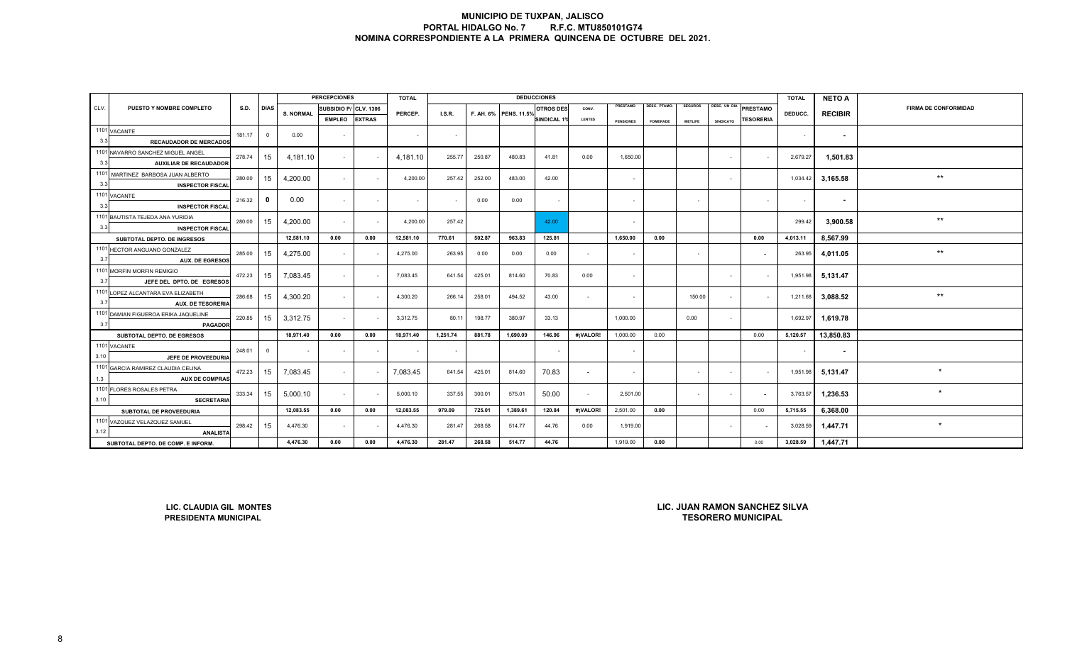# MUNICIPIO DE TUXPAN, JALISCO
## PORTAL HIDALGO No. 7 R.F.C. MTU850101G74
## NOMINA CORRESPONDIENTE A LA PRIMERA QUINCENA DE OCTUBRE DEL 2021.

| CLV. | PUESTO Y NOMBRE COMPLETO | S.D. | DIAS | PERCEPCIONES S. NORMAL | SUBSIDIO P/ EMPLEO | CLV. 1306 EXTRAS | TOTAL PERCEP. | DEDUCCIONES I.S.R. | F. AH. 6% | PENS. 11.5% | OTROS DES SINDICAL 1% | CONV. LENTES | PRESTAMO PENSIONES | DESC. PTAMO. FOMEPADE | SEGUROS METLIFE | DESC. UN DIA SINDICATO | PRESTAMO TESORERIA | TOTAL DEDUCC. | NETO A RECIBIR | FIRMA DE CONFORMIDAD |
|---|---|---|---|---|---|---|---|---|---|---|---|---|---|---|---|---|---|---|---|---|
| 1101 3.3 | VACANTE RECAUDADOR DE MERCADOS | 181.17 | 0 | 0.00 | - | | - | - | | | | | | | | | | - | - | |
| 1101 3.3 | NAVARRO SANCHEZ MIGUEL ANGEL AUXILIAR DE RECAUDADOR | 278.74 | 15 | 4,181.10 | - | - | 4,181.10 | 255.77 | 250.87 | 480.83 | 41.81 | 0.00 | 1,650.00 | | | - | - | 2,679.27 | 1,501.83 | |
| 1101 3.3 | MARTINEZ BARBOSA JUAN ALBERTO INSPECTOR FISCAL | 280.00 | 15 | 4,200.00 | - | - | 4,200.00 | 257.42 | 252.00 | 483.00 | 42.00 | | - | | | - | | 1,034.42 | 3,165.58 | ** |
| 1101 3.3 | VACANTE INSPECTOR FISCAL | 216.32 | 0 | 0.00 | - | - | - | - | 0.00 | 0.00 | - | | - | | - | | - | - | - | |
| 1101 3.3 | BAUTISTA TEJEDA ANA YURIDIA INSPECTOR FISCAL | 280.00 | 15 | 4,200.00 | - | - | 4,200.00 | 257.42 | | | 42.00 | | - | | | | | 299.42 | 3,900.58 | ** |
| | SUBTOTAL DEPTO. DE INGRESOS | | | 12,581.10 | 0.00 | 0.00 | 12,581.10 | 770.61 | 502.87 | 963.83 | 125.81 | | 1,650.00 | 0.00 | | | 0.00 | 4,013.11 | 8,567.99 | |
| 1101 3.7 | HECTOR ANGUANO GONZALEZ AUX. DE EGRESOS | 285.00 | 15 | 4,275.00 | - | - | 4,275.00 | 263.95 | 0.00 | 0.00 | 0.00 | - | - | | - | | - | 263.95 | 4,011.05 | ** |
| 1101 3.7 | MORFIN MORFIN REMIGIO JEFE DEL DPTO. DE EGRESOS | 472.23 | 15 | 7,083.45 | - | - | 7,083.45 | 641.54 | 425.01 | 814.60 | 70.83 | 0.00 | - | | | - | - | 1,951.98 | 5,131.47 | |
| 1101 3.7 | LOPEZ ALCANTARA EVA ELIZABETH AUX. DE TESORERIA | 286.68 | 15 | 4,300.20 | - | - | 4,300.20 | 266.14 | 258.01 | 494.52 | 43.00 | - | - | | 150.00 | - | - | 1,211.68 | 3,088.52 | ** |
| 1101 3.7 | DAMIAN FIGUEROA ERIKA JAQUELINE PAGADOR | 220.85 | 15 | 3,312.75 | - | - | 3,312.75 | 80.11 | 198.77 | 380.97 | 33.13 | | 1,000.00 | | 0.00 | - | | 1,692.97 | 1,619.78 | |
| | SUBTOTAL DEPTO. DE EGRESOS | | | 18,971.40 | 0.00 | 0.00 | 18,971.40 | 1,251.74 | 881.78 | 1,690.09 | 146.96 | #¡VALOR! | 1,000.00 | 0.00 | | | 0.00 | 5,120.57 | 13,850.83 | |
| 1101 3.10 | VACANTE JEFE DE PROVEEDURIA | 248.01 | 0 | - | - | - | - | - | | | - | | - | | | | | - | - | |
| 1101 1.3 | GARCIA RAMIREZ CLAUDIA CELINA AUX DE COMPRAS | 472.23 | 15 | 7,083.45 | - | - | 7,083.45 | 641.54 | 425.01 | 814.60 | 70.83 | - | - | | - | - | - | 1,951.98 | 5,131.47 | * |
| 1101 3.10 | FLORES ROSALES PETRA SECRETARIA | 333.34 | 15 | 5,000.10 | - | - | 5,000.10 | 337.55 | 300.01 | 575.01 | 50.00 | - | 2,501.00 | | - | - | - | 3,763.57 | 1,236.53 | * |
| | SUBTOTAL DE PROVEEDURIA | | | 12,083.55 | 0.00 | 0.00 | 12,083.55 | 979.09 | 725.01 | 1,389.61 | 120.84 | #¡VALOR! | 2,501.00 | 0.00 | | | 0.00 | 5,715.55 | 6,368.00 | |
| 1101 3.12 | VAZQUEZ VELAZQUEZ SAMUEL ANALISTA | 298.42 | 15 | 4,476.30 | - | - | 4,476.30 | 281.47 | 268.58 | 514.77 | 44.76 | 0.00 | 1,919.00 | | | - | - | 3,028.59 | 1,447.71 | * |
| | SUBTOTAL DEPTO. DE COMP. E INFORM. | | | 4,476.30 | 0.00 | 0.00 | 4,476.30 | 281.47 | 268.58 | 514.77 | 44.76 | | 1,919.00 | 0.00 | | | 0.00 | 3,028.59 | 1,447.71 | |

**LIC. CLAUDIA GIL MONTES**
**PRESIDENTA MUNICIPAL**

**LIC. JUAN RAMON SANCHEZ SILVA**
**TESORERO MUNICIPAL**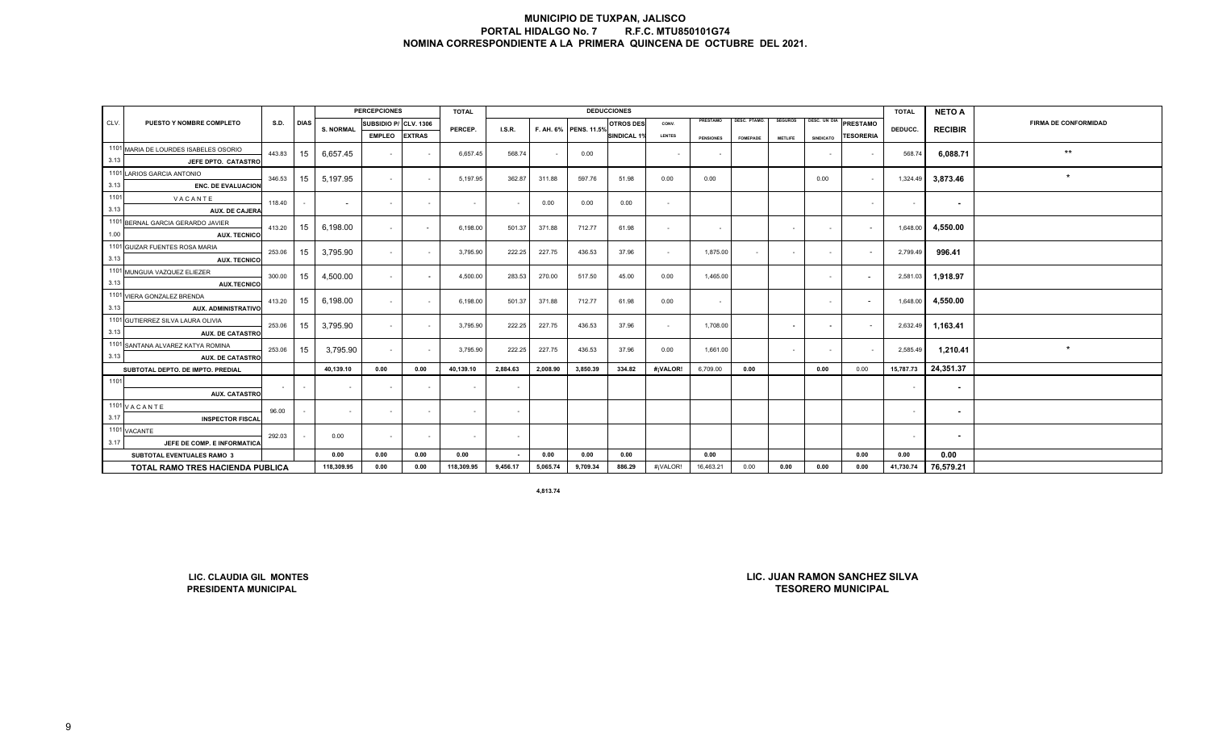# MUNICIPIO DE TUXPAN, JALISCO
## PORTAL HIDALGO No. 7 R.F.C. MTU850101G74
## NOMINA CORRESPONDIENTE A LA PRIMERA QUINCENA DE OCTUBRE DEL 2021.

| CLV. | PUESTO Y NOMBRE COMPLETO | S.D. | DIAS | PERCEPCIONES S. NORMAL | SUBSIDIO P/ EMPLEO | CLV. 1306 EXTRAS | TOTAL PERCEP. | I.S.R. | F. AH. 6% | PENS. 11.5% | OTROS DES SINDICAL 1% | CONV. LENTES | PRESTAMO PENSIONES | DESC. PTAMO. FOMEPADE | SEGUROS METLIFE | DESC. UN DIA SINDICATO | PRESTAMO TESORERIA | TOTAL DEDUCC. | NETO A RECIBIR | FIRMA DE CONFORMIDAD |
|---|---|---|---|---|---|---|---|---|---|---|---|---|---|---|---|---|---|---|---|---|
| 1101 3.13 | MARIA DE LOURDES ISABELES OSORIO JEFE DPTO. CATASTRO | 443.83 | 15 | 6,657.45 | - | - | 6,657.45 | 568.74 | - | 0.00 | | - | - | | | - | - | 568.74 | 6,088.71 | ** |
| 1101 3.13 | LARIOS GARCIA ANTONIO ENC. DE EVALUACION | 346.53 | 15 | 5,197.95 | - | - | 5,197.95 | 362.87 | 311.88 | 597.76 | 51.98 | 0.00 | 0.00 | | | 0.00 | - | 1,324.49 | 3,873.46 | * |
| 1101 3.13 | VACANTE AUX. DE CAJERA | 118.40 | - | - | - | - | - | - | 0.00 | 0.00 | 0.00 | - | | | | | - | - | - | |
| 1101 1.00 | BERNAL GARCIA GERARDO JAVIER AUX. TECNICO | 413.20 | 15 | 6,198.00 | - | - | 6,198.00 | 501.37 | 371.88 | 712.77 | 61.98 | - | - | | - | - | - | 1,648.00 | 4,550.00 | |
| 1101 3.13 | GUIZAR FUENTES ROSA MARIA AUX. TECNICO | 253.06 | 15 | 3,795.90 | - | - | 3,795.90 | 222.25 | 227.75 | 436.53 | 37.96 | - | 1,875.00 | - | - | - | - | 2,799.49 | 996.41 | |
| 1101 3.13 | MUNGUIA VAZQUEZ ELIEZER AUX.TECNICO | 300.00 | 15 | 4,500.00 | - | - | 4,500.00 | 283.53 | 270.00 | 517.50 | 45.00 | 0.00 | 1,465.00 | | | - | - | 2,581.03 | 1,918.97 | |
| 1101 3.13 | VIERA GONZALEZ BRENDA AUX. ADMINISTRATIVO | 413.20 | 15 | 6,198.00 | - | - | 6,198.00 | 501.37 | 371.88 | 712.77 | 61.98 | 0.00 | - | | | - | - | 1,648.00 | 4,550.00 | |
| 1101 3.13 | GUTIERREZ SILVA LAURA OLIVIA AUX. DE CATASTRO | 253.06 | 15 | 3,795.90 | - | - | 3,795.90 | 222.25 | 227.75 | 436.53 | 37.96 | - | 1,708.00 | | - | - | - | 2,632.49 | 1,163.41 | |
| 1101 3.13 | SANTANA ALVAREZ KATYA ROMINA AUX. DE CATASTRO | 253.06 | 15 | 3,795.90 | - | - | 3,795.90 | 222.25 | 227.75 | 436.53 | 37.96 | 0.00 | 1,661.00 | | - | - | - | 2,585.49 | 1,210.41 | * |
| | SUBTOTAL DEPTO. DE IMPTO. PREDIAL | | | 40,139.10 | 0.00 | 0.00 | 40,139.10 | 2,884.63 | 2,008.90 | 3,850.39 | 334.82 | #¡VALOR! | 6,709.00 | 0.00 | | 0.00 | 0.00 | 15,787.73 | 24,351.37 | |
| 1101 | AUX. CATASTRO | - | - | - | - | - | - | - | | | | | | | | | | - | - | |
| 1101 3.17 | VACANTE INSPECTOR FISCAL | 96.00 | - | - | - | - | - | - | | | | | | | | | | - | - | |
| 1101 3.17 | VACANTE JEFE DE COMP. E INFORMATICA | 292.03 | - | 0.00 | - | - | - | - | | | | | | | | | | - | - | |
| | SUBTOTAL EVENTUALES RAMO 3 | | | 0.00 | 0.00 | 0.00 | 0.00 | - | 0.00 | 0.00 | 0.00 | | 0.00 | | | | 0.00 | 0.00 | 0.00 | |
| | TOTAL RAMO TRES HACIENDA PUBLICA | | | 118,309.95 | 0.00 | 0.00 | 118,309.95 | 9,456.17 | 5,065.74 | 9,709.34 | 886.29 | #¡VALOR! | 16,463.21 | 0.00 | 0.00 | 0.00 | 0.00 | 41,730.74 | 76,579.21 | |

4,813.74

LIC. CLAUDIA GIL MONTES
PRESIDENTA MUNICIPAL

LIC. JUAN RAMON SANCHEZ SILVA
TESORERO MUNICIPAL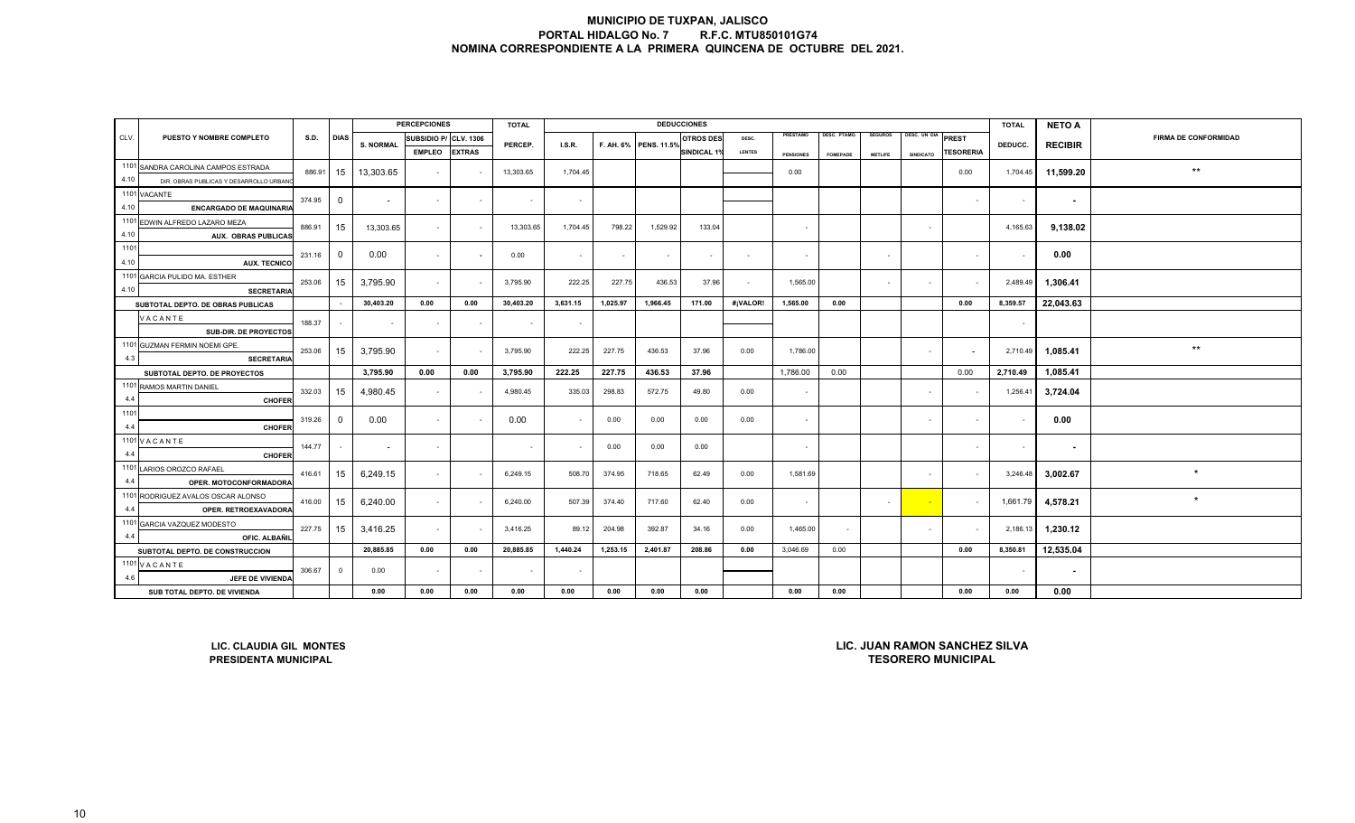# MUNICIPIO DE TUXPAN, JALISCO
## PORTAL HIDALGO No. 7 R.F.C. MTU850101G74
## NOMINA CORRESPONDIENTE A LA PRIMERA QUINCENA DE OCTUBRE DEL 2021.

| CLV. | PUESTO Y NOMBRE COMPLETO | S.D. | DIAS | PERCEPCIONES | | | TOTAL | DEDUCCIONES | | | | | | | | | | TOTAL | NETO A | FIRMA DE CONFORMIDAD |
|---|---|---|---|---|---|---|---|---|---|---|---|---|---|---|---|---|---|---|---|---|
| | | | | S. NORMAL | SUBSIDIO P/ EMPLEO | CLV. 1306 EXTRAS | PERCEP. | I.S.R. | F. AH. 6% | PENS. 11.5% | OTROS DES SINDICAL 1% | DESC. LENTES | PRESTAMO PENSIONES | DESC. PTAMO. FOMEPADE | SEGUROS METLIFE | DESC. UN DIA SINDICATO | PREST TESORERIA | DEDUCC. | RECIBIR | |
| 1101 4.10 | SANDRA CAROLINA CAMPOS ESTRADA DIR. OBRAS PUBLICAS Y DESARROLLO URBANO | 886.91 | 15 | 13,303.65 | - | - | 13,303.65 | 1,704.45 | | | | | 0.00 | | | | 0.00 | 1,704.45 | 11,599.20 | ** |
| 1101 4.10 | VACANTE ENCARGADO DE MAQUINARIA | 374.95 | 0 | - | - | - | - | - | | | | | | | | | - | - | - | |
| 1101 4.10 | EDWIN ALFREDO LAZARO MEZA AUX. OBRAS PUBLICAS | 886.91 | 15 | 13,303.65 | - | - | 13,303.65 | 1,704.45 | 798.22 | 1,529.92 | 133.04 | | - | | | - | | 4,165.63 | 9,138.02 | |
| 1101 4.10 | AUX. TECNICO | 231.16 | 0 | 0.00 | - | - | 0.00 | - | - | - | - | - | - | | - | | - | - | 0.00 | |
| 1101 4.10 | GARCIA PULIDO MA. ESTHER SECRETARIA | 253.06 | 15 | 3,795.90 | - | - | 3,795.90 | 222.25 | 227.75 | 436.53 | 37.96 | - | 1,565.00 | | - | - | - | 2,489.49 | 1,306.41 | |
| | SUBTOTAL DEPTO. DE OBRAS PUBLICAS | | - | 30,403.20 | 0.00 | 0.00 | 30,403.20 | 3,631.15 | 1,025.97 | 1,966.45 | 171.00 | #¡VALOR! | 1,565.00 | 0.00 | | | 0.00 | 8,359.57 | 22,043.63 | |
| | VACANTE SUB-DIR. DE PROYECTOS | 188.37 | - | - | - | - | - | - | | | | | | | | | | - | | |
| 1101 4.3 | GUZMAN FERMIN NOEMI GPE. SECRETARIA | 253.06 | 15 | 3,795.90 | - | - | 3,795.90 | 222.25 | 227.75 | 436.53 | 37.96 | 0.00 | 1,786.00 | | | - | - | 2,710.49 | 1,085.41 | ** |
| | SUBTOTAL DEPTO. DE PROYECTOS | | | 3,795.90 | 0.00 | 0.00 | 3,795.90 | 222.25 | 227.75 | 436.53 | 37.96 | | 1,786.00 | 0.00 | | | 0.00 | 2,710.49 | 1,085.41 | |
| 1101 4.4 | RAMOS MARTIN DANIEL CHOFER | 332.03 | 15 | 4,980.45 | - | - | 4,980.45 | 335.03 | 298.83 | 572.75 | 49.80 | 0.00 | - | | | - | - | 1,256.41 | 3,724.04 | |
| 1101 4.4 | CHOFER | 319.26 | 0 | 0.00 | - | - | 0.00 | - | 0.00 | 0.00 | 0.00 | 0.00 | - | | | - | - | - | 0.00 | |
| 1101 4.4 | VACANTE CHOFER | 144.77 | - | - | - | | - | - | 0.00 | 0.00 | 0.00 | | - | | | | - | - | - | |
| 1101 4.4 | LARIOS OROZCO RAFAEL OPER. MOTOCONFORMADORA | 416.61 | 15 | 6,249.15 | - | - | 6,249.15 | 508.70 | 374.95 | 718.65 | 62.49 | 0.00 | 1,581.69 | | | - | - | 3,246.48 | 3,002.67 | * |
| 1101 4.4 | RODRIGUEZ AVALOS OSCAR ALONSO OPER. RETROEXAVADORA | 416.00 | 15 | 6,240.00 | - | - | 6,240.00 | 507.39 | 374.40 | 717.60 | 62.40 | 0.00 | - | | - | - | - | 1,661.79 | 4,578.21 | * |
| 1101 4.4 | GARCIA VAZQUEZ MODESTO OFIC. ALBAÑIL | 227.75 | 15 | 3,416.25 | - | - | 3,416.25 | 89.12 | 204.98 | 392.87 | 34.16 | 0.00 | 1,465.00 | - | | - | - | 2,186.13 | 1,230.12 | |
| | SUBTOTAL DEPTO. DE CONSTRUCCION | | | 20,885.85 | 0.00 | 0.00 | 20,885.85 | 1,440.24 | 1,253.15 | 2,401.87 | 208.86 | 0.00 | 3,046.69 | 0.00 | | | 0.00 | 8,350.81 | 12,535.04 | |
| 1101 4.6 | VACANTE JEFE DE VIVIENDA | 306.67 | 0 | 0.00 | - | - | - | - | | | | | | | | | | - | - | |
| | SUB TOTAL DEPTO. DE VIVIENDA | | | 0.00 | 0.00 | 0.00 | 0.00 | 0.00 | 0.00 | 0.00 | 0.00 | | 0.00 | 0.00 | | | 0.00 | 0.00 | 0.00 | |

**LIC. CLAUDIA GIL MONTES**
**PRESIDENTA MUNICIPAL**

**LIC. JUAN RAMON SANCHEZ SILVA**
**TESORERO MUNICIPAL**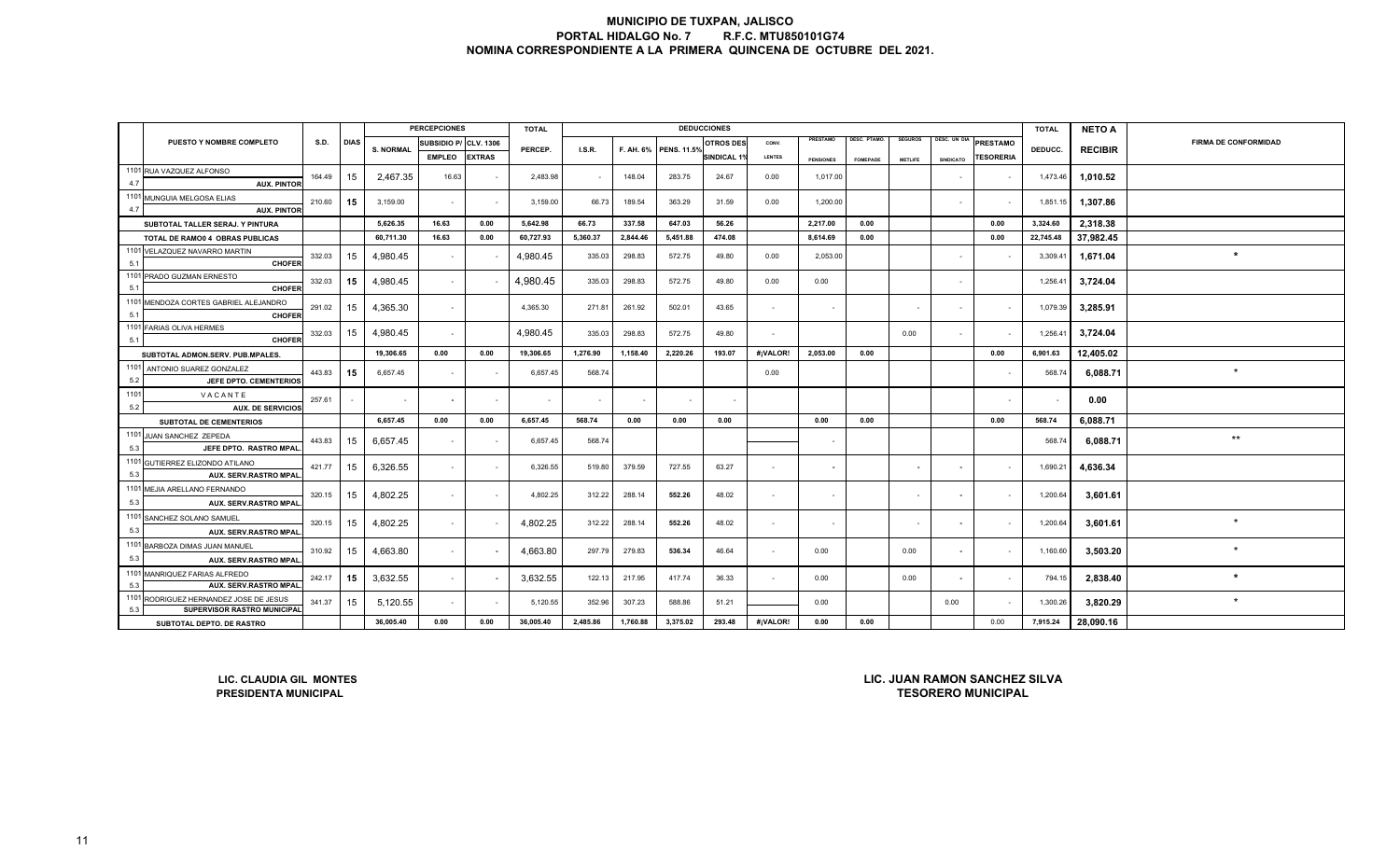# MUNICIPIO DE TUXPAN, JALISCO
## PORTAL HIDALGO No. 7 R.F.C. MTU850101G74
## NOMINA CORRESPONDIENTE A LA PRIMERA QUINCENA DE OCTUBRE DEL 2021.

| | PUESTO Y NOMBRE COMPLETO | S.D. | DIAS | PERCEPCIONES S. NORMAL | SUBSIDIO P/ EMPLEO | CLV. 1306 EXTRAS | TOTAL PERCEP. | DEDUCCIONES I.S.R. | F. AH. 6% | PENS. 11.5% | OTROS DES SINDICAL 1% | CONV. LENTES | PRESTAMO PENSIONES | DESC. PTAMO. FOMEPADE | SEGUROS METLIFE | DESC. UN DIA SINDICATO | PRESTAMO TESORERIA | TOTAL DEDUCC. | NETO A RECIBIR | FIRMA DE CONFORMIDAD |
|---|---|---|---|---|---|---|---|---|---|---|---|---|---|---|---|---|---|---|---|---|
| 1101 4.7 | RUA VAZQUEZ ALFONSO AUX. PINTOR | 164.49 | 15 | 2,467.35 | 16.63 | - | 2,483.98 | - | 148.04 | 283.75 | 24.67 | 0.00 | 1,017.00 | | | - | - | 1,473.46 | 1,010.52 | |
| 1101 4.7 | MUNGUIA MELGOSA ELIAS AUX. PINTOR | 210.60 | 15 | 3,159.00 | - | - | 3,159.00 | 66.73 | 189.54 | 363.29 | 31.59 | 0.00 | 1,200.00 | | | - | - | 1,851.15 | 1,307.86 | |
| | SUBTOTAL TALLER SERAJ. Y PINTURA | | | 5,626.35 | 16.63 | 0.00 | 5,642.98 | 66.73 | 337.58 | 647.03 | 56.26 | | 2,217.00 | 0.00 | | | 0.00 | 3,324.60 | 2,318.38 | |
| | TOTAL DE RAMO0 4 OBRAS PUBLICAS | | | 60,711.30 | 16.63 | 0.00 | 60,727.93 | 5,360.37 | 2,844.46 | 5,451.88 | 474.08 | | 8,614.69 | 0.00 | | | 0.00 | 22,745.48 | 37,982.45 | |
| 1101 5.1 | VELAZQUEZ NAVARRO MARTIN CHOFER | 332.03 | 15 | 4,980.45 | - | - | 4,980.45 | 335.03 | 298.83 | 572.75 | 49.80 | 0.00 | 2,053.00 | | | - | - | 3,309.41 | 1,671.04 | * |
| 1101 5.1 | PRADO GUZMAN ERNESTO CHOFER | 332.03 | 15 | 4,980.45 | - | - | 4,980.45 | 335.03 | 298.83 | 572.75 | 49.80 | 0.00 | 0.00 | | | - | | 1,256.41 | 3,724.04 | |
| 1101 5.1 | MENDOZA CORTES GABRIEL ALEJANDRO CHOFER | 291.02 | 15 | 4,365.30 | - | | 4,365.30 | 271.81 | 261.92 | 502.01 | 43.65 | - | - | | - | - | - | 1,079.39 | 3,285.91 | |
| 1101 5.1 | FARIAS OLIVA HERMES CHOFER | 332.03 | 15 | 4,980.45 | - | | 4,980.45 | 335.03 | 298.83 | 572.75 | 49.80 | - | | | 0.00 | - | - | 1,256.41 | 3,724.04 | |
| | SUBTOTAL ADMON.SERV. PUB.MPALES. | | | 19,306.65 | 0.00 | 0.00 | 19,306.65 | 1,276.90 | 1,158.40 | 2,220.26 | 193.07 | #¡VALOR! | 2,053.00 | 0.00 | | | 0.00 | 6,901.63 | 12,405.02 | |
| 1101 5.2 | ANTONIO SUAREZ GONZALEZ JEFE DPTO. CEMENTERIOS | 443.83 | 15 | 6,657.45 | - | - | 6,657.45 | 568.74 | | | | 0.00 | | | | | - | 568.74 | 6,088.71 | * |
| 1101 5.2 | VACANTE AUX. DE SERVICIOS | 257.61 | - | - | - | - | - | - | - | - | - | | | | | | - | - | 0.00 | |
| | SUBTOTAL DE CEMENTERIOS | | | 6,657.45 | 0.00 | 0.00 | 6,657.45 | 568.74 | 0.00 | 0.00 | 0.00 | | 0.00 | 0.00 | | | 0.00 | 568.74 | 6,088.71 | |
| 1101 5.3 | JUAN SANCHEZ ZEPEDA JEFE DPTO. RASTRO MPAL. | 443.83 | 15 | 6,657.45 | - | - | 6,657.45 | 568.74 | | | | | - | | | | | 568.74 | 6,088.71 | ** |
| 1101 5.3 | GUTIERREZ ELIZONDO ATILANO AUX. SERV.RASTRO MPAL. | 421.77 | 15 | 6,326.55 | - | - | 6,326.55 | 519.80 | 379.59 | 727.55 | 63.27 | - | - | | - | - | - | 1,690.21 | 4,636.34 | |
| 1101 5.3 | MEJIA ARELLANO FERNANDO AUX. SERV.RASTRO MPAL. | 320.15 | 15 | 4,802.25 | - | - | 4,802.25 | 312.22 | 288.14 | 552.26 | 48.02 | - | - | | - | - | - | 1,200.64 | 3,601.61 | |
| 1101 5.3 | SANCHEZ SOLANO SAMUEL AUX. SERV.RASTRO MPAL. | 320.15 | 15 | 4,802.25 | - | - | 4,802.25 | 312.22 | 288.14 | 552.26 | 48.02 | - | - | | - | - | - | 1,200.64 | 3,601.61 | * |
| 1101 5.3 | BARBOZA DIMAS JUAN MANUEL AUX. SERV.RASTRO MPAL. | 310.92 | 15 | 4,663.80 | - | - | 4,663.80 | 297.79 | 279.83 | 536.34 | 46.64 | - | 0.00 | | 0.00 | - | - | 1,160.60 | 3,503.20 | * |
| 1101 5.3 | MANRIQUEZ FARIAS ALFREDO AUX. SERV.RASTRO MPAL. | 242.17 | 15 | 3,632.55 | - | - | 3,632.55 | 122.13 | 217.95 | 417.74 | 36.33 | - | 0.00 | | 0.00 | - | - | 794.15 | 2,838.40 | * |
| 1101 5.3 | RODRIGUEZ HERNANDEZ JOSE DE JESUS SUPERVISOR RASTRO MUNICIPAL | 341.37 | 15 | 5,120.55 | - | - | 5,120.55 | 352.96 | 307.23 | 588.86 | 51.21 | | 0.00 | | | 0.00 | - | 1,300.26 | 3,820.29 | * |
| | SUBTOTAL DEPTO. DE RASTRO | | | 36,005.40 | 0.00 | 0.00 | 36,005.40 | 2,485.86 | 1,760.88 | 3,375.02 | 293.48 | #¡VALOR! | 0.00 | 0.00 | | | 0.00 | 7,915.24 | 28,090.16 | |

LIC. CLAUDIA GIL MONTES
PRESIDENTA MUNICIPAL

LIC. JUAN RAMON SANCHEZ SILVA
TESORERO MUNICIPAL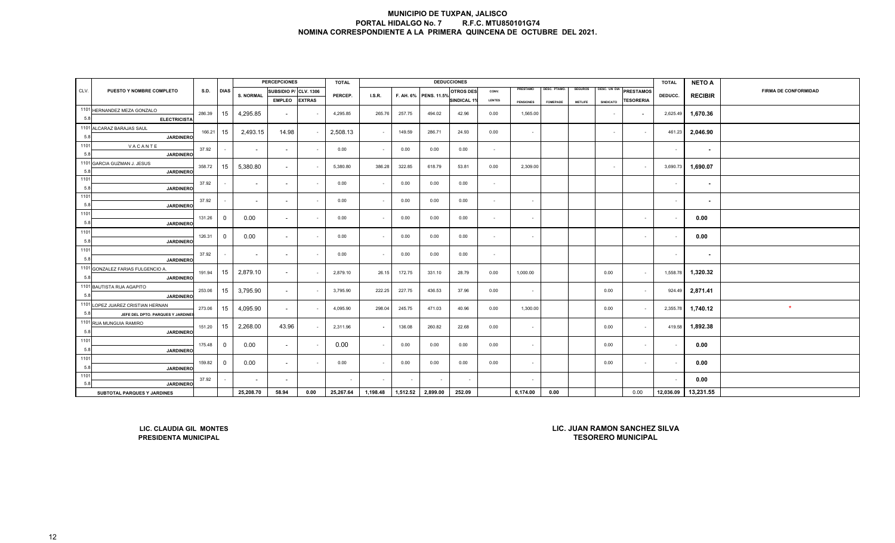# MUNICIPIO DE TUXPAN, JALISCO
## PORTAL HIDALGO No. 7 R.F.C. MTU850101G74
## NOMINA CORRESPONDIENTE A LA PRIMERA QUINCENA DE OCTUBRE DEL 2021.

| CLV. | PUESTO Y NOMBRE COMPLETO | S.D. | DIAS | PERCEPCIONES S. NORMAL | SUBSIDIO P/ EMPLEO | CLV. 1306 EXTRAS | TOTAL PERCEP. | DEDUCCIONES I.S.R. | F. AH. 6% | PENS. 11.5% | OTROS DES SINDICAL 1% | CONV. LENTES | PRESTAMO PENSIONES | DESC. PTAMO. FOMEPADE | SEGUROS METLIFE | DESC. UN DIA SINDICATO | PRESTAMOS TESORERIA | TOTAL DEDUCC. | NETO A RECIBIR | FIRMA DE CONFORMIDAD |
|---|---|---|---|---|---|---|---|---|---|---|---|---|---|---|---|---|---|---|---|---|
| 1101 5.8 | HERNANDEZ MEZA GONZALO ELECTRICISTA | 286.39 | 15 | 4,295.85 | - | - | 4,295.85 | 265.76 | 257.75 | 494.02 | 42.96 | 0.00 | 1,565.00 | | | - | - | 2,625.49 | 1,670.36 | |
| 1101 5.8 | ALCARAZ BARAJAS SAUL JARDINERO | 166.21 | 15 | 2,493.15 | 14.98 | - | 2,508.13 | - | 149.59 | 286.71 | 24.93 | 0.00 | - | | | - | - | 461.23 | 2,046.90 | |
| 1101 5.8 | VACANTE JARDINERO | 37.92 | - | - | - | - | 0.00 | - | 0.00 | 0.00 | 0.00 | - | | | | | | - | - | |
| 1101 5.8 | GARCIA GUZMAN J. JESUS JARDINERO | 358.72 | 15 | 5,380.80 | - | - | 5,380.80 | 386.28 | 322.85 | 618.79 | 53.81 | 0.00 | 2,309.00 | | | - | - | 3,690.73 | 1,690.07 | |
| 1101 5.8 | JARDINERO | 37.92 | - | - | - | - | 0.00 | - | 0.00 | 0.00 | 0.00 | - | | | | | | - | - | |
| 1101 5.8 | JARDINERO | 37.92 | - | - | - | - | 0.00 | - | 0.00 | 0.00 | 0.00 | - | - | | | | | - | - | |
| 1101 5.8 | JARDINERO | 131.26 | 0 | 0.00 | - | - | 0.00 | - | 0.00 | 0.00 | 0.00 | - | - | | | | - | - | 0.00 | |
| 1101 5.8 | JARDINERO | 126.31 | 0 | 0.00 | - | - | 0.00 | - | 0.00 | 0.00 | 0.00 | - | - | | | | - | - | 0.00 | |
| 1101 5.8 | JARDINERO | 37.92 | - | - | - | - | 0.00 | - | 0.00 | 0.00 | 0.00 | - | | | | | | - | - | |
| 1101 5.8 | GONZALEZ FARIAS FULGENCIO A. JARDINERO | 191.94 | 15 | 2,879.10 | - | - | 2,879.10 | 26.15 | 172.75 | 331.10 | 28.79 | 0.00 | 1,000.00 | | | 0.00 | - | 1,558.78 | 1,320.32 | |
| 1101 5.8 | BAUTISTA RUA AGAPITO JARDINERO | 253.06 | 15 | 3,795.90 | - | - | 3,795.90 | 222.25 | 227.75 | 436.53 | 37.96 | 0.00 | - | | | 0.00 | - | 924.49 | 2,871.41 | |
| 1101 5.8 | LOPEZ JUAREZ CRISTIAN HERNAN JEFE DEL DPTO. PARQUES Y JARDINES | 273.06 | 15 | 4,095.90 | - | - | 4,095.90 | 298.04 | 245.75 | 471.03 | 40.96 | 0.00 | 1,300.00 | | | 0.00 | - | 2,355.78 | 1,740.12 | * |
| 1101 5.8 | RUA MUNGUIA RAMIRO JARDINERO | 151.20 | 15 | 2,268.00 | 43.96 | - | 2,311.96 | - | 136.08 | 260.82 | 22.68 | 0.00 | - | | | 0.00 | - | 419.58 | 1,892.38 | |
| 1101 5.8 | JARDINERO | 175.48 | 0 | 0.00 | - | - | 0.00 | - | 0.00 | 0.00 | 0.00 | 0.00 | - | | | 0.00 | - | - | 0.00 | |
| 1101 5.8 | JARDINERO | 159.82 | 0 | 0.00 | - | - | 0.00 | - | 0.00 | 0.00 | 0.00 | 0.00 | - | | | 0.00 | - | - | 0.00 | |
| 1101 5.8 | JARDINERO | 37.92 | - | - | - | | - | - | - | - | - | | - | | | | | - | 0.00 | |
| | SUBTOTAL PARQUES Y JARDINES | | | 25,208.70 | 58.94 | 0.00 | 25,267.64 | 1,198.48 | 1,512.52 | 2,899.00 | 252.09 | | 6,174.00 | 0.00 | | | 0.00 | 12,036.09 | 13,231.55 | |

**LIC. CLAUDIA GIL MONTES**
**PRESIDENTA MUNICIPAL**

**LIC. JUAN RAMON SANCHEZ SILVA**
**TESORERO MUNICIPAL**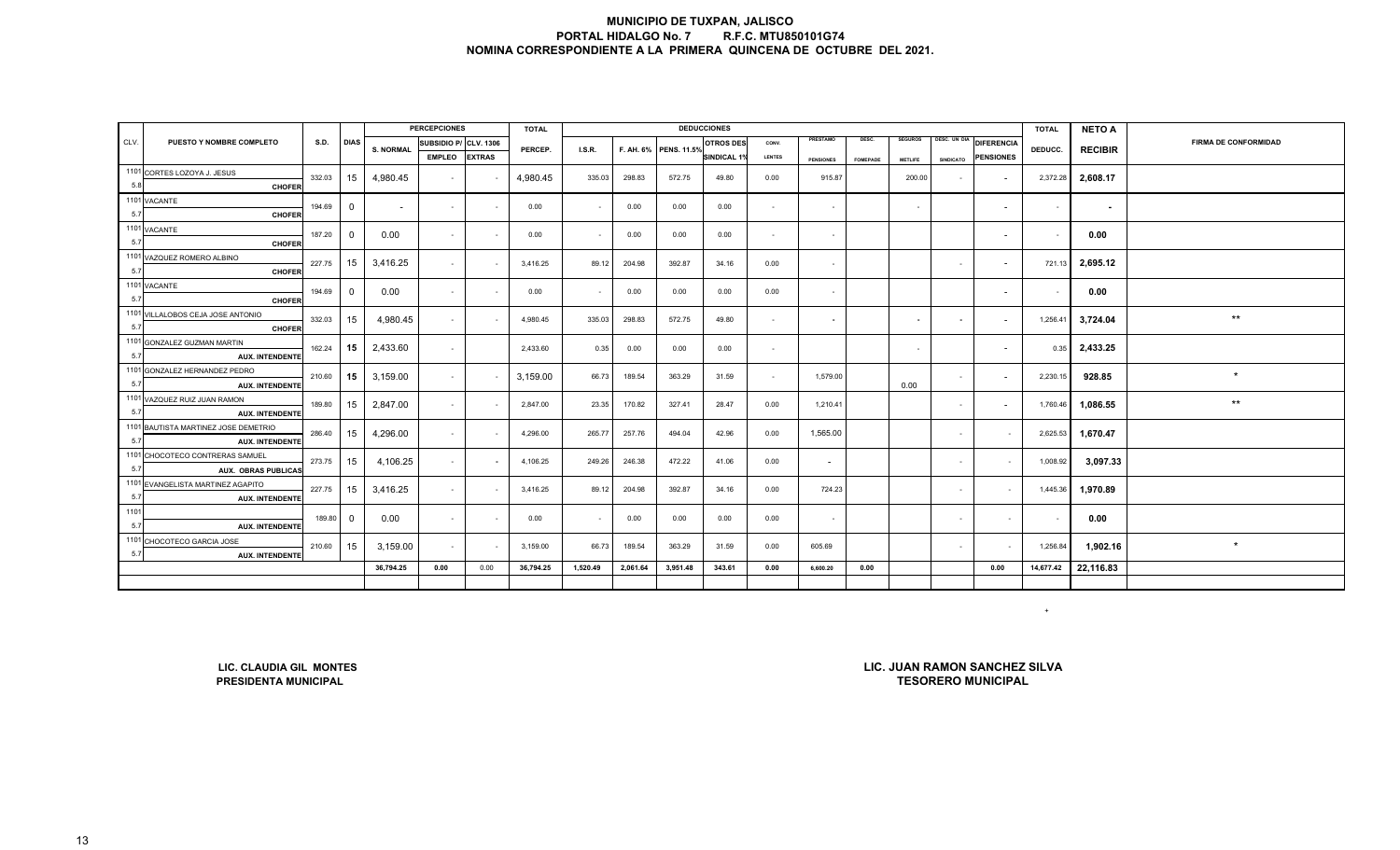# MUNICIPIO DE TUXPAN, JALISCO
## PORTAL HIDALGO No. 7 R.F.C. MTU850101G74
## NOMINA CORRESPONDIENTE A LA PRIMERA QUINCENA DE OCTUBRE DEL 2021.

| CLV. | PUESTO Y NOMBRE COMPLETO | S.D. | DIAS | PERCEPCIONES S. NORMAL | SUBSIDIO P/ EMPLEO | CLV. 1306 EXTRAS | TOTAL PERCEP. | DEDUCCIONES I.S.R. | F. AH. 6% | PENS. 11.5% | OTROS DES SINDICAL 1% | CONV. LENTES | PRESTAMO PENSIONES | DESC. FOMEPADE | SEGUROS METLIFE | DESC. UN DIA SINDICATO | DIFERENCIA PENSIONES | TOTAL DEDUCC. | NETO A RECIBIR | FIRMA DE CONFORMIDAD |
|---|---|---|---|---|---|---|---|---|---|---|---|---|---|---|---|---|---|---|---|---|
| 1101 5.8 | CORTES LOZOYA J. JESUS CHOFER | 332.03 | 15 | 4,980.45 | - | - | 4,980.45 | 335.03 | 298.83 | 572.75 | 49.80 | 0.00 | 915.87 | | 200.00 | - | - | 2,372.28 | 2,608.17 | |
| 1101 5.7 | VACANTE CHOFER | 194.69 | 0 | - | - | - | 0.00 | - | 0.00 | 0.00 | 0.00 | - | - | | - | | - | - | - | |
| 1101 5.7 | VACANTE CHOFER | 187.20 | 0 | 0.00 | - | - | 0.00 | - | 0.00 | 0.00 | 0.00 | - | - | | | | - | - | 0.00 | |
| 1101 5.7 | VAZQUEZ ROMERO ALBINO CHOFER | 227.75 | 15 | 3,416.25 | - | - | 3,416.25 | 89.12 | 204.98 | 392.87 | 34.16 | 0.00 | - | | | - | - | 721.13 | 2,695.12 | |
| 1101 5.7 | VACANTE CHOFER | 194.69 | 0 | 0.00 | - | - | 0.00 | - | 0.00 | 0.00 | 0.00 | 0.00 | - | | | | - | - | 0.00 | |
| 1101 5.7 | VILLALOBOS CEJA JOSE ANTONIO CHOFER | 332.03 | 15 | 4,980.45 | - | - | 4,980.45 | 335.03 | 298.83 | 572.75 | 49.80 | - | - | | - | - | - | 1,256.41 | 3,724.04 | ** |
| 1101 5.7 | GONZALEZ GUZMAN MARTIN AUX. INTENDENTE | 162.24 | 15 | 2,433.60 | - | | 2,433.60 | 0.35 | 0.00 | 0.00 | 0.00 | - | | | - | | - | 0.35 | 2,433.25 | |
| 1101 5.7 | GONZALEZ HERNANDEZ PEDRO AUX. INTENDENTE | 210.60 | 15 | 3,159.00 | - | - | 3,159.00 | 66.73 | 189.54 | 363.29 | 31.59 | - | 1,579.00 | | 0.00 | - | - | 2,230.15 | 928.85 | * |
| 1101 5.7 | VAZQUEZ RUIZ JUAN RAMON AUX. INTENDENTE | 189.80 | 15 | 2,847.00 | - | - | 2,847.00 | 23.35 | 170.82 | 327.41 | 28.47 | 0.00 | 1,210.41 | | | - | - | 1,760.46 | 1,086.55 | ** |
| 1101 5.7 | BAUTISTA MARTINEZ JOSE DEMETRIO AUX. INTENDENTE | 286.40 | 15 | 4,296.00 | - | - | 4,296.00 | 265.77 | 257.76 | 494.04 | 42.96 | 0.00 | 1,565.00 | | | - | - | 2,625.53 | 1,670.47 | |
| 1101 5.7 | CHOCOTECO CONTRERAS SAMUEL AUX. OBRAS PUBLICAS | 273.75 | 15 | 4,106.25 | - | - | 4,106.25 | 249.26 | 246.38 | 472.22 | 41.06 | 0.00 | - | | | - | - | 1,008.92 | 3,097.33 | |
| 1101 5.7 | EVANGELISTA MARTINEZ AGAPITO AUX. INTENDENTE | 227.75 | 15 | 3,416.25 | - | - | 3,416.25 | 89.12 | 204.98 | 392.87 | 34.16 | 0.00 | 724.23 | | | - | - | 1,445.36 | 1,970.89 | |
| 1101 5.7 | AUX. INTENDENTE | 189.80 | 0 | 0.00 | - | - | 0.00 | - | 0.00 | 0.00 | 0.00 | 0.00 | - | | | - | - | - | 0.00 | |
| 1101 5.7 | CHOCOTECO GARCIA JOSE AUX. INTENDENTE | 210.60 | 15 | 3,159.00 | - | - | 3,159.00 | 66.73 | 189.54 | 363.29 | 31.59 | 0.00 | 605.69 | | | - | - | 1,256.84 | 1,902.16 | * |
| | | | | 36,794.25 | 0.00 | 0.00 | 36,794.25 | 1,520.49 | 2,061.64 | 3,951.48 | 343.61 | 0.00 | 6,600.20 | 0.00 | | | 0.00 | 14,677.42 | 22,116.83 | |

LIC. CLAUDIA GIL MONTES
PRESIDENTA MUNICIPAL

LIC. JUAN RAMON SANCHEZ SILVA
TESORERO MUNICIPAL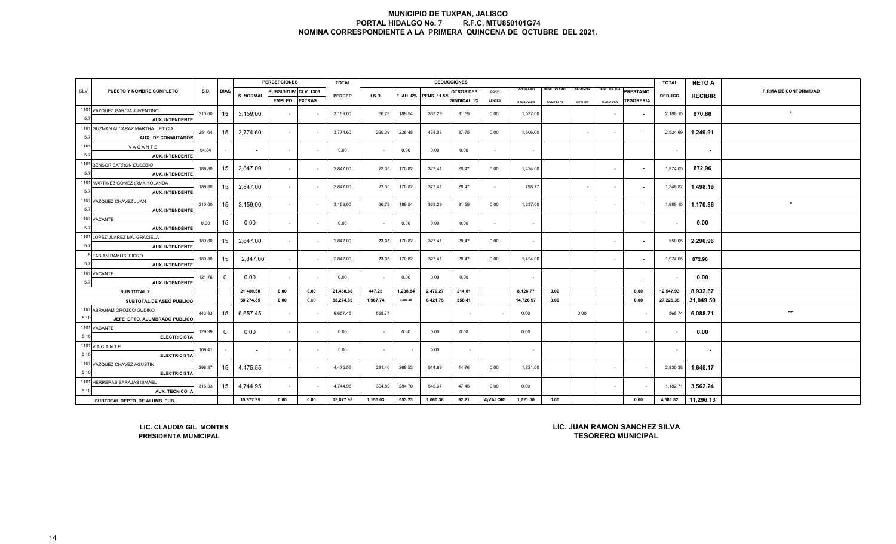# MUNICIPIO DE TUXPAN, JALISCO
## PORTAL HIDALGO No. 7 R.F.C. MTU850101G74
## NOMINA CORRESPONDIENTE A LA PRIMERA QUINCENA DE OCTUBRE DEL 2021.

| CLV. | PUESTO Y NOMBRE COMPLETO | S.D. | DIAS | PERCEPCIONES S. NORMAL | SUBSIDIO P/ EMPLEO | CLV. 1306 EXTRAS | TOTAL PERCEP. | DEDUCCIONES I.S.R. | F. AH. 6% | PENS. 11.5% | OTROS DES SINDICAL 1% | CONV. LENTES | PRESTAMO PENSIONES | DESC. PTAMO. FOMEPADE | SEGUROS METLIFE | DESC. UN DIA SINDICATO | PRESTAMO TESORERIA | TOTAL DEDUCC. | NETO A RECIBIR | FIRMA DE CONFORMIDAD |
|---|---|---|---|---|---|---|---|---|---|---|---|---|---|---|---|---|---|---|---|---|
| 1101 5.7 | VAZQUEZ GARCIA JUVENTINO AUX. INTENDENTE | 210.60 | 15 | 3,159.00 | - | - | 3,159.00 | 66.73 | 189.54 | 363.29 | 31.59 | 0.00 | 1,537.00 | | | - | - | 2,188.15 | 970.86 | * |
| 1101 5.7 | GUZMAN ALCARAZ MARTHA LETICIA AUX. DE CONMUTADOR | 251.64 | 15 | 3,774.60 | - | - | 3,774.60 | 220.39 | 226.48 | 434.08 | 37.75 | 0.00 | 1,606.00 | | - | - | - | 2,524.69 | 1,249.91 | |
| 1101 5.7 | VACANTE AUX. INTENDENTE | 94.84 | - | - | - | - | 0.00 | - | 0.00 | 0.00 | 0.00 | - | - | | | | | - | - | |
| 1101 5.7 | BENSOR BARRON EUSEBIO AUX. INTENDENTE | 189.80 | 15 | 2,847.00 | - | - | 2,847.00 | 23.35 | 170.82 | 327.41 | 28.47 | 0.00 | 1,424.00 | | | - | - | 1,974.05 | 872.96 | |
| 1101 5.7 | MARTINEZ GOMEZ IRMA YOLANDA AUX. INTENDENTE | 189.80 | 15 | 2,847.00 | - | - | 2,847.00 | 23.35 | 170.82 | 327.41 | 28.47 | - | 798.77 | | - | - | - | 1,348.82 | 1,498.19 | |
| 1101 5.7 | VAZQUEZ CHAVEZ JUAN AUX. INTENDENTE | 210.60 | 15 | 3,159.00 | - | - | 3,159.00 | 66.73 | 189.54 | 363.29 | 31.59 | 0.00 | 1,337.00 | | | - | - | 1,988.15 | 1,170.86 | * |
| 1101 5.7 | VACANTE AUX. INTENDENTE | 0.00 | 15 | 0.00 | - | - | 0.00 | - | 0.00 | 0.00 | 0.00 | - | - | | | | - | - | 0.00 | |
| 1101 5.7 | LOPEZ JUAREZ MA. GRACIELA AUX. INTENDENTE | 189.80 | 15 | 2,847.00 | - | - | 2,847.00 | 23.35 | 170.82 | 327.41 | 28.47 | 0.00 | - | | | - | - | 550.05 | 2,296.96 | |
| 8 5.7 | FABIAN RAMOS ISIDRO AUX. INTENDENTE | 189.80 | 15 | 2,847.00 | - | - | 2,847.00 | 23.35 | 170.82 | 327.41 | 28.47 | 0.00 | 1,424.00 | | | - | - | 1,974.05 | 872.96 | |
| 1101 5.7 | VACANTE AUX. INTENDENTE | 121.76 | 0 | 0.00 | - | - | 0.00 | - | 0.00 | 0.00 | 0.00 | | - | | | | - | - | 0.00 | |
| | SUB TOTAL 2 | | | 21,480.60 | 0.00 | 0.00 | 21,480.60 | 447.25 | 1,288.84 | 2,470.27 | 214.81 | | 8,126.77 | 0.00 | | | 0.00 | 12,547.93 | 8,932.67 | |
| | SUBTOTAL DE ASEO PUBLICO | | | 58,274.85 | 0.00 | 0.00 | 58,274.85 | 1,967.74 | 3,359.48 | 6,421.75 | 558.41 | | 14,726.97 | 0.00 | | | 0.00 | 27,225.35 | 31,049.50 | |
| 1101 5.10 | ABRAHAM OROZCO GUDIÑO JEFE DPTO. ALUMBRADO PUBLICO | 443.83 | 15 | 6,657.45 | - | - | 6,657.45 | 568.74 | | | - | - | 0.00 | | 0.00 | | - | 568.74 | 6,088.71 | ** |
| 1101 5.10 | VACANTE ELECTRICISTA | 129.39 | 0 | 0.00 | - | - | 0.00 | - | 0.00 | 0.00 | 0.00 | | 0.00 | | | | - | - | 0.00 | |
| 1101 5.10 | VACANTE ELECTRICISTA | 109.41 | - | - | - | - | 0.00 | - | - | 0.00 | - | | - | | | | | - | - | |
| 1101 5.10 | VAZQUEZ CHAVEZ AGUSTIN ELECTRICISTA | 298.37 | 15 | 4,475.55 | - | - | 4,475.55 | 281.40 | 268.53 | 514.69 | 44.76 | 0.00 | 1,721.00 | | | - | - | 2,830.38 | 1,645.17 | |
| 1101 5.10 | HERRERAS BARAJAS ISMAEL AUX. TECNICO A | 316.33 | 15 | 4,744.95 | - | - | 4,744.95 | 304.89 | 284.70 | 545.67 | 47.45 | 0.00 | 0.00 | | | - | - | 1,182.71 | 3,562.24 | |
| | SUBTOTAL DEPTO. DE ALUMB. PUB. | | | 15,877.95 | 0.00 | 0.00 | 15,877.95 | 1,155.03 | 553.23 | 1,060.36 | 92.21 | #¡VALOR! | 1,721.00 | 0.00 | | | 0.00 | 4,581.82 | 11,296.13 | |

LIC. CLAUDIA GIL MONTES
PRESIDENTA MUNICIPAL

LIC. JUAN RAMON SANCHEZ SILVA
TESORERO MUNICIPAL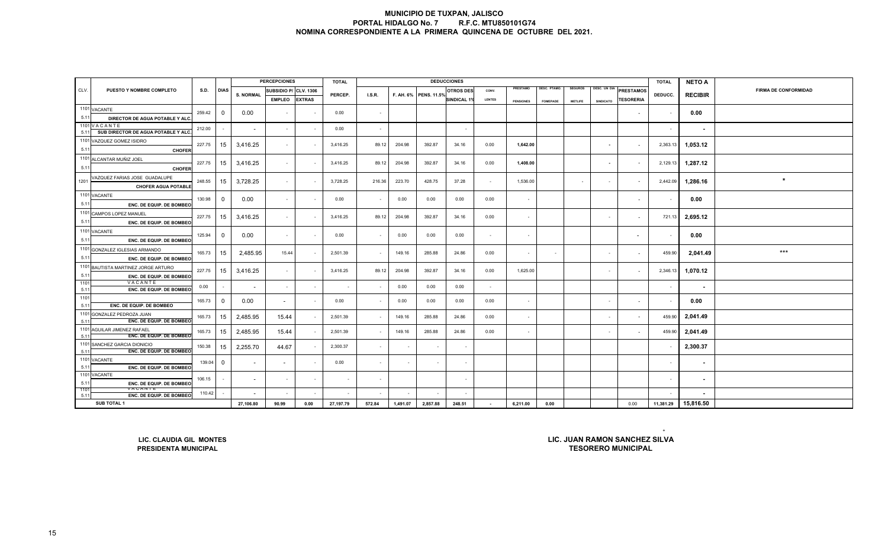# MUNICIPIO DE TUXPAN, JALISCO
## PORTAL HIDALGO No. 7 R.F.C. MTU850101G74
## NOMINA CORRESPONDIENTE A LA PRIMERA QUINCENA DE OCTUBRE DEL 2021.

| CLV. | PUESTO Y NOMBRE COMPLETO | S.D. | DIAS | PERCEPCIONES S. NORMAL | SUBSIDIO P/ EMPLEO | CLV. 1306 EXTRAS | TOTAL PERCEP. | DEDUCCIONES I.S.R. | F. AH. 6% | PENS. 11.5% | OTROS DES SINDICAL 1% | CONV. LENTES | PRESTAMO PENSIONES | DESC. PTAMO. FOMEPADE | SEGUROS METLIFE | DESC. UN DIA SINDICATO | PRESTAMOS TESORERIA | TOTAL DEDUCC. | NETO A RECIBIR | FIRMA DE CONFORMIDAD |
|---|---|---|---|---|---|---|---|---|---|---|---|---|---|---|---|---|---|---|---|---|
| 1101 5.11 | VACANTE DIRECTOR DE AGUA POTABLE Y ALC. | 259.42 | 0 | 0.00 | - | - | 0.00 | - | | | | | | | | | - | - | 0.00 | |
| 1101 5.11 | V A C A N T E SUB DIRECTOR DE AGUA POTABLE Y ALC. | 212.00 | - | - | - | - | 0.00 | - | | | - | | | | | | | - | - | |
| 1101 5.11 | VAZQUEZ GOMEZ ISIDRO CHOFER | 227.75 | 15 | 3,416.25 | - | - | 3,416.25 | 89.12 | 204.98 | 392.87 | 34.16 | 0.00 | 1,642.00 | | | - | - | 2,363.13 | 1,053.12 | |
| 1101 5.11 | ALCANTAR MUÑIZ JOEL CHOFER | 227.75 | 15 | 3,416.25 | - | - | 3,416.25 | 89.12 | 204.98 | 392.87 | 34.16 | 0.00 | 1,408.00 | | | - | - | 2,129.13 | 1,287.12 | |
| 1201 | VAZQUEZ FARIAS JOSE GUADALUPE CHOFER AGUA POTABLE | 248.55 | 15 | 3,728.25 | - | - | 3,728.25 | 216.36 | 223.70 | 428.75 | 37.28 | - | 1,536.00 | | - | - | - | 2,442.09 | 1,286.16 | * |
| 1101 5.11 | VACANTE ENC. DE EQUIP. DE BOMBEO | 130.98 | 0 | 0.00 | - | - | 0.00 | - | 0.00 | 0.00 | 0.00 | 0.00 | - | | | | - | - | 0.00 | |
| 1101 5.11 | CAMPOS LOPEZ MANUEL ENC. DE EQUIP. DE BOMBEO | 227.75 | 15 | 3,416.25 | - | - | 3,416.25 | 89.12 | 204.98 | 392.87 | 34.16 | 0.00 | - | | | - | - | 721.13 | 2,695.12 | |
| 1101 5.11 | VACANTE ENC. DE EQUIP. DE BOMBEO | 125.94 | 0 | 0.00 | - | - | 0.00 | - | 0.00 | 0.00 | 0.00 | - | - | | | | - | - | 0.00 | |
| 1101 5.11 | GONZALEZ IGLESIAS ARMANDO ENC. DE EQUIP. DE BOMBEO | 165.73 | 15 | 2,485.95 | 15.44 | - | 2,501.39 | - | 149.16 | 285.88 | 24.86 | 0.00 | - | - | | - | - | 459.90 | 2,041.49 | *** |
| 1101 5.11 | BAUTISTA MARTINEZ JORGE ARTURO ENC. DE EQUIP. DE BOMBEO | 227.75 | 15 | 3,416.25 | - | - | 3,416.25 | 89.12 | 204.98 | 392.87 | 34.16 | 0.00 | 1,625.00 | | | - | - | 2,346.13 | 1,070.12 | |
| 1101 5.11 | V A C A N T E ENC. DE EQUIP. DE BOMBEO | 0.00 | - | - | - | - | - | - | 0.00 | 0.00 | 0.00 | - | | | | | | - | - | |
| 1101 5.11 | ENC. DE EQUIP. DE BOMBEO | 165.73 | 0 | 0.00 | - | - | 0.00 | - | 0.00 | 0.00 | 0.00 | 0.00 | - | | | - | - | - | 0.00 | |
| 1101 5.11 | GONZALEZ PEDROZA JUAN ENC. DE EQUIP. DE BOMBEO | 165.73 | 15 | 2,485.95 | 15.44 | - | 2,501.39 | - | 149.16 | 285.88 | 24.86 | 0.00 | - | | | - | - | 459.90 | 2,041.49 | |
| 1101 5.11 | AGUILAR JIMENEZ RAFAEL ENC. DE EQUIP. DE BOMBEO | 165.73 | 15 | 2,485.95 | 15.44 | - | 2,501.39 | - | 149.16 | 285.88 | 24.86 | 0.00 | - | | | - | - | 459.90 | 2,041.49 | |
| 1101 5.11 | SANCHEZ GARCIA DIONICIO ENC. DE EQUIP. DE BOMBEO | 150.38 | 15 | 2,255.70 | 44.67 | - | 2,300.37 | - | - | - | - | | | | | | | - | 2,300.37 | |
| 1101 5.11 | VACANTE ENC. DE EQUIP. DE BOMBEO | 139.04 | 0 | - | - | - | 0.00 | - | - | - | - | | | | | | | - | - | |
| 1101 5.11 | VACANTE ENC. DE EQUIP. DE BOMBEO | 106.15 | - | - | - | - | - | - | | | - | | | | | | | - | - | |
| 1101 5.11 | V A C A N T E ENC. DE EQUIP. DE BOMBEO | 110.42 | - | - | - | - | - | - | - | - | - | | | | | | | - | - | |
| | SUB TOTAL 1 | | | 27,106.80 | 90.99 | 0.00 | 27,197.79 | 572.84 | 1,491.07 | 2,857.88 | 248.51 | - | 6,211.00 | 0.00 | | | 0.00 | 11,381.29 | 15,816.50 | |

LIC. CLAUDIA GIL MONTES
PRESIDENTA MUNICIPAL

LIC. JUAN RAMON SANCHEZ SILVA
TESORERO MUNICIPAL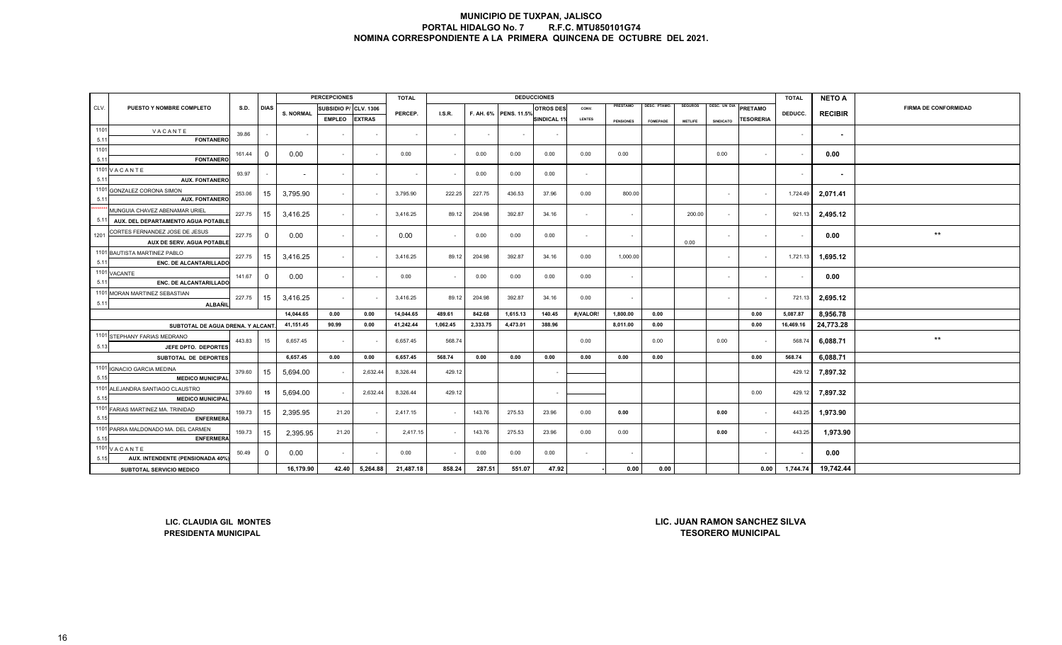# MUNICIPIO DE TUXPAN, JALISCO
## PORTAL HIDALGO No. 7 R.F.C. MTU850101G74
## NOMINA CORRESPONDIENTE A LA PRIMERA QUINCENA DE OCTUBRE DEL 2021.

| CLV. | PUESTO Y NOMBRE COMPLETO | S.D. | DIAS | PERCEPCIONES S. NORMAL | SUBSIDIO P/ EMPLEO | CLV. 1306 EXTRAS | TOTAL PERCEP. | DEDUCCIONES I.S.R. | F. AH. 6% | PENS. 11.5% | OTROS DES SINDICAL 1% | CONV. LENTES | PRESTAMO PENSIONES | DESC. PTAMO. FOMEPADE | SEGUROS METLIFE | DESC. UN DIA SINDICATO | PRETAMO TESORERIA | TOTAL DEDUCC. | NETO A RECIBIR | FIRMA DE CONFORMIDAD |
|---|---|---|---|---|---|---|---|---|---|---|---|---|---|---|---|---|---|---|---|---|
| 1101 5.11 | VACANTE FONTANERO | 39.86 | - | - | - | - | - | - | - | - | - | | | | | | | - | - | |
| 1101 5.11 | FONTANERO | 161.44 | 0 | 0.00 | - | - | 0.00 | - | 0.00 | 0.00 | 0.00 | 0.00 | 0.00 | | | 0.00 | - | - | 0.00 | |
| 1101 5.11 | VACANTE AUX. FONTANERO | 93.97 | - | - | - | - | - | - | 0.00 | 0.00 | 0.00 | - | | | | | | - | - | |
| 1101 5.11 | GONZALEZ CORONA SIMON AUX. FONTANERO | 253.06 | 15 | 3,795.90 | - | - | 3,795.90 | 222.25 | 227.75 | 436.53 | 37.96 | 0.00 | 800.00 | | | - | - | 1,724.49 | 2,071.41 | |
| ******* 5.11 | MUNGUIA CHAVEZ ABENAMAR URIEL AUX. DEL DEPARTAMENTO AGUA POTABLE | 227.75 | 15 | 3,416.25 | - | - | 3,416.25 | 89.12 | 204.98 | 392.87 | 34.16 | - | - | | 200.00 | - | - | 921.13 | 2,495.12 | |
| 1201 | CORTES FERNANDEZ JOSE DE JESUS AUX DE SERV. AGUA POTABLE | 227.75 | 0 | 0.00 | - | - | 0.00 | - | 0.00 | 0.00 | 0.00 | - | - | | 0.00 | - | - | - | 0.00 | ** |
| 1101 5.11 | BAUTISTA MARTINEZ PABLO ENC. DE ALCANTARILLADO | 227.75 | 15 | 3,416.25 | - | - | 3,416.25 | 89.12 | 204.98 | 392.87 | 34.16 | 0.00 | 1,000.00 | | | - | - | 1,721.13 | 1,695.12 | |
| 1101 5.11 | VACANTE ENC. DE ALCANTARILLADO | 141.67 | 0 | 0.00 | - | - | 0.00 | - | 0.00 | 0.00 | 0.00 | 0.00 | - | | | - | - | - | 0.00 | |
| 1101 5.11 | MORAN MARTINEZ SEBASTIAN ALBAÑIL | 227.75 | 15 | 3,416.25 | - | - | 3,416.25 | 89.12 | 204.98 | 392.87 | 34.16 | 0.00 | - | | | - | - | 721.13 | 2,695.12 | |
| | | | | 14,044.65 | 0.00 | 0.00 | 14,044.65 | 489.61 | 842.68 | 1,615.13 | 140.45 | #¡VALOR! | 1,800.00 | 0.00 | | | 0.00 | 5,087.87 | 8,956.78 | |
| | SUBTOTAL DE AGUA DRENA. Y ALCANT. | | | 41,151.45 | 90.99 | 0.00 | 41,242.44 | 1,062.45 | 2,333.75 | 4,473.01 | 388.96 | | 8,011.00 | 0.00 | | | 0.00 | 16,469.16 | 24,773.28 | |
| 1101 5.13 | STEPHANY FARIAS MEDRANO JEFE DPTO. DEPORTES | 443.83 | 15 | 6,657.45 | - | - | 6,657.45 | 568.74 | | | | 0.00 | | 0.00 | | 0.00 | - | 568.74 | 6,088.71 | ** |
| | SUBTOTAL DE DEPORTES | | | 6,657.45 | 0.00 | 0.00 | 6,657.45 | 568.74 | 0.00 | 0.00 | 0.00 | 0.00 | 0.00 | 0.00 | | | 0.00 | 568.74 | 6,088.71 | |
| 1101 5.15 | IGNACIO GARCIA MEDINA MEDICO MUNICIPAL | 379.60 | 15 | 5,694.00 | - | 2,632.44 | 8,326.44 | 429.12 | | | - | | | | | | | 429.12 | 7,897.32 | |
| 1101 5.15 | ALEJANDRA SANTIAGO CLAUSTRO MEDICO MUNICIPAL | 379.60 | 15 | 5,694.00 | - | 2,632.44 | 8,326.44 | 429.12 | | | - | | | | | | 0.00 | 429.12 | 7,897.32 | |
| 1101 5.15 | FARIAS MARTINEZ MA. TRINIDAD ENFERMERA | 159.73 | 15 | 2,395.95 | 21.20 | - | 2,417.15 | - | 143.76 | 275.53 | 23.96 | 0.00 | 0.00 | | | 0.00 | - | 443.25 | 1,973.90 | |
| 1101 5.15 | PARRA MALDONADO MA. DEL CARMEN ENFERMERA | 159.73 | 15 | 2,395.95 | 21.20 | - | 2,417.15 | - | 143.76 | 275.53 | 23.96 | 0.00 | 0.00 | | | 0.00 | - | 443.25 | 1,973.90 | |
| 1101 5.15 | VACANTE AUX. INTENDENTE (PENSIONADA 40%) | 50.49 | 0 | 0.00 | - | - | 0.00 | - | 0.00 | 0.00 | 0.00 | - | - | | | | - | - | 0.00 | |
| | SUBTOTAL SERVICIO MEDICO | | | 16,179.90 | 42.40 | 5,264.88 | 21,487.18 | 858.24 | 287.51 | 551.07 | 47.92 | - | 0.00 | 0.00 | | | 0.00 | 1,744.74 | 19,742.44 | |

**LIC. CLAUDIA GIL MONTES**
**PRESIDENTA MUNICIPAL**

**LIC. JUAN RAMON SANCHEZ SILVA**
**TESORERO MUNICIPAL**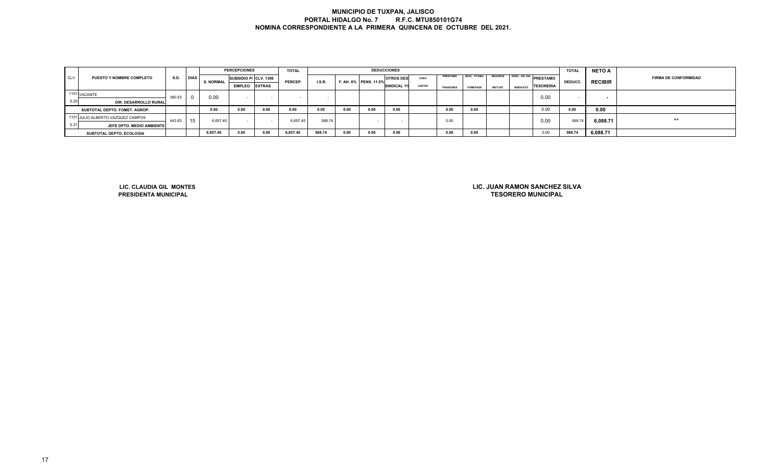# MUNICIPIO DE TUXPAN, JALISCO
## PORTAL HIDALGO No. 7 R.F.C. MTU850101G74
## NOMINA CORRESPONDIENTE A LA PRIMERA QUINCENA DE OCTUBRE DEL 2021.

| CLV. | PUESTO Y NOMBRE COMPLETO | S.D. | DIAS | PERCEPCIONES | | | TOTAL | DEDUCCIONES | | | | | | | | | | TOTAL | NETO A | FIRMA DE CONFORMIDAD |
|---|---|---|---|---|---|---|---|---|---|---|---|---|---|---|---|---|---|---|---|---|
| | | | | S. NORMAL | SUBSIDIO P/ EMPLEO | CLV. 1306 EXTRAS | PERCEP. | I.S.R. | F. AH. 6% | PENS. 11.5% | OTROS DES SINDICAL 1% | CONV. LENTES | PRESTAMO PENSIONES | DESC. PTAMO. FOMEPADE | SEGUROS METLIFE | DESC. UN DIA SINDICATO | PRESTAMO TESORERIA | DEDUCC. | RECIBIR | |
| 1101 5.25 | VACANTE DIR. DESARROLLO RURAL | 360.53 | 0 | 0.00 | - | - | - | - | | | | | | | | | 0.00 | - | - | |
| | SUBTOTAL DEPTO. FOMET. AGROP. | | | 0.00 | 0.00 | 0.00 | 0.00 | 0.00 | 0.00 | 0.00 | 0.00 | | 0.00 | 0.00 | | | 0.00 | 0.00 | 0.00 | |
| 1101 5.31 | JULIO ALBERTO VAZQUEZ CAMPOS JEFE DPTO. MEDIO AMBIENTE | 443.83 | 15 | 6,657.45 | - | - | 6,657.45 | 568.74 | | - | - | | 0.00 | | | | 0.00 | 568.74 | 6,088.71 | ** |
| | SUBTOTAL DEPTO. ECOLOGIA | | | 6,657.45 | 0.00 | 0.00 | 6,657.45 | 568.74 | 0.00 | 0.00 | 0.00 | | 0.00 | 0.00 | | | 0.00 | 568.74 | 6,088.71 | |

**LIC. CLAUDIA GIL MONTES**
**PRESIDENTA MUNICIPAL**

**LIC. JUAN RAMON SANCHEZ SILVA**
**TESORERO MUNICIPAL**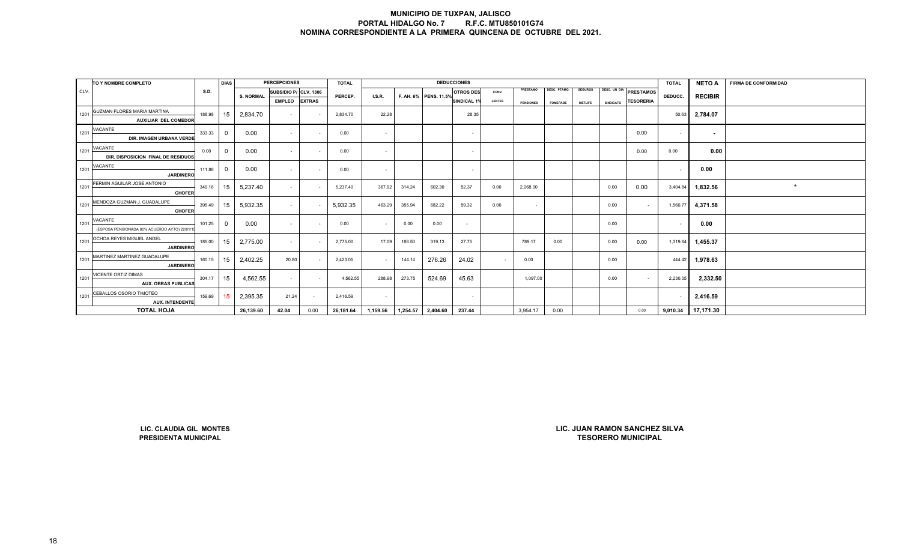# MUNICIPIO DE TUXPAN, JALISCO
## PORTAL HIDALGO No. 7 R.F.C. MTU850101G74
## NOMINA CORRESPONDIENTE A LA PRIMERA QUINCENA DE OCTUBRE DEL 2021.

| CLV. | TO Y NOMBRE COMPLETO | S.D. | DIAS | PERCEPCIONES S. NORMAL | SUBSIDIO P/ EMPLEO | CLV. 1306 EXTRAS | TOTAL PERCEP. | DEDUCCIONES I.S.R. | F. AH. 6% | PENS. 11.5% | OTROS DES SINDICAL 1% | CONV. LENTES | PRESTAMO PENSIONES | DESC. PTAMO. FOMEPADE | SEGUROS METLIFE | DESC. UN DIA SINDICATO | PRESTAMOS TESORERIA | TOTAL DEDUCC. | NETO A RECIBIR | FIRMA DE CONFORMIDAD |
|---|---|---|---|---|---|---|---|---|---|---|---|---|---|---|---|---|---|---|---|---|
| 1201 | GUZMAN FLORES MARIA MARTINA<br>AUXILIAR DEL COMEDOR | 188.98 | 15 | 2,834.70 | - | - | 2,834.70 | 22.28 | | | 28.35 | | | | | | | 50.63 | 2,784.07 | |
| 1201 | VACANTE<br>DIR. IMAGEN URBANA VERDE | 333.33 | 0 | 0.00 | - | - | 0.00 | - | | | - | | | | | | 0.00 | - | - | |
| 1201 | VACANTE<br>DIR. DISPOSICION FINAL DE RESIDUOS | 0.00 | 0 | 0.00 | - | - | 0.00 | - | | | - | | | | | | 0.00 | 0.00 | 0.00 | |
| 1201 | VACANTE<br>JARDINERO | 111.86 | 0 | 0.00 | - | - | 0.00 | - | | | - | | | | | | | - | 0.00 | |
| 1201 | FERMIN AGUILAR JOSE ANTONIO<br>CHOFER | 349.16 | 15 | 5,237.40 | - | - | 5,237.40 | 367.92 | 314.24 | 602.30 | 52.37 | 0.00 | 2,068.00 | | | 0.00 | 0.00 | 3,404.84 | 1,832.56 | * |
| 1201 | MENDOZA GUZMAN J. GUADALUPE<br>CHOFER | 395.49 | 15 | 5,932.35 | - | - | 5,932.35 | 463.29 | 355.94 | 682.22 | 59.32 | 0.00 | - | | | 0.00 | - | 1,560.77 | 4,371.58 | |
| 1201 | VACANTE<br>(ESPOSA PENSIONADA 80% ACUERDO AYTO) 22/01/1 | 101.25 | 0 | 0.00 | - | - | 0.00 | - | 0.00 | 0.00 | - | | | | | 0.00 | | - | 0.00 | |
| 1201 | OCHOA REYES MIGUEL ANGEL<br>JARDINERO | 185.00 | 15 | 2,775.00 | - | - | 2,775.00 | 17.09 | 166.50 | 319.13 | 27.75 | | 789.17 | 0.00 | | 0.00 | 0.00 | 1,319.64 | 1,455.37 | |
| 1201 | MARTINEZ MARTINEZ GUADALUPE<br>JARDINERO | 160.15 | 15 | 2,402.25 | 20.80 | - | 2,423.05 | - | 144.14 | 276.26 | 24.02 | - | 0.00 | | | 0.00 | | 444.42 | 1,978.63 | |
| 1201 | VICENTE ORTIZ DIMAS<br>AUX. OBRAS PUBLICAS | 304.17 | 15 | 4,562.55 | - | - | 4,562.55 | 288.98 | 273.75 | 524.69 | 45.63 | | 1,097.00 | | | 0.00 | - | 2,230.05 | 2,332.50 | |
| 1201 | CEBALLOS OSORIO TIMOTEO<br>AUX. INTENDENTE | 159.69 | 15 | 2,395.35 | 21.24 | - | 2,416.59 | - | | | - | | | | | | | - | 2,416.59 | |
| | **TOTAL HOJA** | | | 26,139.60 | 42.04 | 0.00 | 26,181.64 | 1,159.56 | 1,254.57 | 2,404.60 | 237.44 | | 3,954.17 | 0.00 | | | 0.00 | 9,010.34 | 17,171.30 | |

LIC. CLAUDIA GIL MONTES
PRESIDENTA MUNICIPAL

LIC. JUAN RAMON SANCHEZ SILVA
TESORERO MUNICIPAL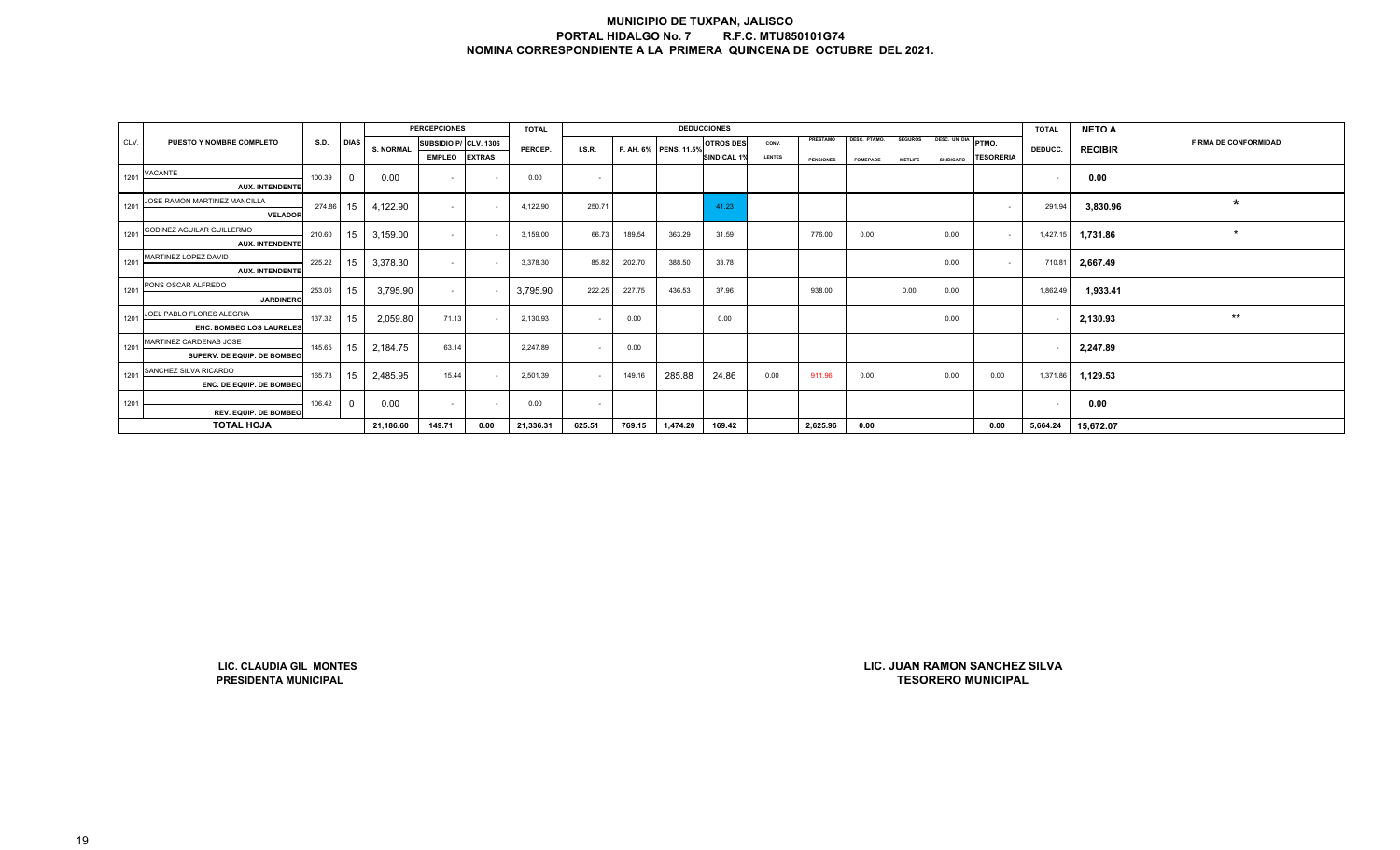# MUNICIPIO DE TUXPAN, JALISCO
## PORTAL HIDALGO No. 7 R.F.C. MTU850101G74
## NOMINA CORRESPONDIENTE A LA PRIMERA QUINCENA DE OCTUBRE DEL 2021.

| CLV. | PUESTO Y NOMBRE COMPLETO | S.D. | DIAS | PERCEPCIONES | | | TOTAL | DEDUCCIONES | | | | | | | | | | | TOTAL | NETO A | FIRMA DE CONFORMIDAD |
|---|---|---|---|---|---|---|---|---|---|---|---|---|---|---|---|---|---|---|---|---|---|
| | | | | S. NORMAL | SUBSIDIO P/ EMPLEO | CLV. 1306 EXTRAS | PERCEP. | I.S.R. | F. AH. 6% | PENS. 11.5% | OTROS DES SINDICAL 1% | CONV. LENTES | PRESTAMO PENSIONES | DESC. PTAMO. FOMEPADE | SEGUROS METLIFE | DESC. UN DIA SINDICATO | PTMO. TESORERIA | DEDUCC. | RECIBIR | |
| 1201 | VACANTE<br>AUX. INTENDENTE | 100.39 | 0 | 0.00 | - | - | 0.00 | - | | | | | | | | | | - | 0.00 | |
| 1201 | JOSE RAMON MARTINEZ MANCILLA<br>VELADOR | 274.86 | 15 | 4,122.90 | - | - | 4,122.90 | 250.71 | | | 41.23 | | | | | | - | 291.94 | 3,830.96 | * |
| 1201 | GODINEZ AGUILAR GUILLERMO<br>AUX. INTENDENTE | 210.60 | 15 | 3,159.00 | - | - | 3,159.00 | 66.73 | 189.54 | 363.29 | 31.59 | | 776.00 | 0.00 | | 0.00 | - | 1,427.15 | 1,731.86 | * |
| 1201 | MARTINEZ LOPEZ DAVID<br>AUX. INTENDENTE | 225.22 | 15 | 3,378.30 | - | - | 3,378.30 | 85.82 | 202.70 | 388.50 | 33.78 | | | | | 0.00 | - | 710.81 | 2,667.49 | |
| 1201 | PONS OSCAR ALFREDO<br>JARDINERO | 253.06 | 15 | 3,795.90 | - | - | 3,795.90 | 222.25 | 227.75 | 436.53 | 37.96 | | 938.00 | | 0.00 | 0.00 | | 1,862.49 | 1,933.41 | |
| 1201 | JOEL PABLO FLORES ALEGRIA<br>ENC. BOMBEO LOS LAURELES | 137.32 | 15 | 2,059.80 | 71.13 | - | 2,130.93 | - | 0.00 | | 0.00 | | | | | 0.00 | | - | 2,130.93 | ** |
| 1201 | MARTINEZ CARDENAS JOSE<br>SUPERV. DE EQUIP. DE BOMBEO | 145.65 | 15 | 2,184.75 | 63.14 | | 2,247.89 | - | 0.00 | | | | | | | | | - | 2,247.89 | |
| 1201 | SANCHEZ SILVA RICARDO<br>ENC. DE EQUIP. DE BOMBEO | 165.73 | 15 | 2,485.95 | 15.44 | - | 2,501.39 | - | 149.16 | 285.88 | 24.86 | 0.00 | 911.96 | 0.00 | | 0.00 | 0.00 | 1,371.86 | 1,129.53 | |
| 1201 | <br>REV. EQUIP. DE BOMBEO | 106.42 | 0 | 0.00 | - | - | 0.00 | - | | | | | | | | | | - | 0.00 | |
| | TOTAL HOJA | | | 21,186.60 | 149.71 | 0.00 | 21,336.31 | 625.51 | 769.15 | 1,474.20 | 169.42 | | 2,625.96 | 0.00 | | | 0.00 | 5,664.24 | 15,672.07 | |

LIC. CLAUDIA GIL MONTES
PRESIDENTA MUNICIPAL

LIC. JUAN RAMON SANCHEZ SILVA
TESORERO MUNICIPAL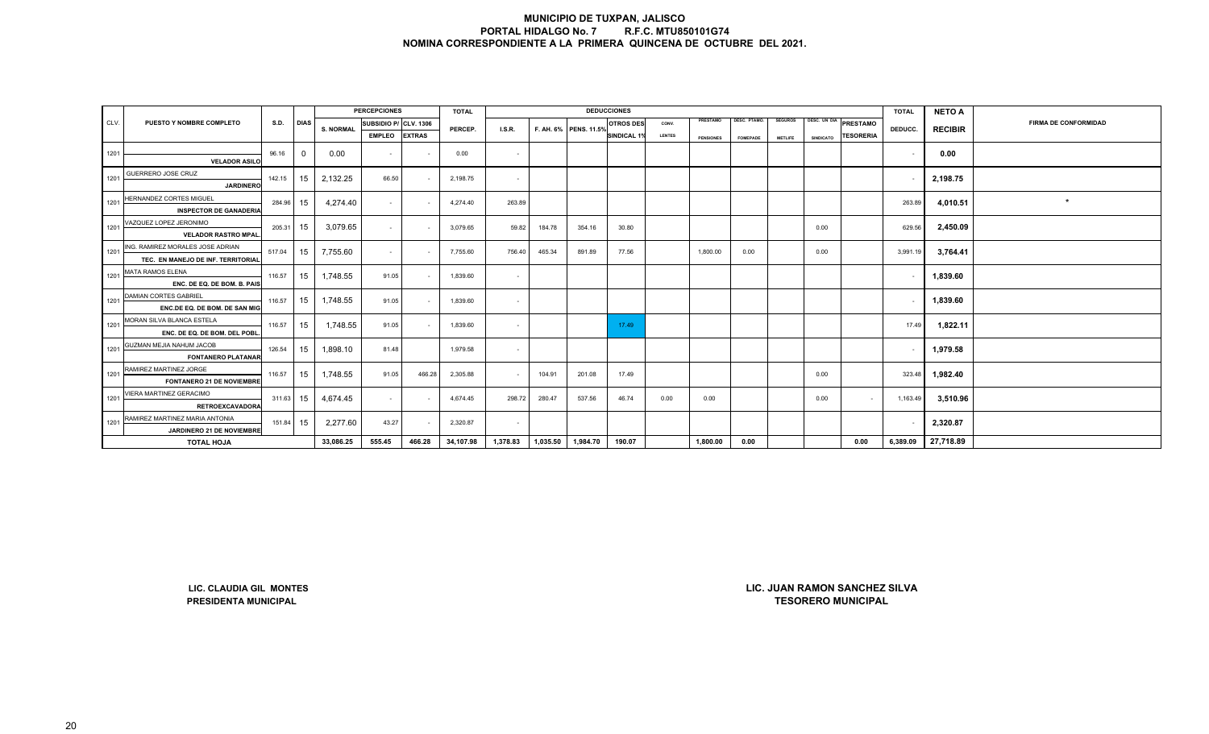# MUNICIPIO DE TUXPAN, JALISCO
## PORTAL HIDALGO No. 7 R.F.C. MTU850101G74
## NOMINA CORRESPONDIENTE A LA PRIMERA QUINCENA DE OCTUBRE DEL 2021.

| CLV. | PUESTO Y NOMBRE COMPLETO | S.D. | DIAS | PERCEPCIONES | | | TOTAL | DEDUCCIONES | | | | | | | | | | | TOTAL | NETO A | FIRMA DE CONFORMIDAD |
|---|---|---|---|---|---|---|---|---|---|---|---|---|---|---|---|---|---|---|---|---|---|
| | | | | S. NORMAL | SUBSIDIO P/ EMPLEO | CLV. 1306 EXTRAS | PERCEP. | I.S.R. | F. AH. 6% | PENS. 11.5% | OTROS DES SINDICAL 1% | CONV. LENTES | PRESTAMO PENSIONES | DESC. PTAMO. FOMEPADE | SEGUROS METLIFE | DESC. UN DIA SINDICATO | PRESTAMO TESORERIA | DEDUCC. | RECIBIR | |
| 1201 | VELADOR ASILO | 96.16 | 0 | 0.00 | - | - | 0.00 | - | | | | | | | | | | - | 0.00 | |
| 1201 | GUERRERO JOSE CRUZ / JARDINERO | 142.15 | 15 | 2,132.25 | 66.50 | - | 2,198.75 | - | | | | | | | | | | - | 2,198.75 | |
| 1201 | HERNANDEZ CORTES MIGUEL / INSPECTOR DE GANADERIA | 284.96 | 15 | 4,274.40 | - | - | 4,274.40 | 263.89 | | | | | | | | | | 263.89 | 4,010.51 | * |
| 1201 | VAZQUEZ LOPEZ JERONIMO / VELADOR RASTRO MPAL. | 205.31 | 15 | 3,079.65 | - | - | 3,079.65 | 59.82 | 184.78 | 354.16 | 30.80 | | | | | 0.00 | | 629.56 | 2,450.09 | |
| 1201 | ING. RAMIREZ MORALES JOSE ADRIAN / TEC. EN MANEJO DE INF. TERRITORIAL | 517.04 | 15 | 7,755.60 | - | - | 7,755.60 | 756.40 | 465.34 | 891.89 | 77.56 | | 1,800.00 | 0.00 | | 0.00 | | 3,991.19 | 3,764.41 | |
| 1201 | MATA RAMOS ELENA / ENC. DE EQ. DE BOM. B. PAIS | 116.57 | 15 | 1,748.55 | 91.05 | - | 1,839.60 | - | | | | | | | | | | - | 1,839.60 | |
| 1201 | DAMIAN CORTES GABRIEL / ENC.DE EQ. DE BOM. DE SAN MIG | 116.57 | 15 | 1,748.55 | 91.05 | - | 1,839.60 | - | | | | | | | | | | - | 1,839.60 | |
| 1201 | MORAN SILVA BLANCA ESTELA / ENC. DE EQ. DE BOM. DEL POBL. | 116.57 | 15 | 1,748.55 | 91.05 | - | 1,839.60 | - | | | 17.49 | | | | | | | 17.49 | 1,822.11 | |
| 1201 | GUZMAN MEJIA NAHUM JACOB / FONTANERO PLATANAR | 126.54 | 15 | 1,898.10 | 81.48 | | 1,979.58 | - | | | | | | | | | | - | 1,979.58 | |
| 1201 | RAMIREZ MARTINEZ JORGE / FONTANERO 21 DE NOVIEMBRE | 116.57 | 15 | 1,748.55 | 91.05 | 466.28 | 2,305.88 | - | 104.91 | 201.08 | 17.49 | | | | | 0.00 | | 323.48 | 1,982.40 | |
| 1201 | VIERA MARTINEZ GERACIMO / RETROEXCAVADORA | 311.63 | 15 | 4,674.45 | - | - | 4,674.45 | 298.72 | 280.47 | 537.56 | 46.74 | 0.00 | 0.00 | | | 0.00 | - | 1,163.49 | 3,510.96 | |
| 1201 | RAMIREZ MARTINEZ MARIA ANTONIA / JARDINERO 21 DE NOVIEMBRE | 151.84 | 15 | 2,277.60 | 43.27 | - | 2,320.87 | - | | | | | | | | | | - | 2,320.87 | |
| | TOTAL HOJA | | | 33,086.25 | 555.45 | 466.28 | 34,107.98 | 1,378.83 | 1,035.50 | 1,984.70 | 190.07 | | 1,800.00 | 0.00 | | | 0.00 | 6,389.09 | 27,718.89 | |

**LIC. CLAUDIA GIL MONTES**
**PRESIDENTA MUNICIPAL**

**LIC. JUAN RAMON SANCHEZ SILVA**
**TESORERO MUNICIPAL**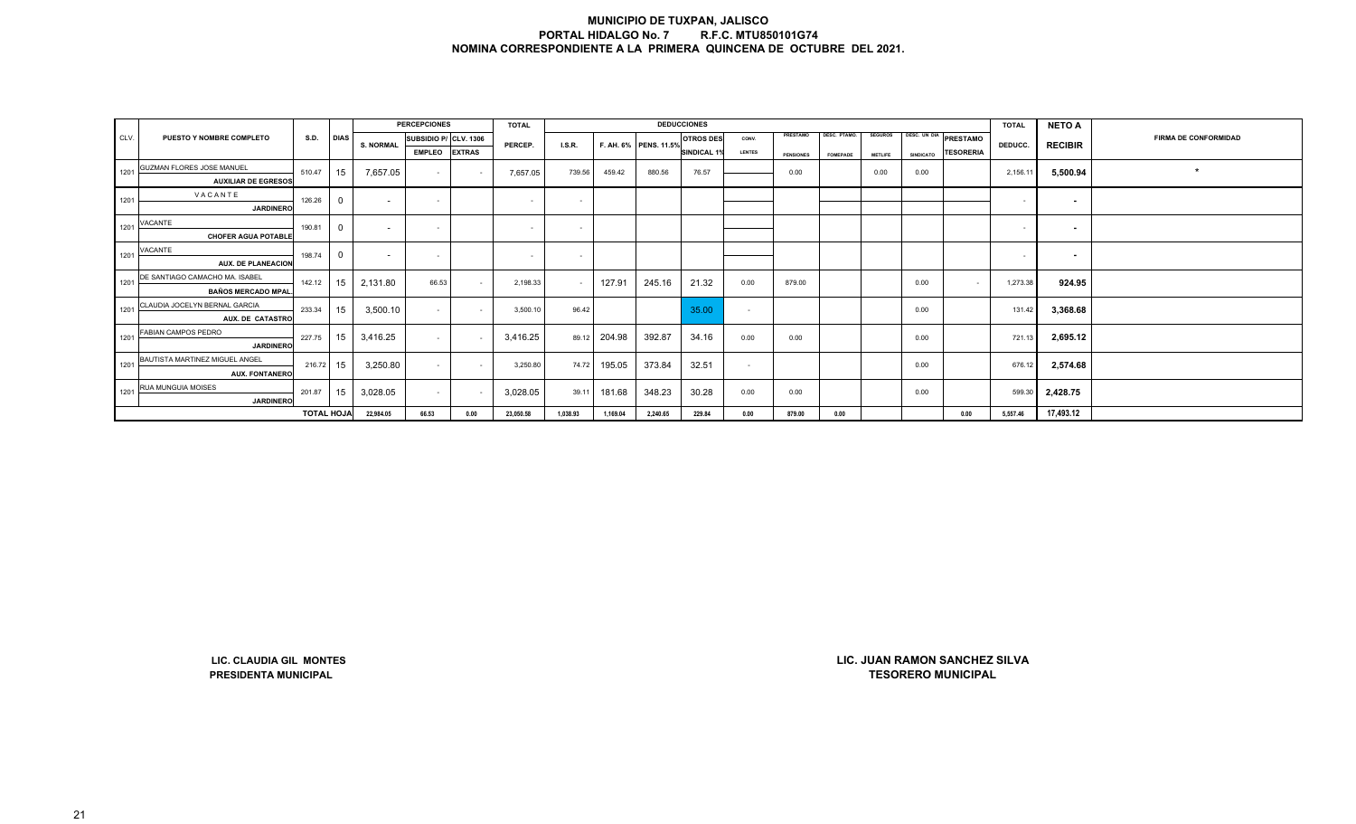# MUNICIPIO DE TUXPAN, JALISCO
## PORTAL HIDALGO No. 7 R.F.C. MTU850101G74
## NOMINA CORRESPONDIENTE A LA PRIMERA QUINCENA DE OCTUBRE DEL 2021.

| CLV. | PUESTO Y NOMBRE COMPLETO | S.D. | DIAS | PERCEPCIONES | | | TOTAL | DEDUCCIONES | | | | | | | | | | | TOTAL | NETO A | FIRMA DE CONFORMIDAD |
|---|---|---|---|---|---|---|---|---|---|---|---|---|---|---|---|---|---|---|---|---|---|
| | | | | S. NORMAL | SUBSIDIO P/ EMPLEO | CLV. 1306 EXTRAS | PERCEP. | I.S.R. | F. AH. 6% | PENS. 11.5% | OTROS DES SINDICAL 1% | CONV. LENTES | PRESTAMO PENSIONES | DESC. PTAMO. FOMEPADE | SEGUROS METLIFE | DESC. UN DIA SINDICATO | PRESTAMO TESORERIA | DEDUCC. | RECIBIR | |
| 1201 | GUZMAN FLORES JOSE MANUEL<br>**AUXILIAR DE EGRESOS** | 510.47 | 15 | 7,657.05 | - | - | 7,657.05 | 739.56 | 459.42 | 880.56 | 76.57 | | 0.00 | | 0.00 | 0.00 | | 2,156.11 | 5,500.94 | * |
| 1201 | VACANTE<br>**JARDINERO** | 126.26 | 0 | - | - | | - | - | | | | | | | | | | - | - | |
| 1201 | VACANTE<br>**CHOFER AGUA POTABLE** | 190.81 | 0 | - | - | | - | - | | | | | | | | | | - | - | |
| 1201 | VACANTE<br>**AUX. DE PLANEACION** | 198.74 | 0 | - | - | | - | - | | | | | | | | | | - | - | |
| 1201 | DE SANTIAGO CAMACHO MA. ISABEL<br>**BAÑOS MERCADO MPAL.** | 142.12 | 15 | 2,131.80 | 66.53 | - | 2,198.33 | - | 127.91 | 245.16 | 21.32 | 0.00 | 879.00 | | | 0.00 | - | 1,273.38 | 924.95 | |
| 1201 | CLAUDIA JOCELYN BERNAL GARCIA<br>**AUX. DE CATASTRO** | 233.34 | 15 | 3,500.10 | - | - | 3,500.10 | 96.42 | | | 35.00 | - | | | | 0.00 | | 131.42 | 3,368.68 | |
| 1201 | FABIAN CAMPOS PEDRO<br>**JARDINERO** | 227.75 | 15 | 3,416.25 | - | - | 3,416.25 | 89.12 | 204.98 | 392.87 | 34.16 | 0.00 | 0.00 | | | 0.00 | | 721.13 | 2,695.12 | |
| 1201 | BAUTISTA MARTINEZ MIGUEL ANGEL<br>**AUX. FONTANERO** | 216.72 | 15 | 3,250.80 | - | - | 3,250.80 | 74.72 | 195.05 | 373.84 | 32.51 | - | | | | 0.00 | | 676.12 | 2,574.68 | |
| 1201 | RUA MUNGUIA MOISES<br>**JARDINERO** | 201.87 | 15 | 3,028.05 | - | - | 3,028.05 | 39.11 | 181.68 | 348.23 | 30.28 | 0.00 | 0.00 | | | 0.00 | | 599.30 | 2,428.75 | |
| | | **TOTAL HOJA** | | 22,984.05 | 66.53 | 0.00 | 23,050.58 | 1,038.93 | 1,169.04 | 2,240.65 | 229.84 | 0.00 | 879.00 | 0.00 | | | 0.00 | 5,557.46 | 17,493.12 | |

**LIC. CLAUDIA GIL MONTES**
**PRESIDENTA MUNICIPAL**

**LIC. JUAN RAMON SANCHEZ SILVA**
**TESORERO MUNICIPAL**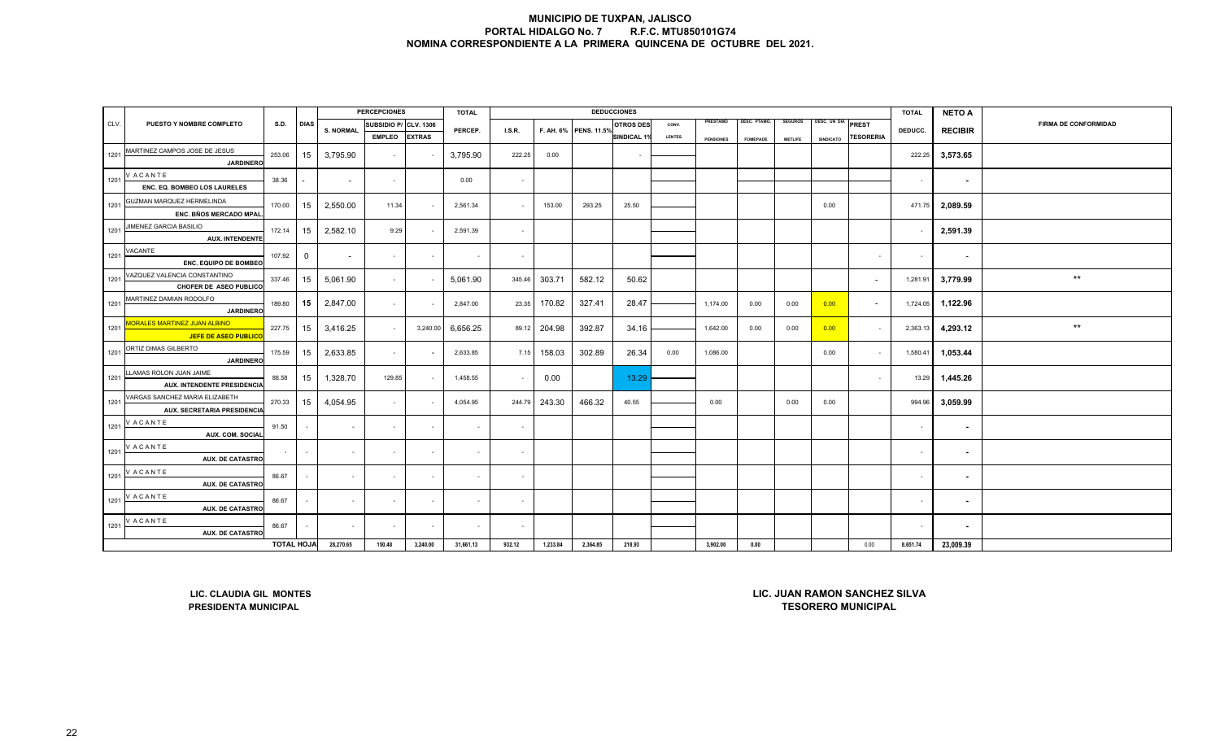# MUNICIPIO DE TUXPAN, JALISCO
## PORTAL HIDALGO No. 7 R.F.C. MTU850101G74
## NOMINA CORRESPONDIENTE A LA PRIMERA QUINCENA DE OCTUBRE DEL 2021.

| CLV. | PUESTO Y NOMBRE COMPLETO | S.D. | DIAS | PERCEPCIONES S. NORMAL | SUBSIDIO P/ EMPLEO | CLV. 1306 EXTRAS | TOTAL PERCEP. | DEDUCCIONES I.S.R. | F. AH. 6% | PENS. 11.5% | OTROS DES SINDICAL 1% | CONV. LENTES | PRESTAMO PENSIONES | DESC. PTAMO. FOMEPADE | SEGUROS METLIFE | DESC. UN DIA SINDICATO | PREST TESORERIA | TOTAL DEDUCC. | NETO A RECIBIR | FIRMA DE CONFORMIDAD |
|---|---|---|---|---|---|---|---|---|---|---|---|---|---|---|---|---|---|---|---|---|
| 1201 | MARTINEZ CAMPOS JOSE DE JESUS JARDINERO | 253.06 | 15 | 3,795.90 | - | - | 3,795.90 | 222.25 | 0.00 | | - | | | | | | | 222.25 | 3,573.65 | |
| 1201 | V A C A N T E ENC. EQ. BOMBEO LOS LAURELES | 38.36 | - | - | - | | 0.00 | - | | | | | | | | | | - | - | |
| 1201 | GUZMAN MARQUEZ HERMELINDA ENC. BÑOS MERCADO MPAL. | 170.00 | 15 | 2,550.00 | 11.34 | - | 2,561.34 | - | 153.00 | 293.25 | 25.50 | | | | | 0.00 | | 471.75 | 2,089.59 | |
| 1201 | JIMENEZ GARCIA BASILIO AUX. INTENDENTE | 172.14 | 15 | 2,582.10 | 9.29 | - | 2,591.39 | - | | | | | | | | | | - | 2,591.39 | |
| 1201 | VACANTE ENC. EQUIPO DE BOMBEO | 107.92 | 0 | - | - | - | - | - | | | | | | | | | - | - | - | |
| 1201 | VAZQUEZ VALENCIA CONSTANTINO CHOFER DE ASEO PUBLICO | 337.46 | 15 | 5,061.90 | - | - | 5,061.90 | 345.46 | 303.71 | 582.12 | 50.62 | | | | | | - | 1,281.91 | 3,779.99 | ** |
| 1201 | MARTINEZ DAMIAN RODOLFO JARDINERO | 189.80 | 15 | 2,847.00 | - | - | 2,847.00 | 23.35 | 170.82 | 327.41 | 28.47 | | 1,174.00 | 0.00 | 0.00 | 0.00 | - | 1,724.05 | 1,122.96 | |
| 1201 | MORALES MARTINEZ JUAN ALBINO JEFE DE ASEO PUBLICO | 227.75 | 15 | 3,416.25 | - | 3,240.00 | 6,656.25 | 89.12 | 204.98 | 392.87 | 34.16 | | 1,642.00 | 0.00 | 0.00 | 0.00 | - | 2,363.13 | 4,293.12 | ** |
| 1201 | ORTIZ DIMAS GILBERTO JARDINERO | 175.59 | 15 | 2,633.85 | - | - | 2,633.85 | 7.15 | 158.03 | 302.89 | 26.34 | 0.00 | 1,086.00 | | | 0.00 | - | 1,580.41 | 1,053.44 | |
| 1201 | LLAMAS ROLON JUAN JAIME AUX. INTENDENTE PRESIDENCIA | 88.58 | 15 | 1,328.70 | 129.85 | - | 1,458.55 | - | 0.00 | | 13.29 | | | | | | - | 13.29 | 1,445.26 | |
| 1201 | VARGAS SANCHEZ MARIA ELIZABETH AUX. SECRETARIA PRESIDENCIA | 270.33 | 15 | 4,054.95 | - | - | 4,054.95 | 244.79 | 243.30 | 466.32 | 40.55 | | 0.00 | | 0.00 | 0.00 | | 994.96 | 3,059.99 | |
| 1201 | V A C A N T E AUX. COM. SOCIAL | 91.50 | - | - | - | - | - | - | | | | | | | | | | - | - | |
| 1201 | V A C A N T E AUX. DE CATASTRO | - | - | - | - | - | - | - | | | | | | | | | | - | - | |
| 1201 | V A C A N T E AUX. DE CATASTRO | 86.67 | - | - | - | - | - | - | | | | | | | | | | - | - | |
| 1201 | V A C A N T E AUX. DE CATASTRO | 86.67 | - | - | - | - | - | - | | | | | | | | | | - | - | |
| 1201 | V A C A N T E AUX. DE CATASTRO | 86.67 | - | - | - | - | - | - | | | | | | | | | | - | - | |
| | | TOTAL HOJA | | 28,270.65 | 150.48 | 3,240.00 | 31,661.13 | 932.12 | 1,233.84 | 2,364.85 | 218.93 | | 3,902.00 | 0.00 | | | 0.00 | 8,651.74 | 23,009.39 | |

**LIC. CLAUDIA GIL MONTES**
**PRESIDENTA MUNICIPAL**

**LIC. JUAN RAMON SANCHEZ SILVA**
**TESORERO MUNICIPAL**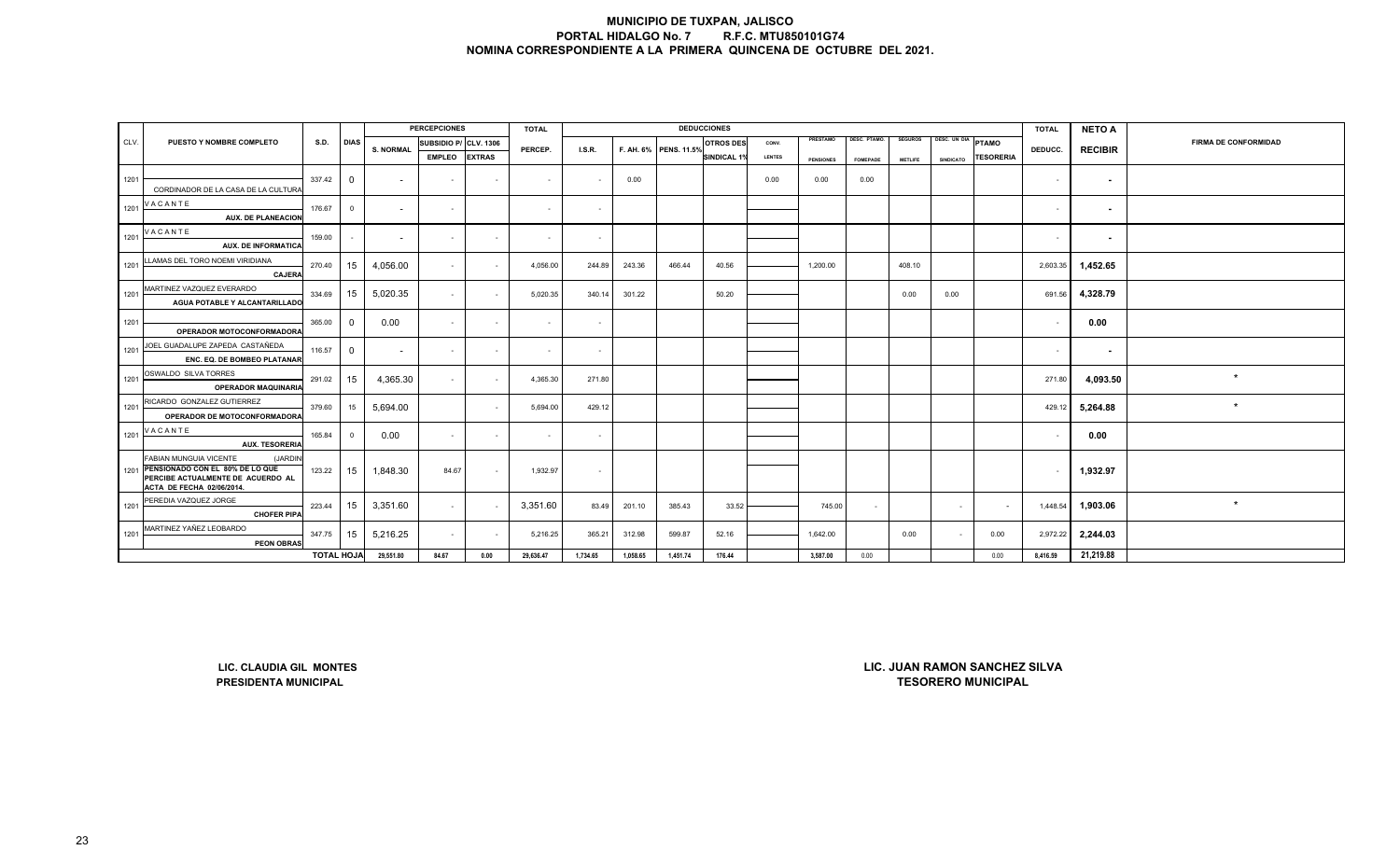# MUNICIPIO DE TUXPAN, JALISCO
## PORTAL HIDALGO No. 7 R.F.C. MTU850101G74
## NOMINA CORRESPONDIENTE A LA PRIMERA QUINCENA DE OCTUBRE DEL 2021.

| CLV. | PUESTO Y NOMBRE COMPLETO | S.D. | DIAS | PERCEPCIONES S. NORMAL | SUBSIDIO P/ EMPLEO | CLV. 1306 EXTRAS | TOTAL PERCEP. | DEDUCCIONES I.S.R. | F. AH. 6% | PENS. 11.5% | OTROS DES SINDICAL 1% | CONV. LENTES | PRESTAMO PENSIONES | DESC. PTAMO. FOMEPADE | SEGUROS METLIFE | DESC. UN DIA SINDICATO | PTAMO TESORERIA | TOTAL DEDUCC. | NETO A RECIBIR | FIRMA DE CONFORMIDAD |
|---|---|---|---|---|---|---|---|---|---|---|---|---|---|---|---|---|---|---|---|---|
| 1201 | CORDINADOR DE LA CASA DE LA CULTURA | 337.42 | 0 | - | - | - | - | - | 0.00 | | | 0.00 | 0.00 | 0.00 | | | | - | - | |
| 1201 | V A C A N T E AUX. DE PLANEACION | 176.67 | 0 | - | - | | - | - | | | | | | | | | | - | - | |
| 1201 | V A C A N T E AUX. DE INFORMATICA | 159.00 | - | - | - | - | - | - | | | | | | | | | | - | - | |
| 1201 | LLAMAS DEL TORO NOEMI VIRIDIANA CAJERA | 270.40 | 15 | 4,056.00 | - | - | 4,056.00 | 244.89 | 243.36 | 466.44 | 40.56 | | 1,200.00 | | 408.10 | | | 2,603.35 | 1,452.65 | |
| 1201 | MARTINEZ VAZQUEZ EVERARDO AGUA POTABLE Y ALCANTARILLADO | 334.69 | 15 | 5,020.35 | - | - | 5,020.35 | 340.14 | 301.22 | | 50.20 | | | | 0.00 | 0.00 | | 691.56 | 4,328.79 | |
| 1201 | OPERADOR MOTOCONFORMADORA | 365.00 | 0 | 0.00 | - | - | - | - | | | | | | | | | | - | 0.00 | |
| 1201 | JOEL GUADALUPE ZAPEDA CASTAÑEDA ENC. EQ. DE BOMBEO PLATANAR | 116.57 | 0 | - | - | - | - | - | | | | | | | | | | - | - | |
| 1201 | OSWALDO SILVA TORRES OPERADOR MAQUINARIA | 291.02 | 15 | 4,365.30 | - | - | 4,365.30 | 271.80 | | | | | | | | | | 271.80 | 4,093.50 | * |
| 1201 | RICARDO GONZALEZ GUTIERREZ OPERADOR DE MOTOCONFORMADORA | 379.60 | 15 | 5,694.00 | | - | 5,694.00 | 429.12 | | | | | | | | | | 429.12 | 5,264.88 | * |
| 1201 | V A C A N T E AUX. TESORERIA | 165.84 | 0 | 0.00 | - | - | - | - | | | | | | | | | | - | 0.00 | |
| 1201 | FABIAN MUNGUIA VICENTE (JARDIN PENSIONADO CON EL 80% DE LO QUE PERCIBE ACTUALMENTE DE ACUERDO AL ACTA DE FECHA 02/06/2014. | 123.22 | 15 | 1,848.30 | 84.67 | - | 1,932.97 | - | | | | | | | | | | - | 1,932.97 | |
| 1201 | PEREDIA VAZQUEZ JORGE CHOFER PIPA | 223.44 | 15 | 3,351.60 | - | - | 3,351.60 | 83.49 | 201.10 | 385.43 | 33.52 | | 745.00 | - | | - | - | 1,448.54 | 1,903.06 | * |
| 1201 | MARTINEZ YAÑEZ LEOBARDO PEON OBRAS | 347.75 | 15 | 5,216.25 | - | - | 5,216.25 | 365.21 | 312.98 | 599.87 | 52.16 | | 1,642.00 | | 0.00 | - | 0.00 | 2,972.22 | 2,244.03 | |
| | | TOTAL HOJA | | 29,551.80 | 84.67 | 0.00 | 29,636.47 | 1,734.65 | 1,058.65 | 1,451.74 | 176.44 | | 3,587.00 | 0.00 | | | 0.00 | 8,416.59 | 21,219.88 | |

**LIC. CLAUDIA GIL MONTES**
**PRESIDENTA MUNICIPAL**

**LIC. JUAN RAMON SANCHEZ SILVA**
**TESORERO MUNICIPAL**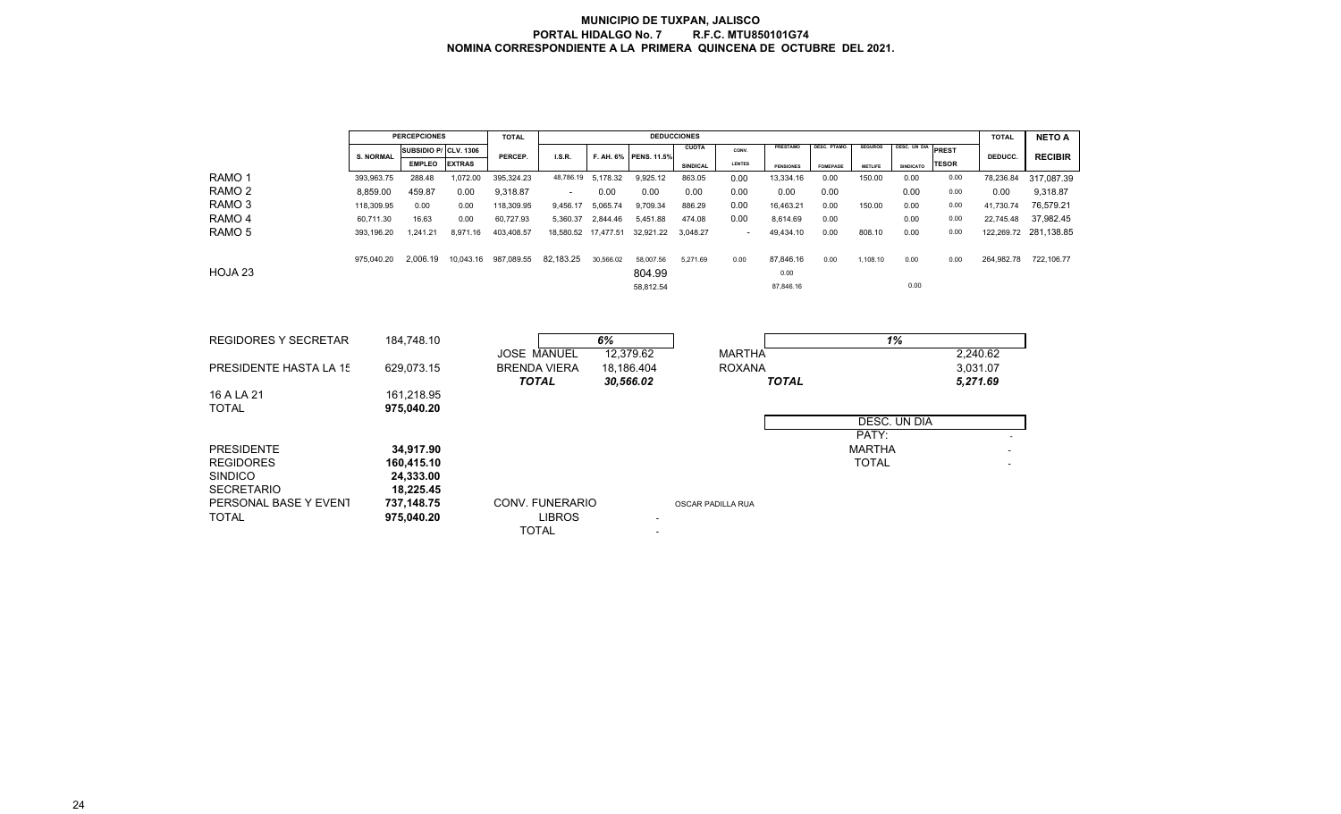**MUNICIPIO DE TUXPAN, JALISCO**
**PORTAL HIDALGO No. 7 R.F.C. MTU850101G74**
**NOMINA CORRESPONDIENTE A LA PRIMERA QUINCENA DE OCTUBRE DEL 2021.**

| | PERCEPCIONES | | | TOTAL | DEDUCCIONES | | | | | | | | | | | TOTAL | NETO A |
|---|---|---|---|---|---|---|---|---|---|---|---|---|---|---|---|---|---|
| | S. NORMAL | SUBSIDIO P/ EMPLEO | CLV. 1306 EXTRAS | PERCEP. | I.S.R. | F. AH. 6% | PENS. 11.5% | CUOTA SINDICAL | CONV. LENTES | PRESTAMO PENSIONES | DESC. PTAMO. FOMEPADE | SEGUROS METLIFE | DESC. UN DIA SINDICATO | PREST TESOR | DEDUCC. | RECIBIR |
| RAMO 1 | 393,963.75 | 288.48 | 1,072.00 | 395,324.23 | 48,786.19 | 5,178.32 | 9,925.12 | 863.05 | 0.00 | 13,334.16 | 0.00 | 150.00 | 0.00 | 0.00 | 78,236.84 | 317,087.39 |
| RAMO 2 | 8,859.00 | 459.87 | 0.00 | 9,318.87 | - | 0.00 | 0.00 | 0.00 | 0.00 | 0.00 | 0.00 | | 0.00 | 0.00 | 0.00 | 9,318.87 |
| RAMO 3 | 118,309.95 | 0.00 | 0.00 | 118,309.95 | 9,456.17 | 5,065.74 | 9,709.34 | 886.29 | 0.00 | 16,463.21 | 0.00 | 150.00 | 0.00 | 0.00 | 41,730.74 | 76,579.21 |
| RAMO 4 | 60,711.30 | 16.63 | 0.00 | 60,727.93 | 5,360.37 | 2,844.46 | 5,451.88 | 474.08 | 0.00 | 8,614.69 | 0.00 | | 0.00 | 0.00 | 22,745.48 | 37,982.45 |
| RAMO 5 | 393,196.20 | 1,241.21 | 8,971.16 | 403,408.57 | 18,580.52 | 17,477.51 | 32,921.22 | 3,048.27 | - | 49,434.10 | 0.00 | 808.10 | 0.00 | 0.00 | 122,269.72 | 281,138.85 |
| | 975,040.20 | 2,006.19 | 10,043.16 | 987,089.55 | 82,183.25 | 30,566.02 | 58,007.56 | 5,271.69 | 0.00 | 87,846.16 | 0.00 | 1,108.10 | 0.00 | 0.00 | 264,982.78 | 722,106.77 |
| HOJA 23 | | | | | | | 804.99 | | | 0.00 | | | | | | |
| | | | | | | | 58,812.54 | | | 87,846.16 | | | 0.00 | | | |

| | |
|---|---|
| REGIDORES Y SECRETAR | 184,748.10 |
| PRESIDENTE HASTA LA 15 | 629,073.15 |
| 16 A LA 21 | 161,218.95 |
| TOTAL | 975,040.20 |

| 6% | |
|---|---|
| JOSE MANUEL | 12,379.62 |
| BRENDA VIERA | 18,186.404 |
| *TOTAL* | *30,566.02* |

| 1% | |
|---|---|
| MARTHA | 2,240.62 |
| ROXANA | 3,031.07 |
| *TOTAL* | *5,271.69* |

| DESC. UN DIA | |
|---|---|
| PATY: | - |
| MARTHA | - |
| TOTAL | - |

| | |
|---|---|
| PRESIDENTE | **34,917.90** |
| REGIDORES | **160,415.10** |
| SINDICO | **24,333.00** |
| SECRETARIO | **18,225.45** |
| PERSONAL BASE Y EVENT | **737,148.75** |
| TOTAL | **975,040.20** |

CONV. FUNERARIO — OSCAR PADILLA RUA

| | |
|---|---|
| LIBROS | - |
| TOTAL | - |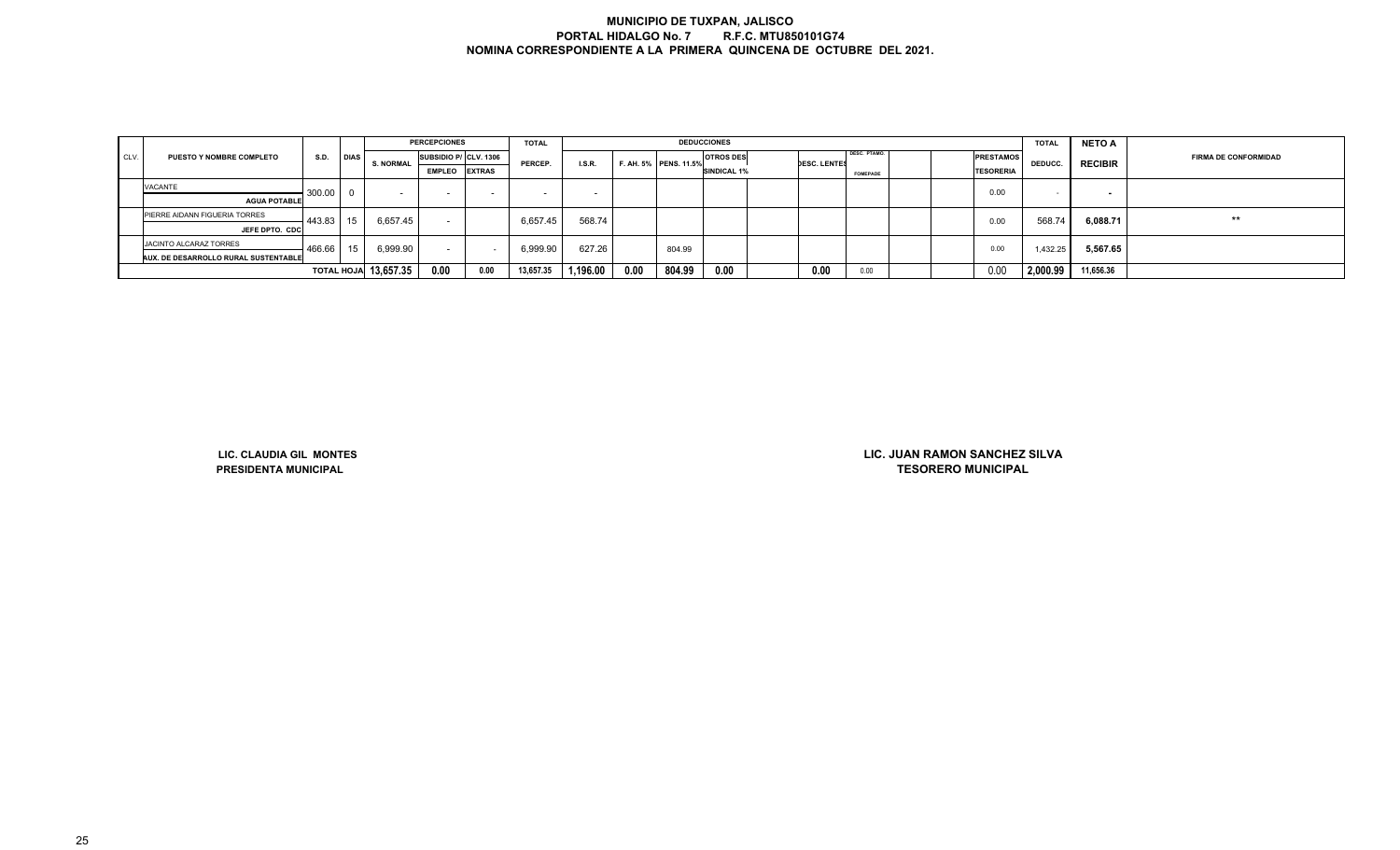**MUNICIPIO DE TUXPAN, JALISCO**
**PORTAL HIDALGO No. 7 R.F.C. MTU850101G74**
**NOMINA CORRESPONDIENTE A LA PRIMERA QUINCENA DE OCTUBRE DEL 2021.**

| CLV. | PUESTO Y NOMBRE COMPLETO | S.D. | DIAS | PERCEPCIONES | | | TOTAL | DEDUCCIONES | | | | | | | | | | | TOTAL | NETO A | FIRMA DE CONFORMIDAD |
|---|---|---|---|---|---|---|---|---|---|---|---|---|---|---|---|---|---|---|---|---|---|
| | | | | S. NORMAL | SUBSIDIO P/ EMPLEO | CLV. 1306 EXTRAS | PERCEP. | I.S.R. | F. AH. 5% | PENS. 11.5% | OTROS DES SINDICAL 1% | | DESC. LENTES | DESC. PTAMO. FOMEPADE | | | PRESTAMOS TESORERIA | DEDUCC. | RECIBIR | |
| | VACANTE AGUA POTABLE | 300.00 | 0 | - | - | - | - | - | | | | | | | | | 0.00 | - | - | |
| | PIERRE AIDANN FIGUERIA TORRES JEFE DPTO. CDC | 443.83 | 15 | 6,657.45 | - | | 6,657.45 | 568.74 | | | | | | | | | 0.00 | 568.74 | 6,088.71 | ** |
| | JACINTO ALCARAZ TORRES AUX. DE DESARROLLO RURAL SUSTENTABLE | 466.66 | 15 | 6,999.90 | - | - | 6,999.90 | 627.26 | | 804.99 | | | | | | | 0.00 | 1,432.25 | 5,567.65 | |
| | | TOTAL HOJA | | 13,657.35 | 0.00 | 0.00 | 13,657.35 | 1,196.00 | 0.00 | 804.99 | 0.00 | | 0.00 | 0.00 | | | 0.00 | 2,000.99 | 11,656.36 | |

**LIC. CLAUDIA GIL MONTES**
**PRESIDENTA MUNICIPAL**

**LIC. JUAN RAMON SANCHEZ SILVA**
**TESORERO MUNICIPAL**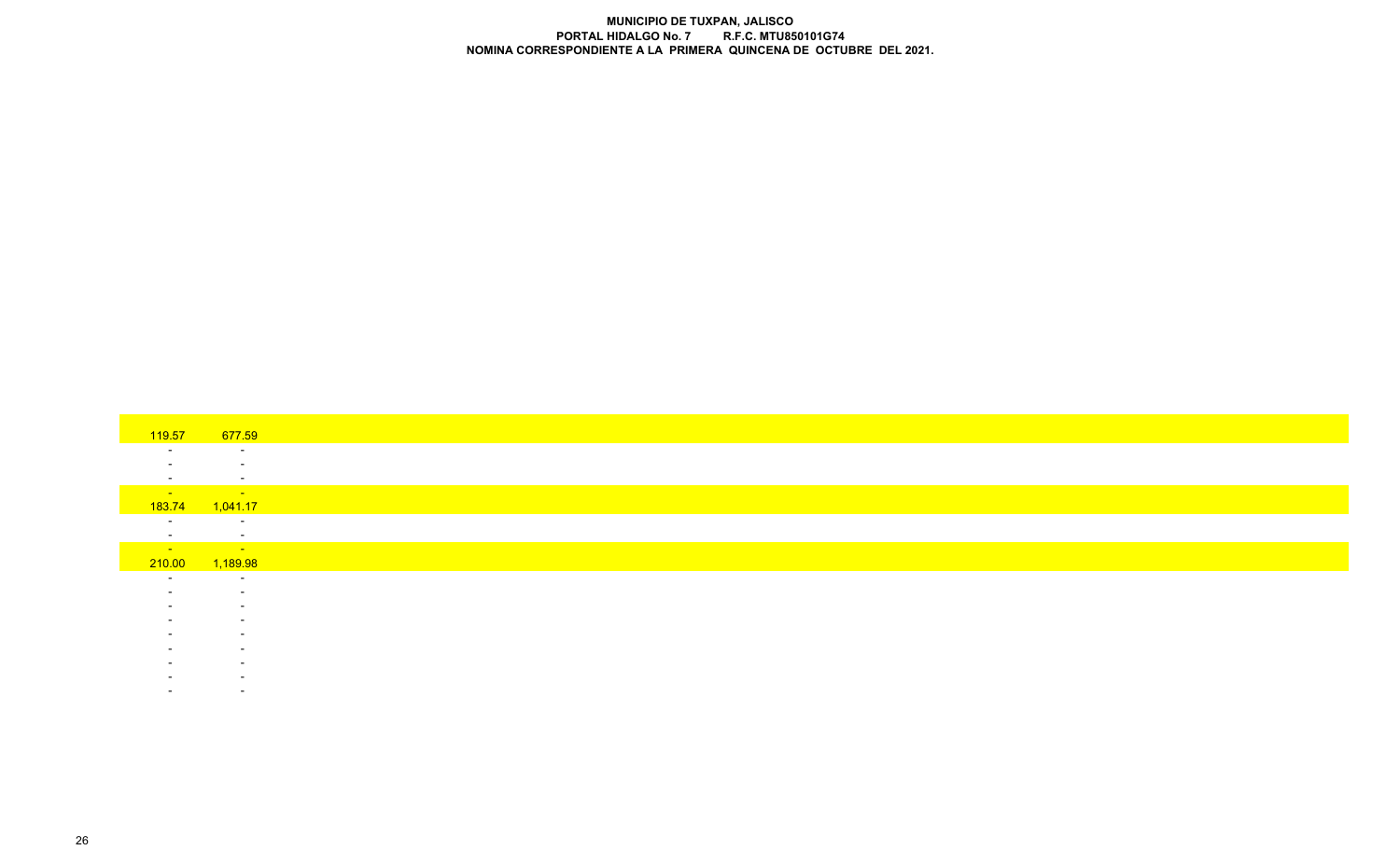**MUNICIPIO DE TUXPAN, JALISCO**
**PORTAL HIDALGO No. 7 R.F.C. MTU850101G74**
**NOMINA CORRESPONDIENTE A LA PRIMERA QUINCENA DE OCTUBRE DEL 2021.**

| | |
|---|---|
| 119.57 | 677.59 |
| - | - |
| - | - |
| - | - |
| - | - |
| 183.74 | 1,041.17 |
| - | - |
| - | - |
| - | - |
| 210.00 | 1,189.98 |
| - | - |
| - | - |
| - | - |
| - | - |
| - | - |
| - | - |
| - | - |
| - | - |
| - | - |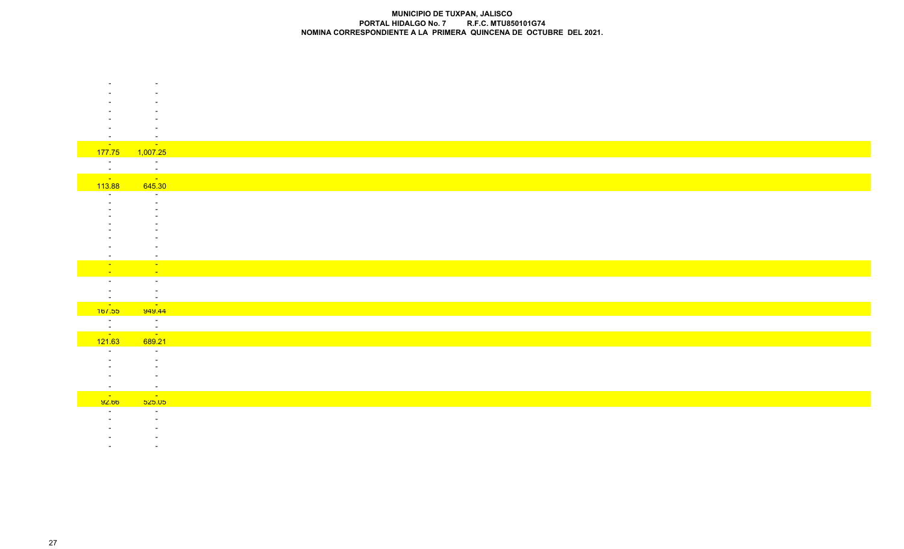**MUNICIPIO DE TUXPAN, JALISCO**
**PORTAL HIDALGO No. 7 R.F.C. MTU850101G74**
**NOMINA CORRESPONDIENTE A LA PRIMERA QUINCENA DE OCTUBRE DEL 2021.**

| | |
|---|---|
| - | - |
| - | - |
| - | - |
| - | - |
| - | - |
| - | - |
| - | - |
| - | - |
| 177.75 | 1,007.25 |
| - | - |
| - | - |
| - | - |
| 113.88 | 645.30 |
| - | - |
| - | - |
| - | - |
| - | - |
| - | - |
| - | - |
| - | - |
| - | - |
| - | - |
| - | - |
| - | - |
| - | - |
| - | - |
| - | - |
| - | - |
| 167.55 | 949.44 |
| - | - |
| - | - |
| - | - |
| 121.63 | 689.21 |
| - | - |
| - | - |
| - | - |
| - | - |
| - | - |
| - | - |
| 92.66 | 525.05 |
| - | - |
| - | - |
| - | - |
| - | - |
| - | - |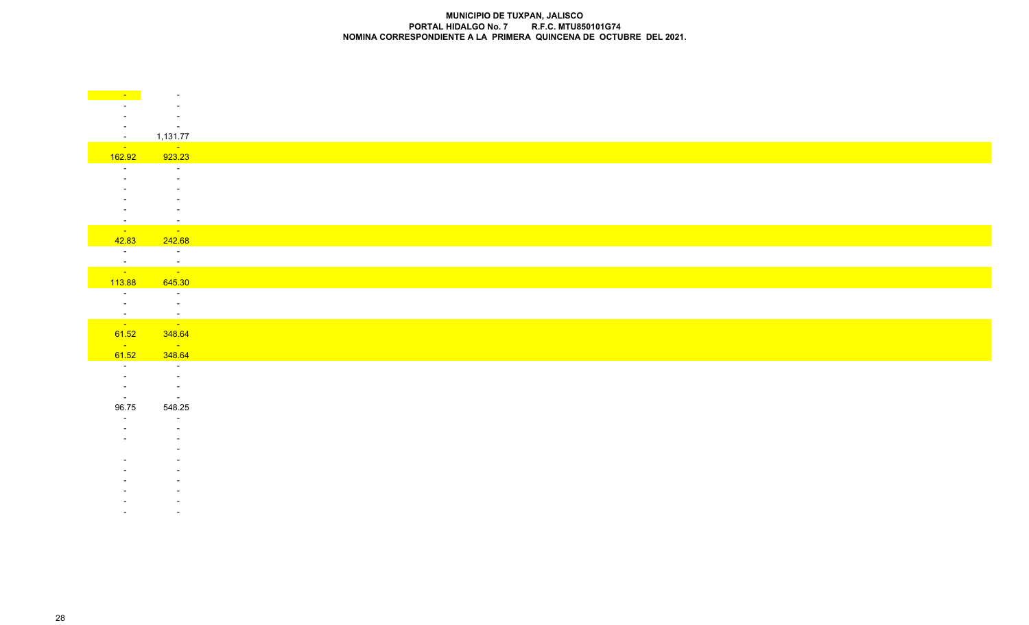**MUNICIPIO DE TUXPAN, JALISCO**
**PORTAL HIDALGO No. 7 R.F.C. MTU850101G74**
**NOMINA CORRESPONDIENTE A LA PRIMERA QUINCENA DE OCTUBRE DEL 2021.**

| | |
|---|---|
| - | - |
| - | - |
| - | - |
| - | - |
| - | 1,131.77 |
| - | - |
| 162.92 | 923.23 |
| - | - |
| - | - |
| - | - |
| - | - |
| - | - |
| - | - |
| - | - |
| 42.83 | 242.68 |
| - | - |
| - | - |
| - | - |
| 113.88 | 645.30 |
| - | - |
| - | - |
| - | - |
| - | - |
| 61.52 | 348.64 |
| - | - |
| 61.52 | 348.64 |
| - | - |
| - | - |
| - | - |
| - | - |
| 96.75 | 548.25 |
| - | - |
| - | - |
| - | - |
| | - |
| - | - |
| - | - |
| - | - |
| - | - |
| - | - |
| - | - |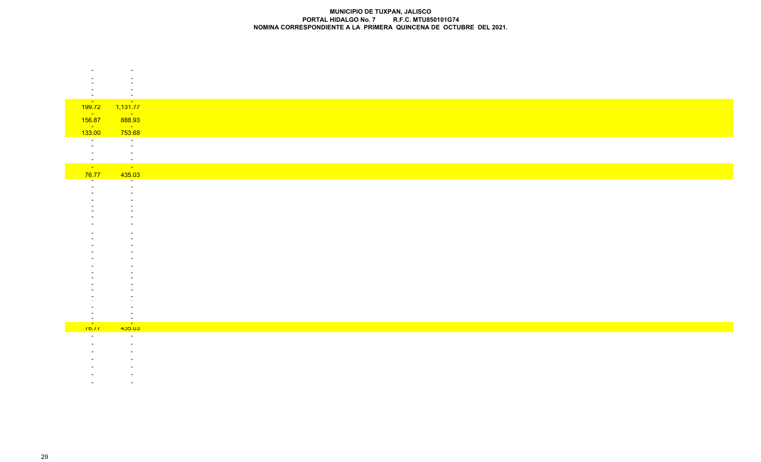**MUNICIPIO DE TUXPAN, JALISCO**
**PORTAL HIDALGO No. 7 R.F.C. MTU850101G74**
**NOMINA CORRESPONDIENTE A LA PRIMERA QUINCENA DE OCTUBRE DEL 2021.**

| | |
|---|---|
| - | - |
| - | - |
| - | - |
| - | - |
| - | - |
| 199.72 | 1,131.77 |
| - | - |
| 156.87 | 888.93 |
| - | - |
| 133.00 | 753.68 |
| - | - |
| - | - |
| - | - |
| - | - |
| - | - |
| 76.77 | 435.03 |
| - | - |
| - | - |
| - | - |
| - | - |
| - | - |
| - | - |
| - | - |
| - | - |
| - | - |
| - | - |
| - | - |
| - | - |
| - | - |
| - | - |
| - | - |
| - | - |
| - | - |
| - | - |
| - | - |
| - | - |
| - | - |
| - | - |
| 76.77 | 435.03 |
| - | - |
| - | - |
| - | - |
| - | - |
| - | - |
| - | - |
| - | - |
| - | - |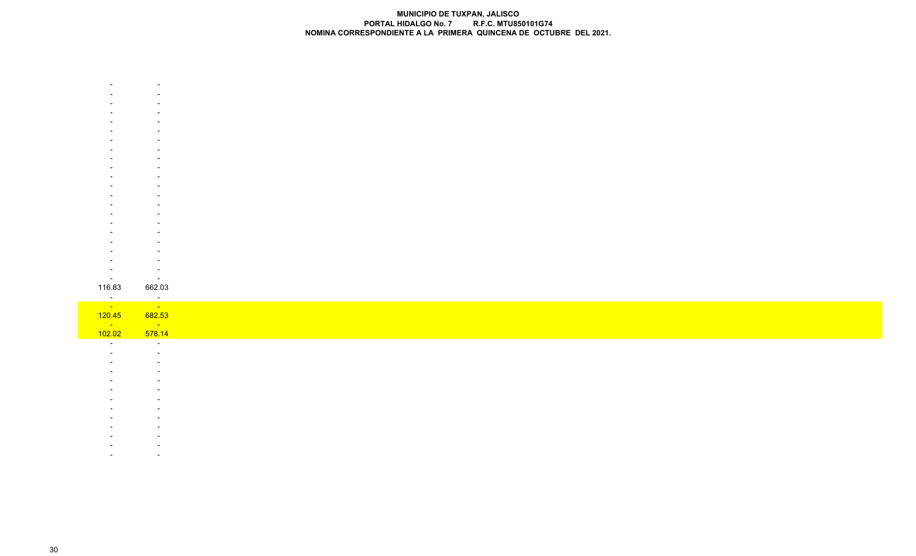**MUNICIPIO DE TUXPAN, JALISCO**
**PORTAL HIDALGO No. 7 R.F.C. MTU850101G74**
**NOMINA CORRESPONDIENTE A LA PRIMERA QUINCENA DE OCTUBRE DEL 2021.**

| | |
|---|---|
| - | - |
| - | - |
| - | - |
| - | - |
| - | - |
| - | - |
| - | - |
| - | - |
| - | - |
| - | - |
| - | - |
| - | - |
| - | - |
| - | - |
| - | - |
| - | - |
| - | - |
| - | - |
| - | - |
| - | - |
| - | - |
| - | - |
| 116.83 | 662.03 |
| - | - |
| - | - |
| 120.45 | 682.53 |
| - | - |
| 102.02 | 578.14 |
| - | - |
| - | - |
| - | - |
| - | - |
| - | - |
| - | - |
| - | - |
| - | - |
| - | - |
| - | - |
| - | - |
| - | - |
| - | - |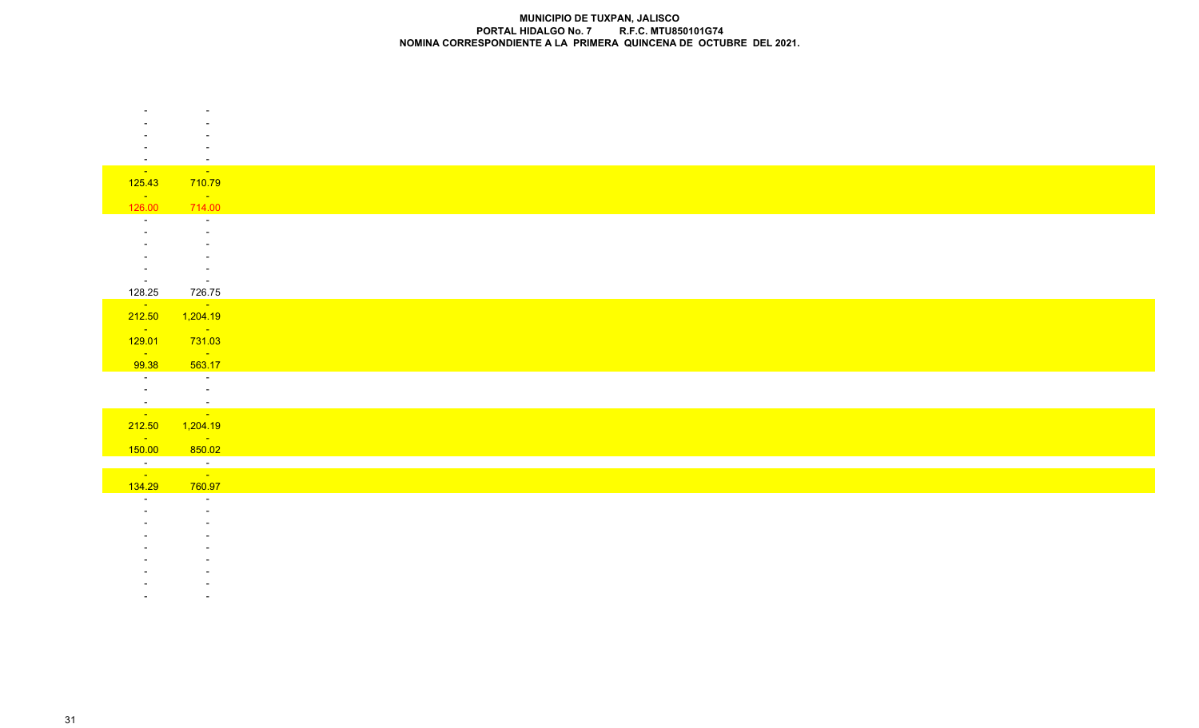**MUNICIPIO DE TUXPAN, JALISCO**
**PORTAL HIDALGO No. 7 R.F.C. MTU850101G74**
**NOMINA CORRESPONDIENTE A LA PRIMERA QUINCENA DE OCTUBRE DEL 2021.**

| | |
|---|---|
| - | - |
| - | - |
| - | - |
| - | - |
| - | - |
| - | - |
| 125.43 | 710.79 |
| - | - |
| 126.00 | 714.00 |
| - | - |
| - | - |
| - | - |
| - | - |
| - | - |
| - | - |
| 128.25 | 726.75 |
| - | - |
| 212.50 | 1,204.19 |
| - | - |
| 129.01 | 731.03 |
| - | - |
| 99.38 | 563.17 |
| - | - |
| - | - |
| - | - |
| - | - |
| 212.50 | 1,204.19 |
| - | - |
| 150.00 | 850.02 |
| - | - |
| - | - |
| 134.29 | 760.97 |
| - | - |
| - | - |
| - | - |
| - | - |
| - | - |
| - | - |
| - | - |
| - | - |
| - | - |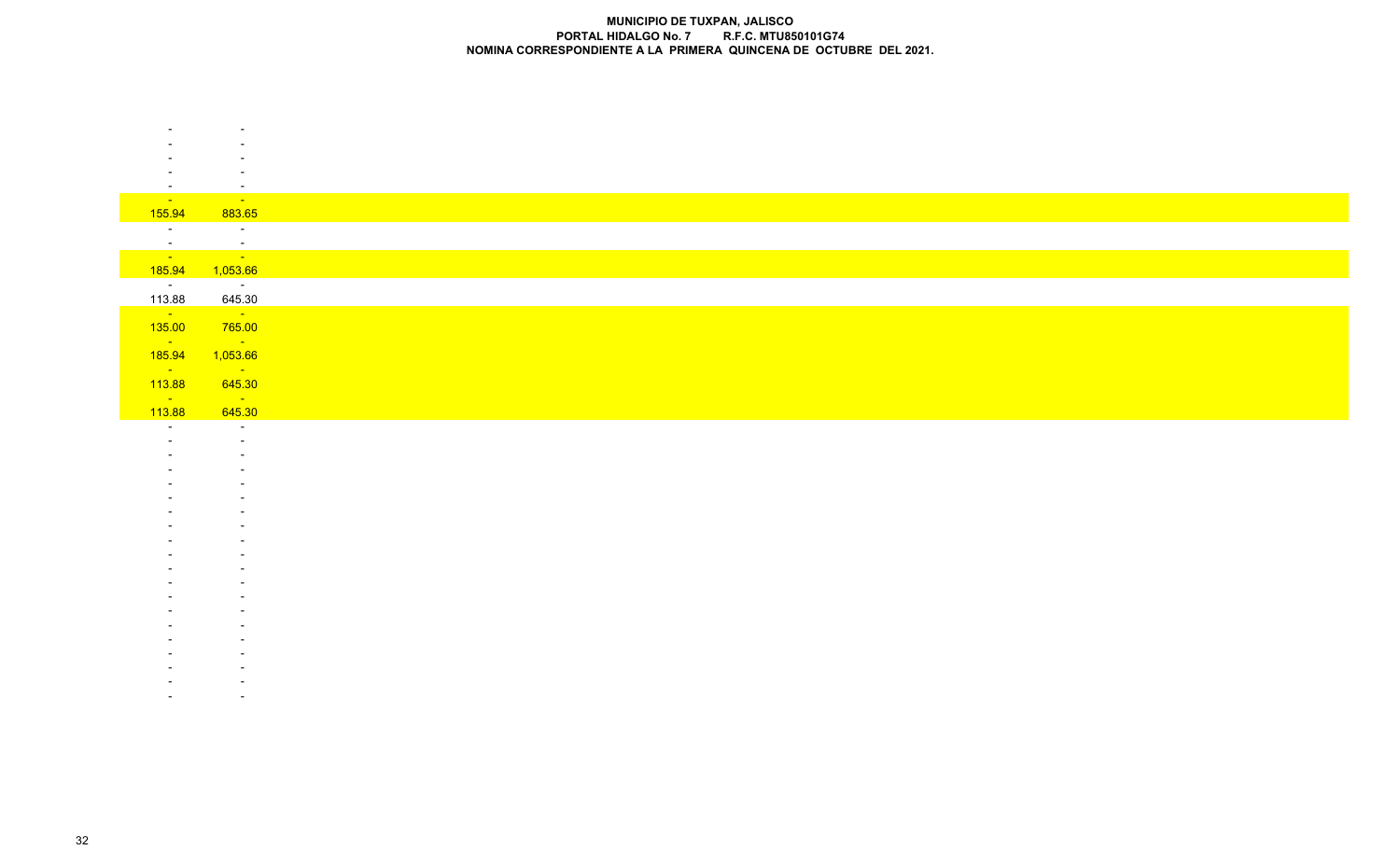**MUNICIPIO DE TUXPAN, JALISCO**
**PORTAL HIDALGO No. 7 R.F.C. MTU850101G74**
**NOMINA CORRESPONDIENTE A LA PRIMERA QUINCENA DE OCTUBRE DEL 2021.**

| | |
|---|---|
| - | - |
| - | - |
| - | - |
| - | - |
| - | - |
| - | - |
| 155.94 | 883.65 |
| - | - |
| - | - |
| - | - |
| 185.94 | 1,053.66 |
| - | - |
| 113.88 | 645.30 |
| - | - |
| 135.00 | 765.00 |
| - | - |
| 185.94 | 1,053.66 |
| - | - |
| 113.88 | 645.30 |
| - | - |
| 113.88 | 645.30 |
| - | - |
| - | - |
| - | - |
| - | - |
| - | - |
| - | - |
| - | - |
| - | - |
| - | - |
| - | - |
| - | - |
| - | - |
| - | - |
| - | - |
| - | - |
| - | - |
| - | - |
| - | - |
| - | - |
| - | - |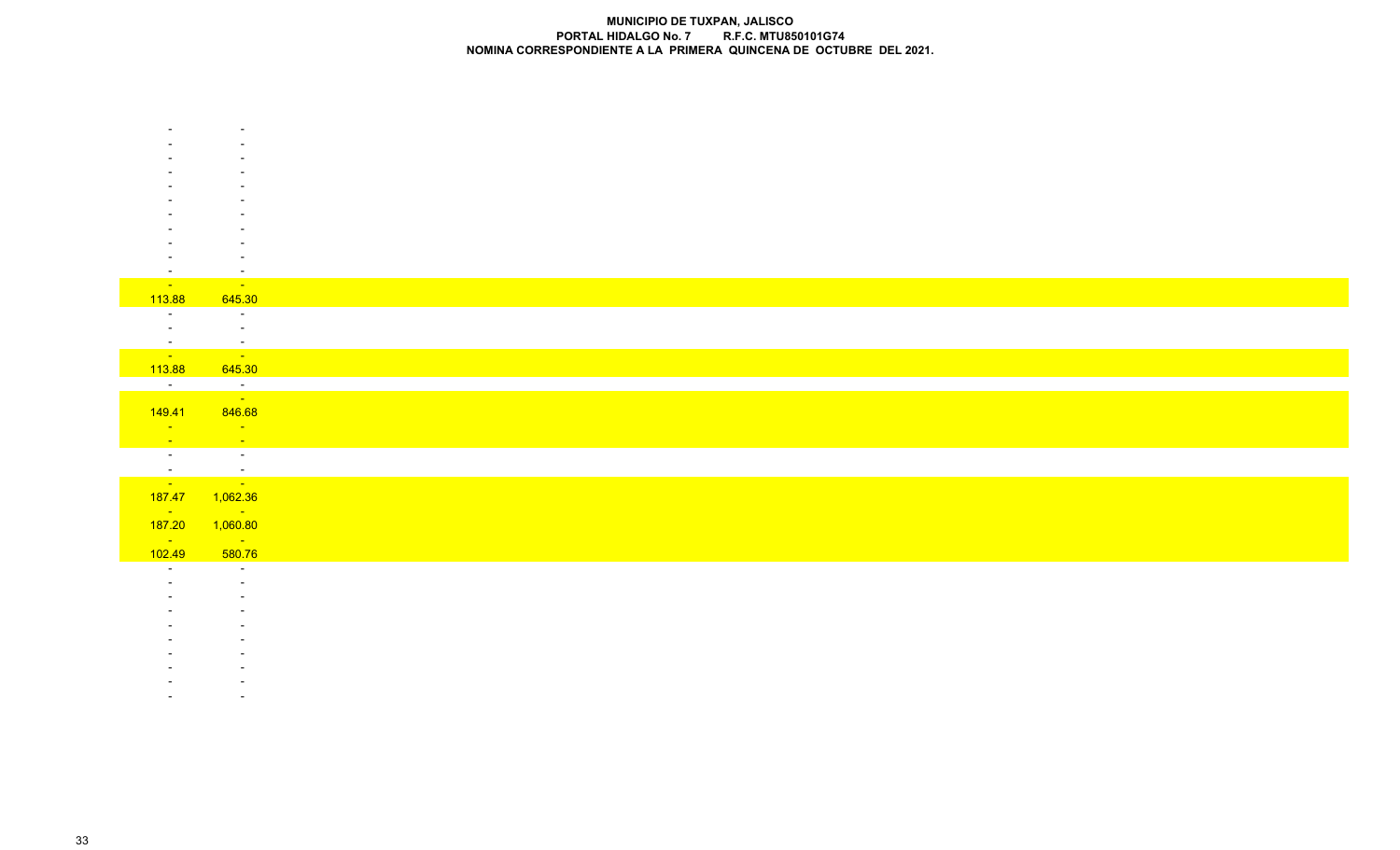**MUNICIPIO DE TUXPAN, JALISCO**
**PORTAL HIDALGO No. 7 R.F.C. MTU850101G74**
**NOMINA CORRESPONDIENTE A LA PRIMERA QUINCENA DE OCTUBRE DEL 2021.**

| | |
|---|---|
| - | - |
| - | - |
| - | - |
| - | - |
| - | - |
| - | - |
| - | - |
| - | - |
| - | - |
| - | - |
| - | - |
| - | - |
| 113.88 | 645.30 |
| - | - |
| - | - |
| - | - |
| - | - |
| 113.88 | 645.30 |
| - | - |
| | - |
| 149.41 | 846.68 |
| - | - |
| - | - |
| - | - |
| - | - |
| - | - |
| 187.47 | 1,062.36 |
| - | - |
| 187.20 | 1,060.80 |
| - | - |
| 102.49 | 580.76 |
| - | - |
| - | - |
| - | - |
| - | - |
| - | - |
| - | - |
| - | - |
| - | - |
| - | - |
| - | - |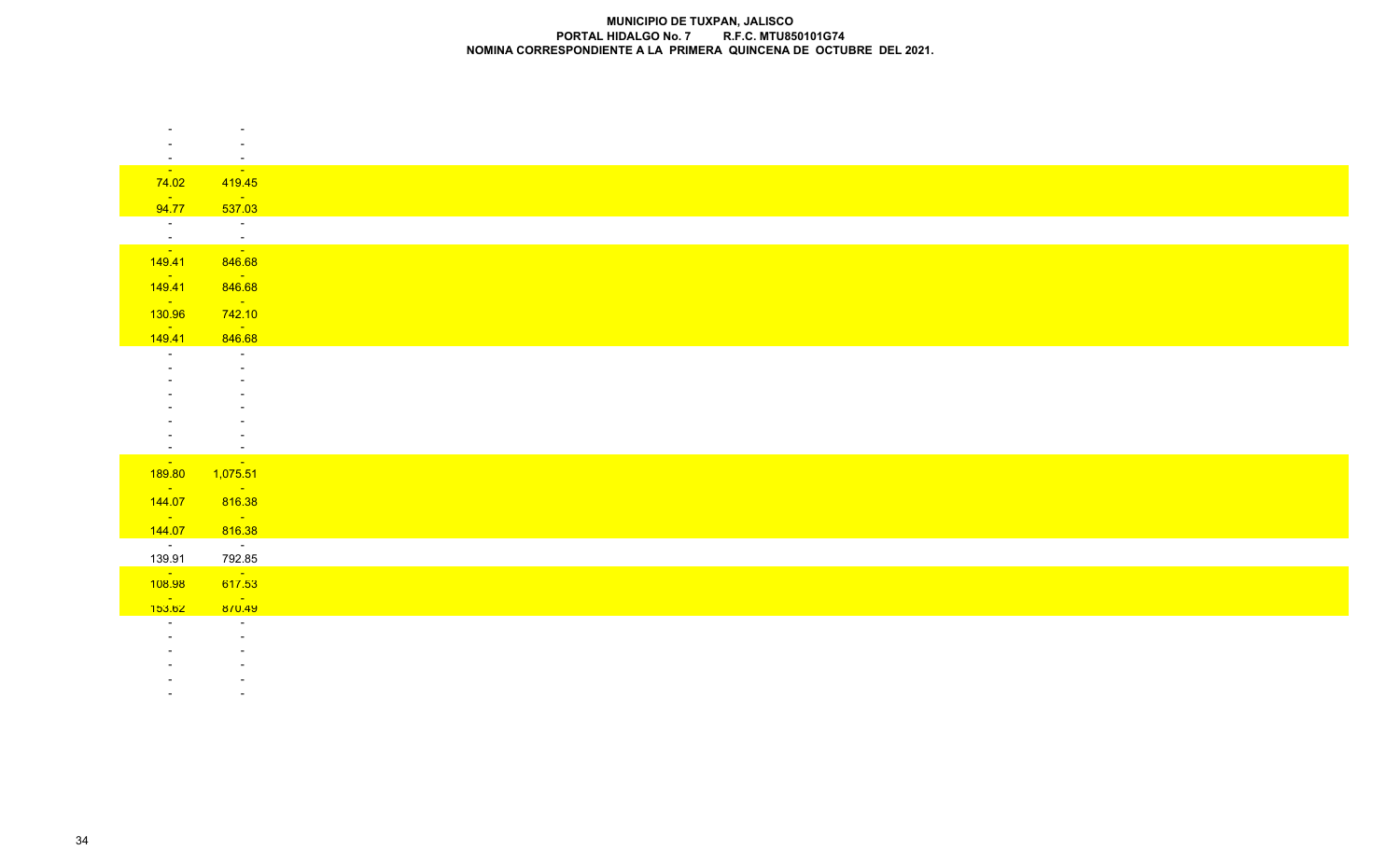**MUNICIPIO DE TUXPAN, JALISCO**
**PORTAL HIDALGO No. 7 R.F.C. MTU850101G74**
**NOMINA CORRESPONDIENTE A LA PRIMERA QUINCENA DE OCTUBRE DEL 2021.**

| | |
|---|---|
| - | - |
| - | - |
| - | - |
| - | - |
| 74.02 | 419.45 |
| - | - |
| 94.77 | 537.03 |
| - | - |
| - | - |
| - | - |
| 149.41 | 846.68 |
| - | - |
| 149.41 | 846.68 |
| - | - |
| 130.96 | 742.10 |
| - | - |
| 149.41 | 846.68 |
| - | - |
| - | - |
| - | - |
| - | - |
| - | - |
| - | - |
| - | - |
| - | - |
| - | - |
| 189.80 | 1,075.51 |
| - | - |
| 144.07 | 816.38 |
| - | - |
| 144.07 | 816.38 |
| - | - |
| 139.91 | 792.85 |
| - | - |
| 108.98 | 617.53 |
| - | - |
| 153.62 | 870.49 |
| - | - |
| - | - |
| - | - |
| - | - |
| - | - |
| - | - |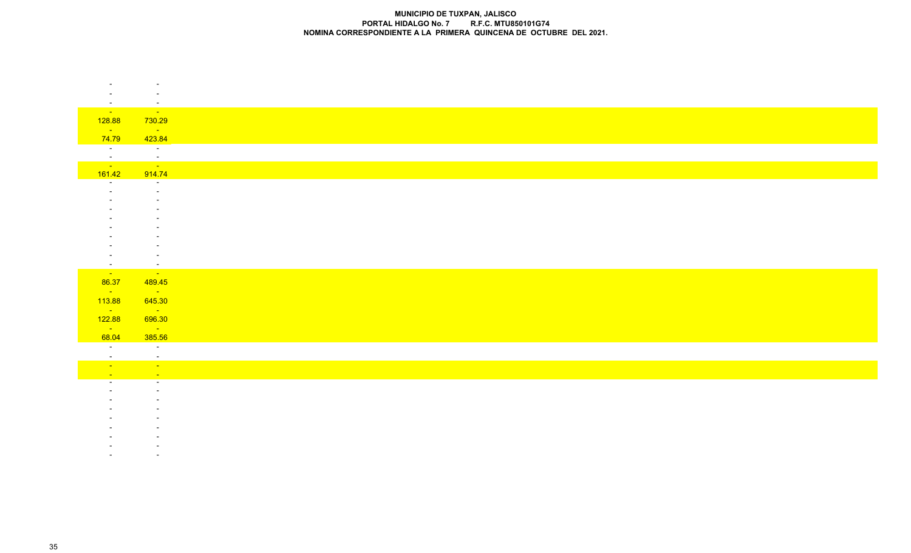**MUNICIPIO DE TUXPAN, JALISCO**
**PORTAL HIDALGO No. 7 R.F.C. MTU850101G74**
**NOMINA CORRESPONDIENTE A LA PRIMERA QUINCENA DE OCTUBRE DEL 2021.**

| | |
|---|---|
| - | - |
| - | - |
| - | - |
| - | - |
| 128.88 | 730.29 |
| - | - |
| 74.79 | 423.84 |
| - | - |
| - | - |
| - | - |
| 161.42 | 914.74 |
| - | - |
| - | - |
| - | - |
| - | - |
| - | - |
| - | - |
| - | - |
| - | - |
| - | - |
| - | - |
| - | - |
| 86.37 | 489.45 |
| - | - |
| 113.88 | 645.30 |
| - | - |
| 122.88 | 696.30 |
| - | - |
| 68.04 | 385.56 |
| - | - |
| - | - |
| - | - |
| - | - |
| - | - |
| - | - |
| - | - |
| - | - |
| - | - |
| - | - |
| - | - |
| - | - |
| - | - |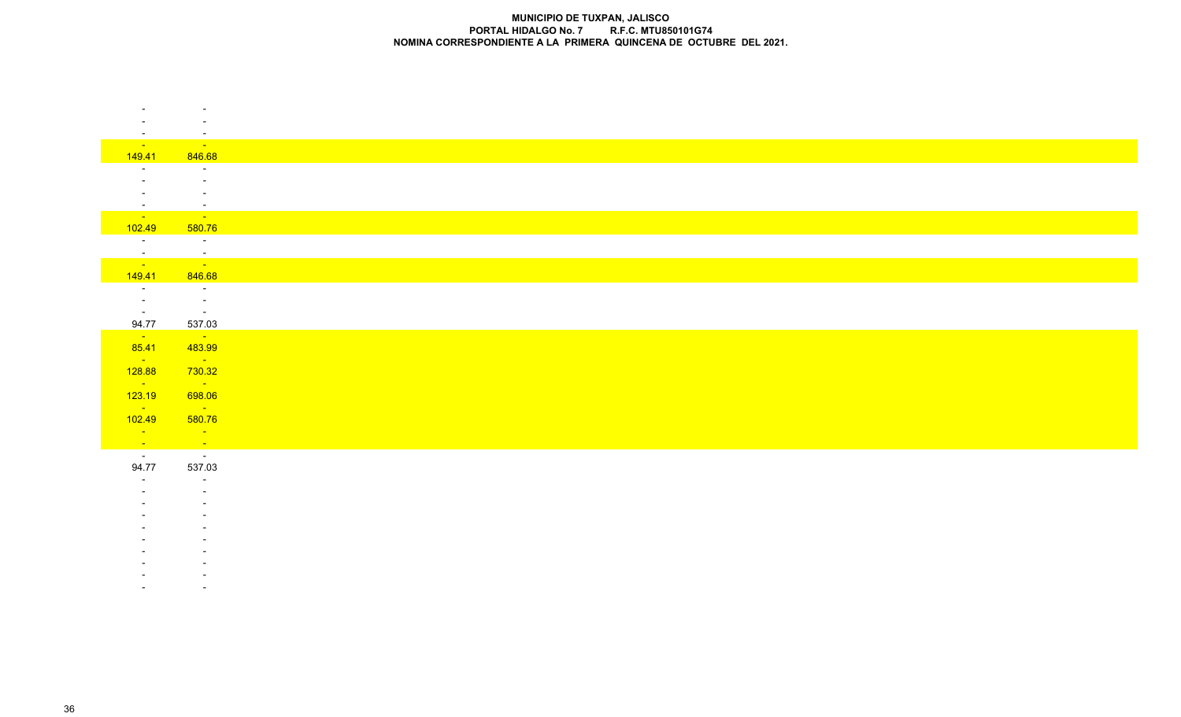**MUNICIPIO DE TUXPAN, JALISCO**
**PORTAL HIDALGO No. 7 R.F.C. MTU850101G74**
**NOMINA CORRESPONDIENTE A LA PRIMERA QUINCENA DE OCTUBRE DEL 2021.**

| | |
|---|---|
| - | - |
| - | - |
| - | - |
| - | - |
| 149.41 | 846.68 |
| - | - |
| - | - |
| - | - |
| - | - |
| - | - |
| 102.49 | 580.76 |
| - | - |
| - | - |
| - | - |
| 149.41 | 846.68 |
| - | - |
| - | - |
| - | - |
| 94.77 | 537.03 |
| - | - |
| 85.41 | 483.99 |
| - | - |
| 128.88 | 730.32 |
| - | - |
| 123.19 | 698.06 |
| - | - |
| 102.49 | 580.76 |
| - | - |
| - | - |
| - | - |
| 94.77 | 537.03 |
| - | - |
| - | - |
| - | - |
| - | - |
| - | - |
| - | - |
| - | - |
| - | - |
| - | - |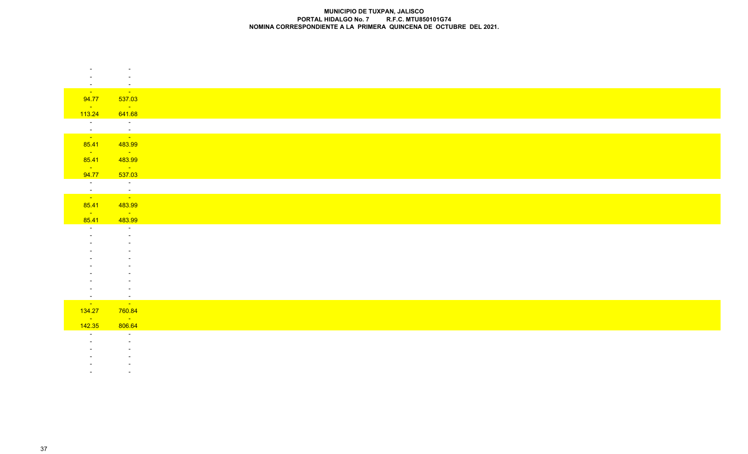**MUNICIPIO DE TUXPAN, JALISCO**
**PORTAL HIDALGO No. 7 R.F.C. MTU850101G74**
**NOMINA CORRESPONDIENTE A LA PRIMERA QUINCENA DE OCTUBRE DEL 2021.**

| | |
|---|---|
| - | - |
| - | - |
| - | - |
| - | - |
| 94.77 | 537.03 |
| - | - |
| 113.24 | 641.68 |
| - | - |
| - | - |
| - | - |
| 85.41 | 483.99 |
| - | - |
| 85.41 | 483.99 |
| - | - |
| 94.77 | 537.03 |
| - | - |
| - | - |
| - | - |
| 85.41 | 483.99 |
| - | - |
| 85.41 | 483.99 |
| - | - |
| - | - |
| - | - |
| - | - |
| - | - |
| - | - |
| - | - |
| - | - |
| - | - |
| - | - |
| - | - |
| 134.27 | 760.84 |
| - | - |
| 142.35 | 806.64 |
| - | - |
| - | - |
| - | - |
| - | - |
| - | - |
| - | - |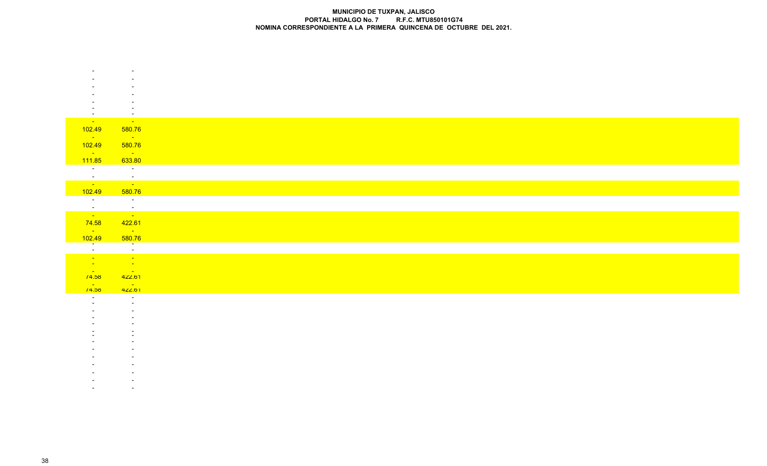**MUNICIPIO DE TUXPAN, JALISCO**
**PORTAL HIDALGO No. 7 R.F.C. MTU850101G74**
**NOMINA CORRESPONDIENTE A LA PRIMERA QUINCENA DE OCTUBRE DEL 2021.**

| | |
|---|---|
| - | - |
| - | - |
| - | - |
| - | - |
| - | - |
| - | - |
| - | - |
| - | - |
| 102.49 | 580.76 |
| - | - |
| 102.49 | 580.76 |
| - | - |
| 111.85 | 633.80 |
| - | - |
| - | - |
| - | - |
| 102.49 | 580.76 |
| - | - |
| - | - |
| - | - |
| 74.58 | 422.61 |
| - | - |
| 102.49 | 580.76 |
| - | - |
| - | - |
| - | - |
| - | - |
| - | - |
| 74.58 | 422.61 |
| - | - |
| 74.58 | 422.61 |
| - | - |
| - | - |
| - | - |
| - | - |
| - | - |
| - | - |
| - | - |
| - | - |
| - | - |
| - | - |
| - | - |
| - | - |
| - | - |
| - | - |
| - | - |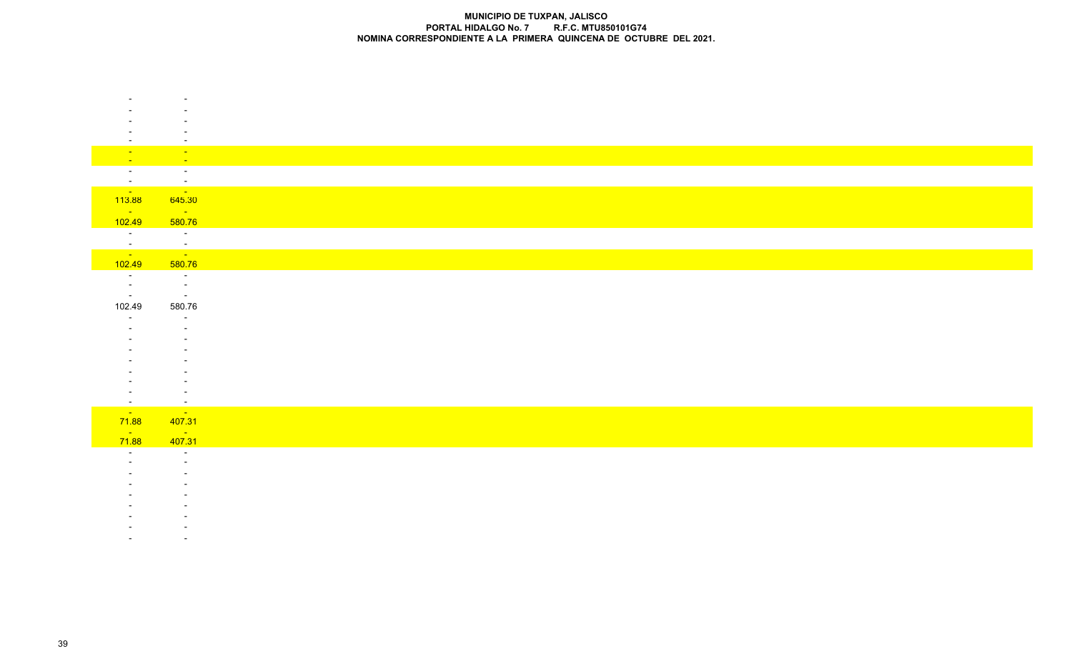**MUNICIPIO DE TUXPAN, JALISCO**
**PORTAL HIDALGO No. 7 R.F.C. MTU850101G74**
**NOMINA CORRESPONDIENTE A LA PRIMERA QUINCENA DE OCTUBRE DEL 2021.**

| | |
|---|---|
| - | - |
| - | - |
| - | - |
| - | - |
| - | - |
| - | - |
| - | - |
| - | - |
| - | - |
| - | - |
| 113.88 | 645.30 |
| - | - |
| 102.49 | 580.76 |
| - | - |
| - | - |
| - | - |
| 102.49 | 580.76 |
| - | - |
| - | - |
| - | - |
| 102.49 | 580.76 |
| - | - |
| - | - |
| - | - |
| - | - |
| - | - |
| - | - |
| - | - |
| - | - |
| - | - |
| - | - |
| 71.88 | 407.31 |
| - | - |
| 71.88 | 407.31 |
| - | - |
| - | - |
| - | - |
| - | - |
| - | - |
| - | - |
| - | - |
| - | - |
| - | - |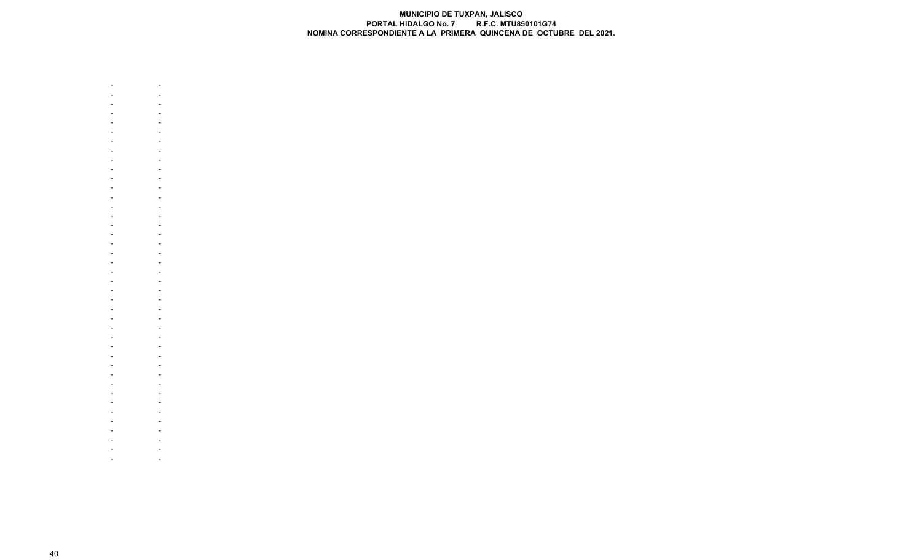**MUNICIPIO DE TUXPAN, JALISCO**
**PORTAL HIDALGO No. 7 R.F.C. MTU850101G74**
**NOMINA CORRESPONDIENTE A LA PRIMERA QUINCENA DE OCTUBRE DEL 2021.**

| | |
|---|---|
| - | - |
| - | - |
| - | - |
| - | - |
| - | - |
| - | - |
| - | - |
| - | - |
| - | - |
| - | - |
| - | - |
| - | - |
| - | - |
| - | - |
| - | - |
| - | - |
| - | - |
| - | - |
| - | - |
| - | - |
| - | - |
| - | - |
| - | - |
| - | - |
| - | - |
| - | - |
| - | - |
| - | - |
| - | - |
| - | - |
| - | - |
| - | - |
| - | - |
| - | - |
| - | - |
| - | - |
| - | - |
| - | - |
| - | - |
| - | - |
| - | - |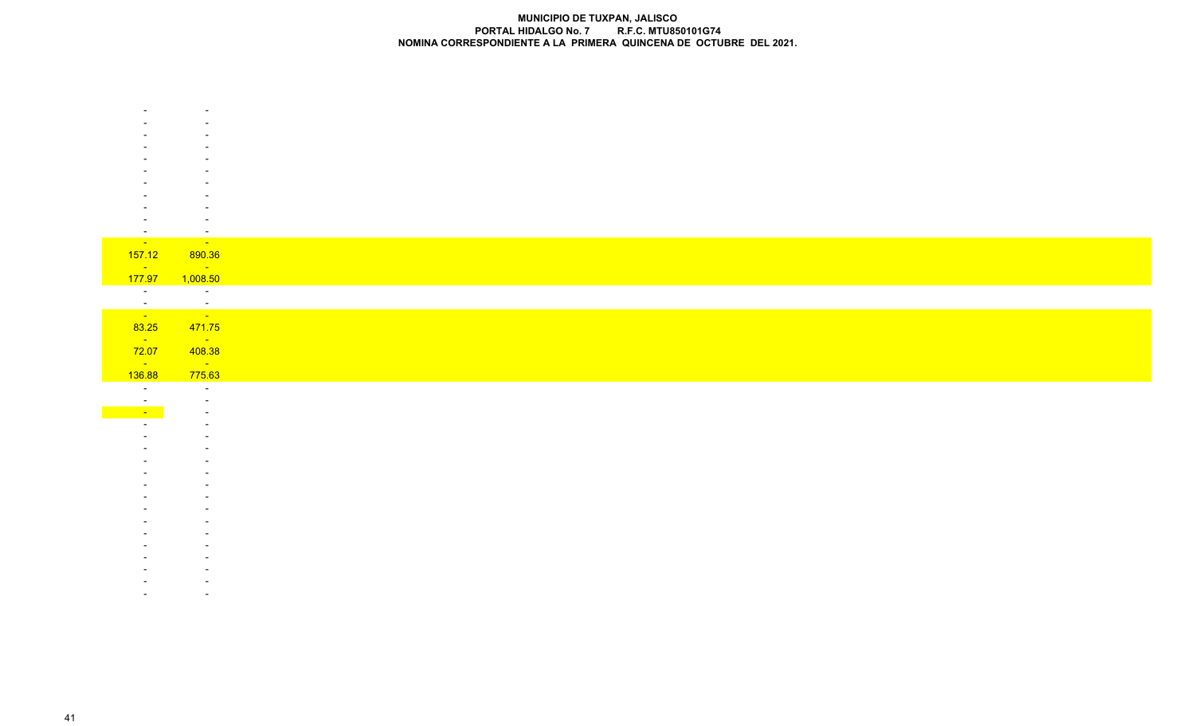**MUNICIPIO DE TUXPAN, JALISCO**
**PORTAL HIDALGO No. 7 R.F.C. MTU850101G74**
**NOMINA CORRESPONDIENTE A LA PRIMERA QUINCENA DE OCTUBRE DEL 2021.**

| | |
|---|---|
| - | - |
| - | - |
| - | - |
| - | - |
| - | - |
| - | - |
| - | - |
| - | - |
| - | - |
| - | - |
| - | - |
| - | - |
| 157.12 | 890.36 |
| - | - |
| 177.97 | 1,008.50 |
| - | - |
| - | - |
| - | - |
| 83.25 | 471.75 |
| - | - |
| 72.07 | 408.38 |
| - | - |
| 136.88 | 775.63 |
| - | - |
| - | - |
| - | - |
| - | - |
| - | - |
| - | - |
| - | - |
| - | - |
| - | - |
| - | - |
| - | - |
| - | - |
| - | - |
| - | - |
| - | - |
| - | - |
| - | - |
| - | - |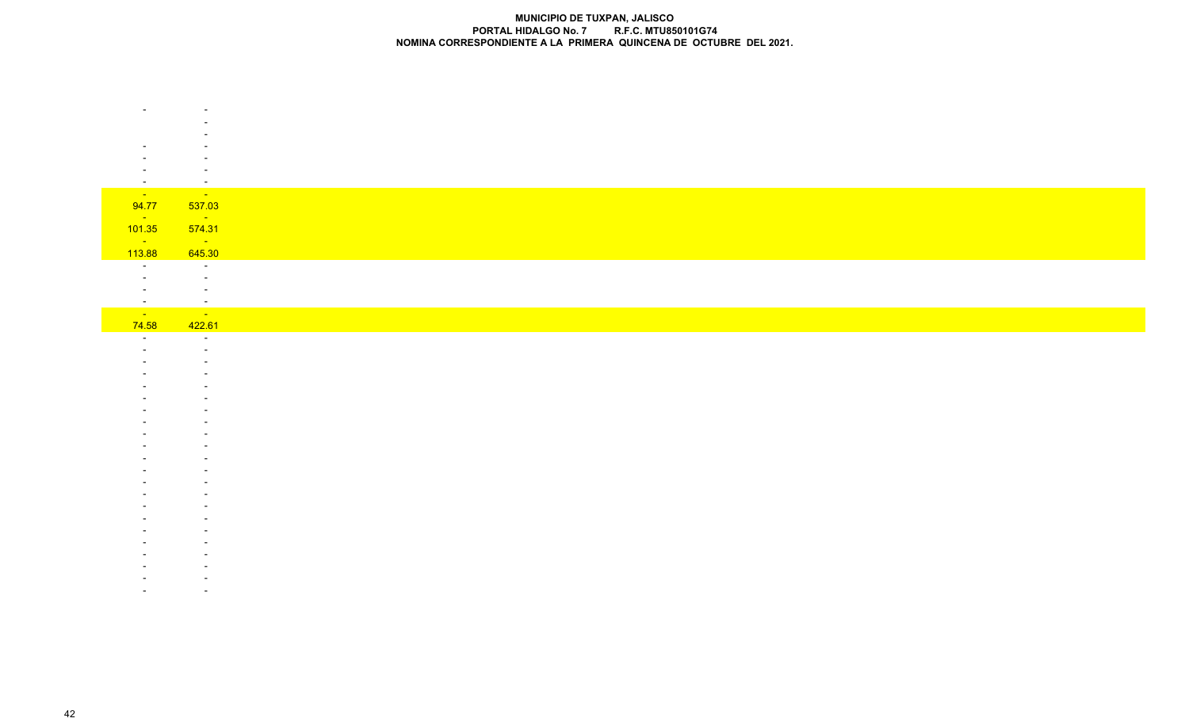**MUNICIPIO DE TUXPAN, JALISCO**
**PORTAL HIDALGO No. 7 R.F.C. MTU850101G74**
**NOMINA CORRESPONDIENTE A LA PRIMERA QUINCENA DE OCTUBRE DEL 2021.**

| | |
|---|---|
| - | - |
| | - |
| | - |
| - | - |
| - | - |
| - | - |
| - | - |
| - | - |
| 94.77 | 537.03 |
| - | - |
| 101.35 | 574.31 |
| - | - |
| 113.88 | 645.30 |
| - | - |
| - | - |
| - | - |
| - | - |
| - | - |
| 74.58 | 422.61 |
| - | - |
| - | - |
| - | - |
| - | - |
| - | - |
| - | - |
| - | - |
| - | - |
| - | - |
| - | - |
| - | - |
| - | - |
| - | - |
| - | - |
| - | - |
| - | - |
| - | - |
| - | - |
| - | - |
| - | - |
| - | - |
| - | - |
| - | - |
| - | - |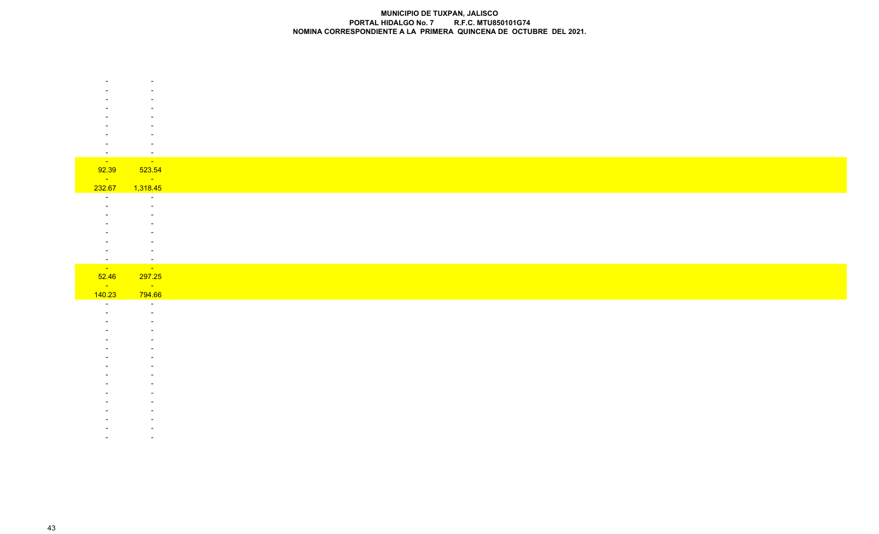**MUNICIPIO DE TUXPAN, JALISCO**
**PORTAL HIDALGO No. 7 R.F.C. MTU850101G74**
**NOMINA CORRESPONDIENTE A LA PRIMERA QUINCENA DE OCTUBRE DEL 2021.**

| | |
|---|---|
| - | - |
| - | - |
| - | - |
| - | - |
| - | - |
| - | - |
| - | - |
| - | - |
| - | - |
| - | - |
| 92.39 | 523.54 |
| - | - |
| 232.67 | 1,318.45 |
| - | - |
| - | - |
| - | - |
| - | - |
| - | - |
| - | - |
| - | - |
| - | - |
| - | - |
| 52.46 | 297.25 |
| - | - |
| 140.23 | 794.66 |
| - | - |
| - | - |
| - | - |
| - | - |
| - | - |
| - | - |
| - | - |
| - | - |
| - | - |
| - | - |
| - | - |
| - | - |
| - | - |
| - | - |
| - | - |
| - | - |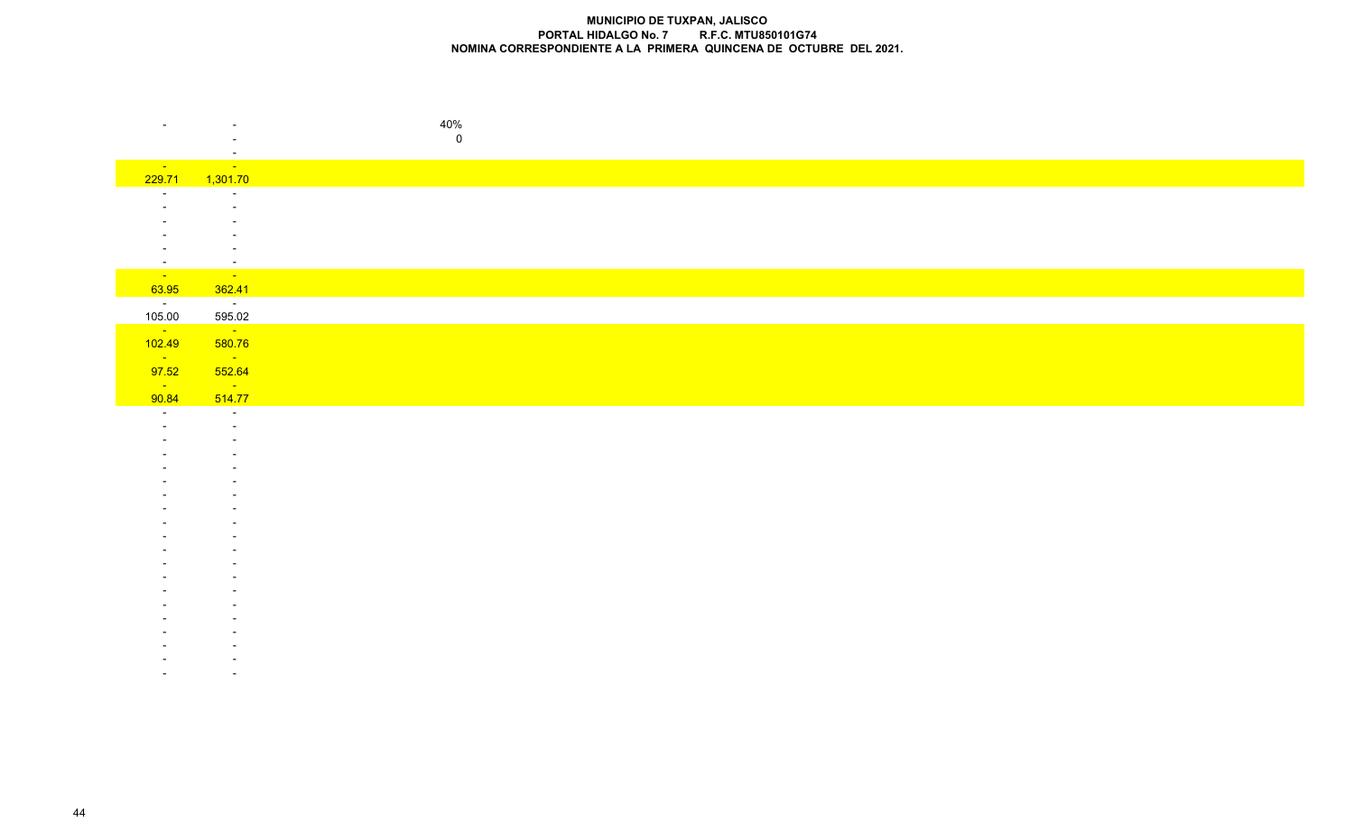**MUNICIPIO DE TUXPAN, JALISCO**
**PORTAL HIDALGO No. 7 R.F.C. MTU850101G74**
**NOMINA CORRESPONDIENTE A LA PRIMERA QUINCENA DE OCTUBRE DEL 2021.**

| | | |
|---|---|---|
| - | - | 40% |
| | - | 0 |
| | - | |
| - | - | |
| 229.71 | 1,301.70 | |
| - | - | |
| - | - | |
| - | - | |
| - | - | |
| - | - | |
| - | - | |
| - | - | |
| 63.95 | 362.41 | |
| - | - | |
| 105.00 | 595.02 | |
| - | - | |
| 102.49 | 580.76 | |
| - | - | |
| 97.52 | 552.64 | |
| - | - | |
| 90.84 | 514.77 | |
| - | - | |
| - | - | |
| - | - | |
| - | - | |
| - | - | |
| - | - | |
| - | - | |
| - | - | |
| - | - | |
| - | - | |
| - | - | |
| - | - | |
| - | - | |
| - | - | |
| - | - | |
| - | - | |
| - | - | |
| - | - | |
| - | - | |
| - | - | |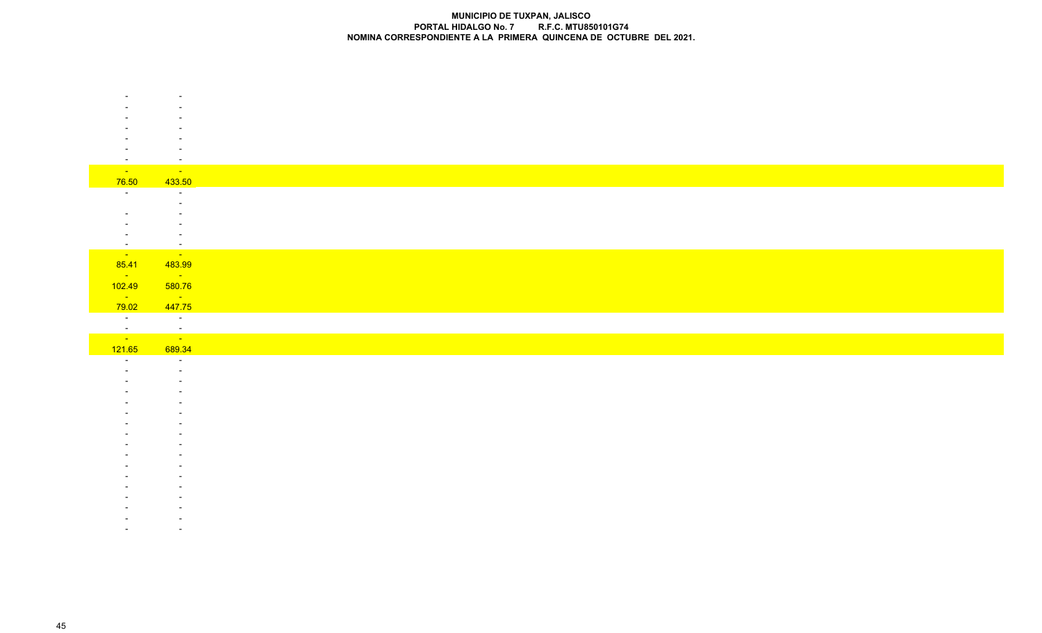**MUNICIPIO DE TUXPAN, JALISCO**
**PORTAL HIDALGO No. 7 R.F.C. MTU850101G74**
**NOMINA CORRESPONDIENTE A LA PRIMERA QUINCENA DE OCTUBRE DEL 2021.**

| | |
|---|---|
| - | - |
| - | - |
| - | - |
| - | - |
| - | - |
| - | - |
| - | - |
| - | - |
| 76.50 | 433.50 |
| - | - |
| | - |
| - | - |
| - | - |
| - | - |
| - | - |
| - | - |
| 85.41 | 483.99 |
| - | - |
| 102.49 | 580.76 |
| - | - |
| 79.02 | 447.75 |
| - | - |
| - | - |
| - | - |
| 121.65 | 689.34 |
| - | - |
| - | - |
| - | - |
| - | - |
| - | - |
| - | - |
| - | - |
| - | - |
| - | - |
| - | - |
| - | - |
| - | - |
| - | - |
| - | - |
| - | - |
| - | - |
| - | - |
| - | - |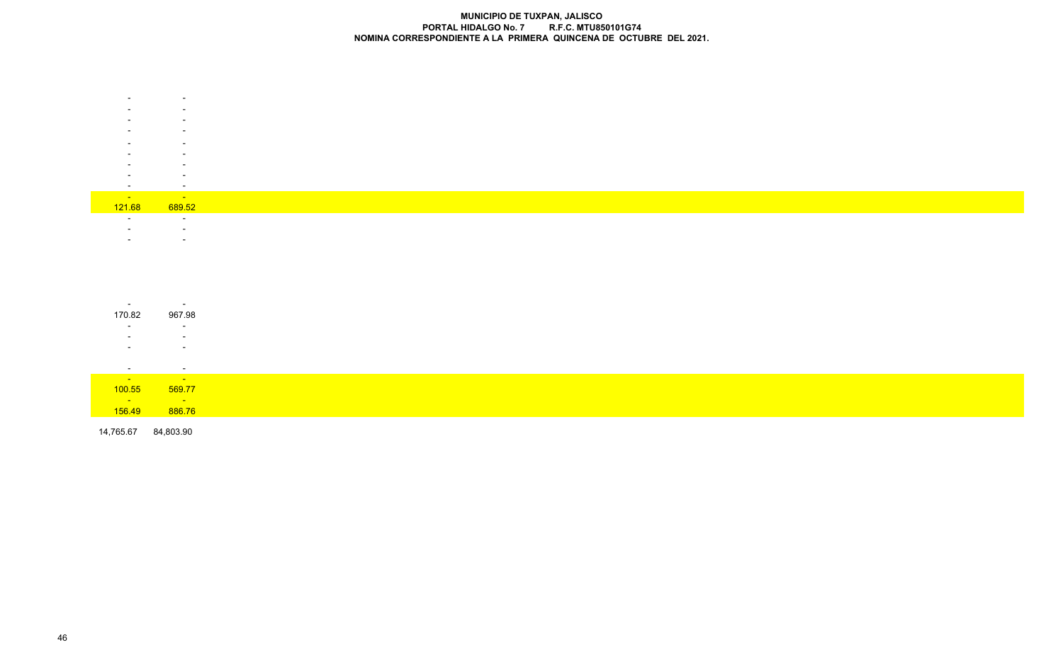**MUNICIPIO DE TUXPAN, JALISCO**
**PORTAL HIDALGO No. 7 R.F.C. MTU850101G74**
**NOMINA CORRESPONDIENTE A LA PRIMERA QUINCENA DE OCTUBRE DEL 2021.**

| | |
|---|---|
| - | - |
| - | - |
| - | - |
| - | - |
| - | - |
| - | - |
| - | - |
| - | - |
| - | - |
| - | - |
| 121.68 | 689.52 |
| - | - |
| - | - |
| - | - |
| - | - |
| 170.82 | 967.98 |
| - | - |
| - | - |
| - | - |
| - | - |
| - | - |
| 100.55 | 569.77 |
| - | - |
| 156.49 | 886.76 |
| 14,765.67 | 84,803.90 |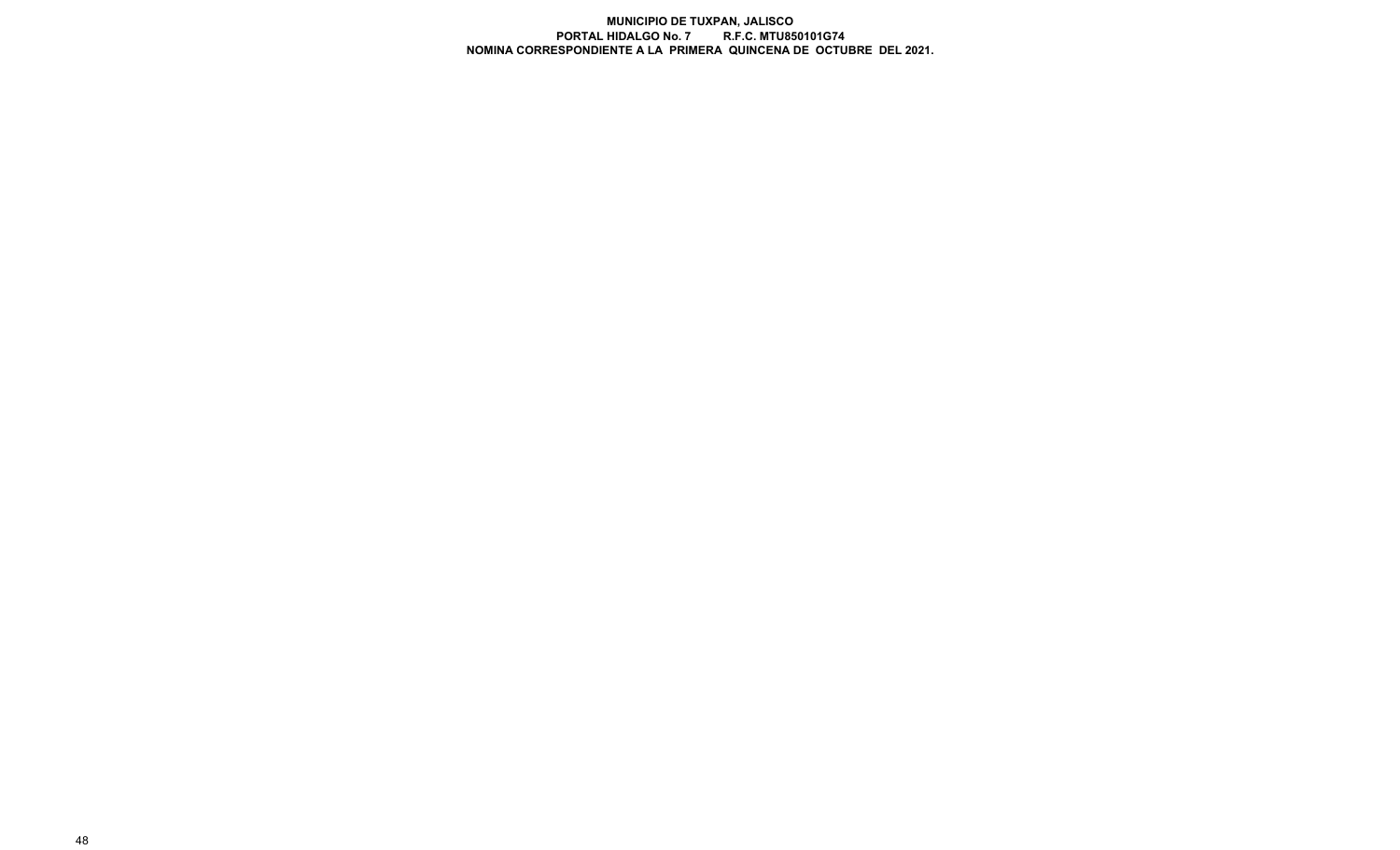**MUNICIPIO DE TUXPAN, JALISCO**
**PORTAL HIDALGO No. 7 R.F.C. MTU850101G74**
**NOMINA CORRESPONDIENTE A LA PRIMERA QUINCENA DE OCTUBRE DEL 2021.**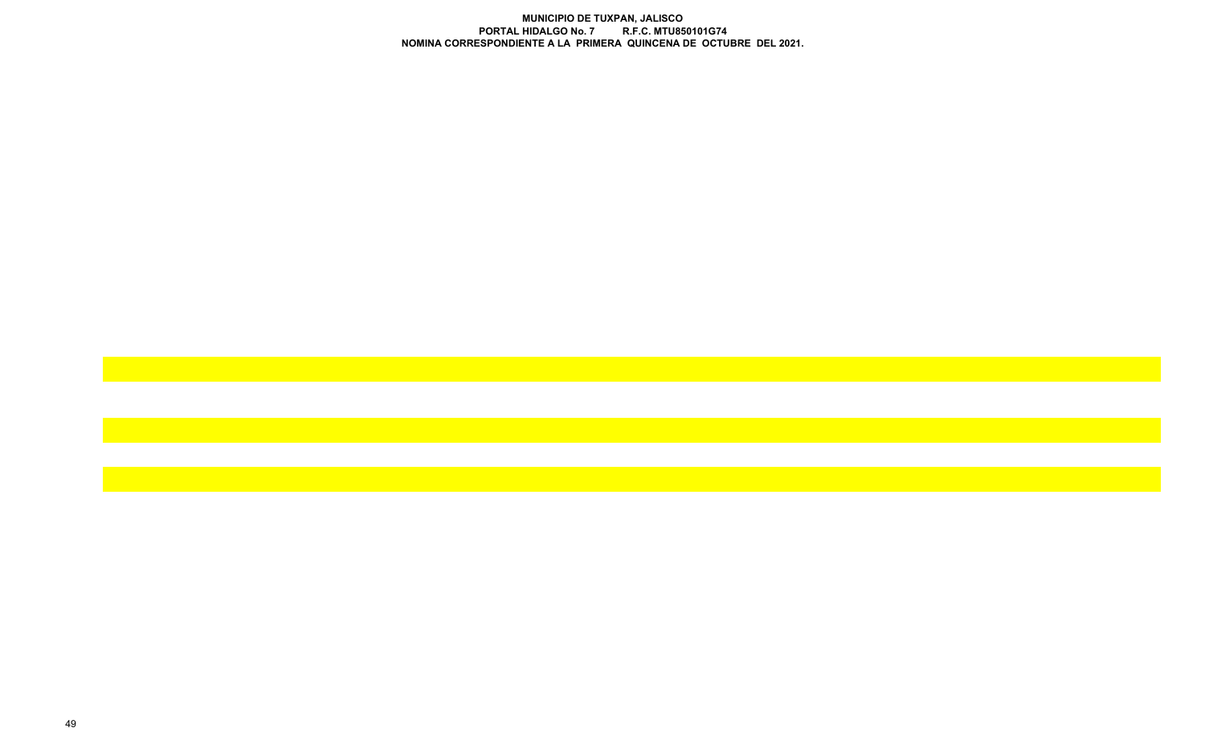**MUNICIPIO DE TUXPAN, JALISCO**
**PORTAL HIDALGO No. 7 R.F.C. MTU850101G74**
**NOMINA CORRESPONDIENTE A LA PRIMERA QUINCENA DE OCTUBRE DEL 2021.**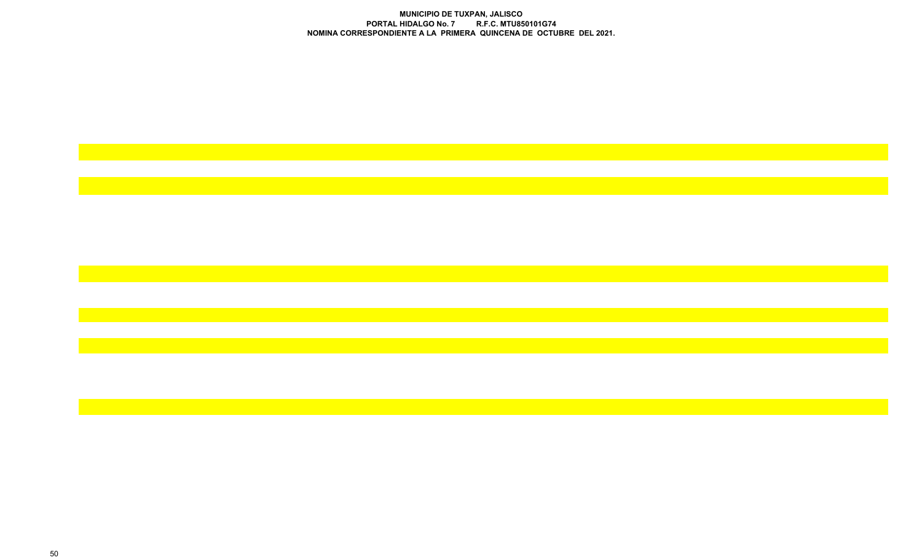**MUNICIPIO DE TUXPAN, JALISCO**
**PORTAL HIDALGO No. 7 R.F.C. MTU850101G74**
**NOMINA CORRESPONDIENTE A LA PRIMERA QUINCENA DE OCTUBRE DEL 2021.**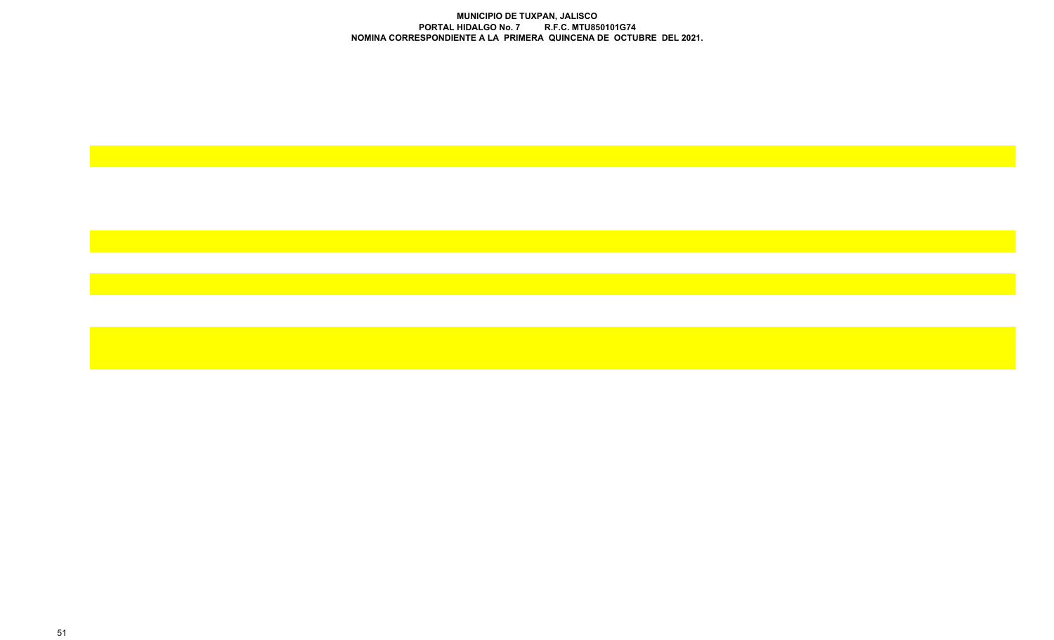**MUNICIPIO DE TUXPAN, JALISCO**
**PORTAL HIDALGO No. 7 R.F.C. MTU850101G74**
**NOMINA CORRESPONDIENTE A LA PRIMERA QUINCENA DE OCTUBRE DEL 2021.**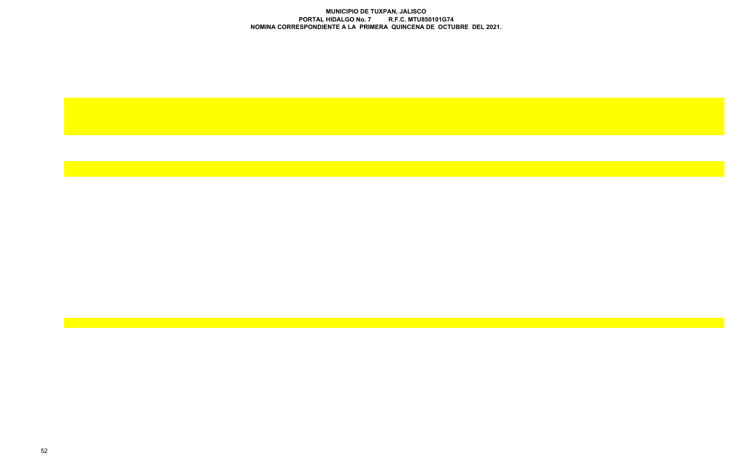**MUNICIPIO DE TUXPAN, JALISCO**
**PORTAL HIDALGO No. 7 R.F.C. MTU850101G74**
**NOMINA CORRESPONDIENTE A LA PRIMERA QUINCENA DE OCTUBRE DEL 2021.**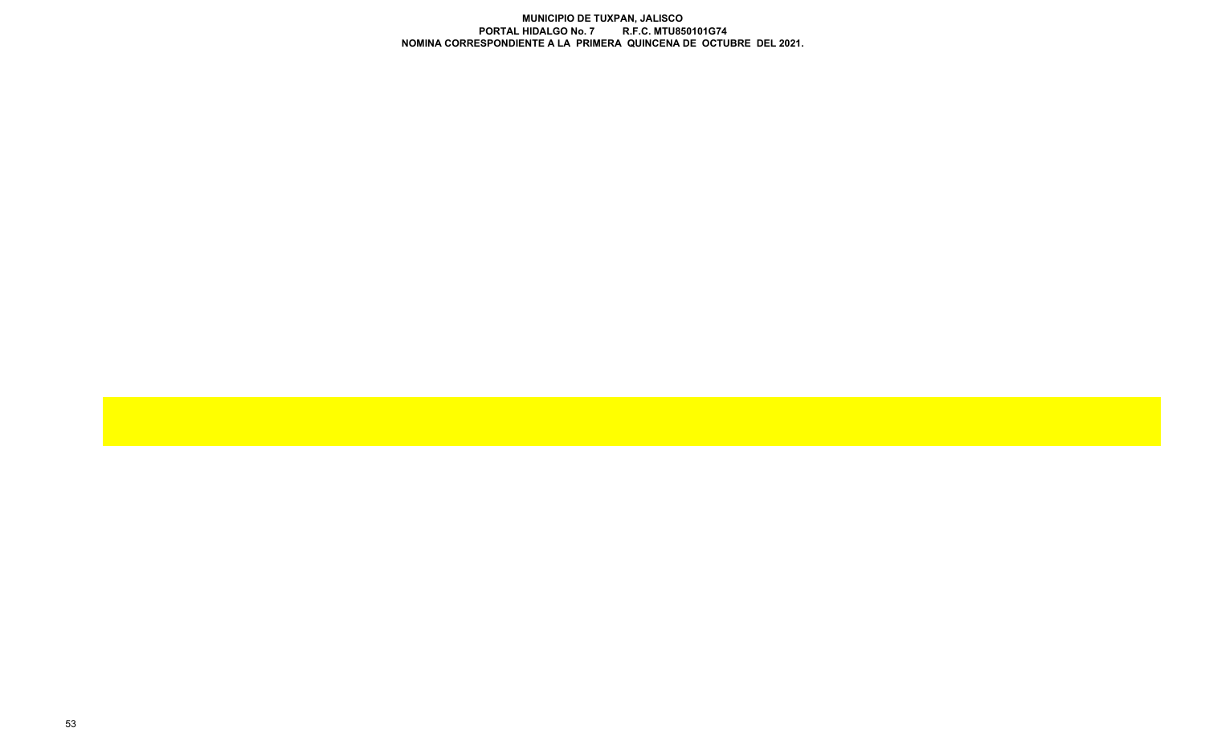**MUNICIPIO DE TUXPAN, JALISCO**
**PORTAL HIDALGO No. 7 R.F.C. MTU850101G74**
**NOMINA CORRESPONDIENTE A LA PRIMERA QUINCENA DE OCTUBRE DEL 2021.**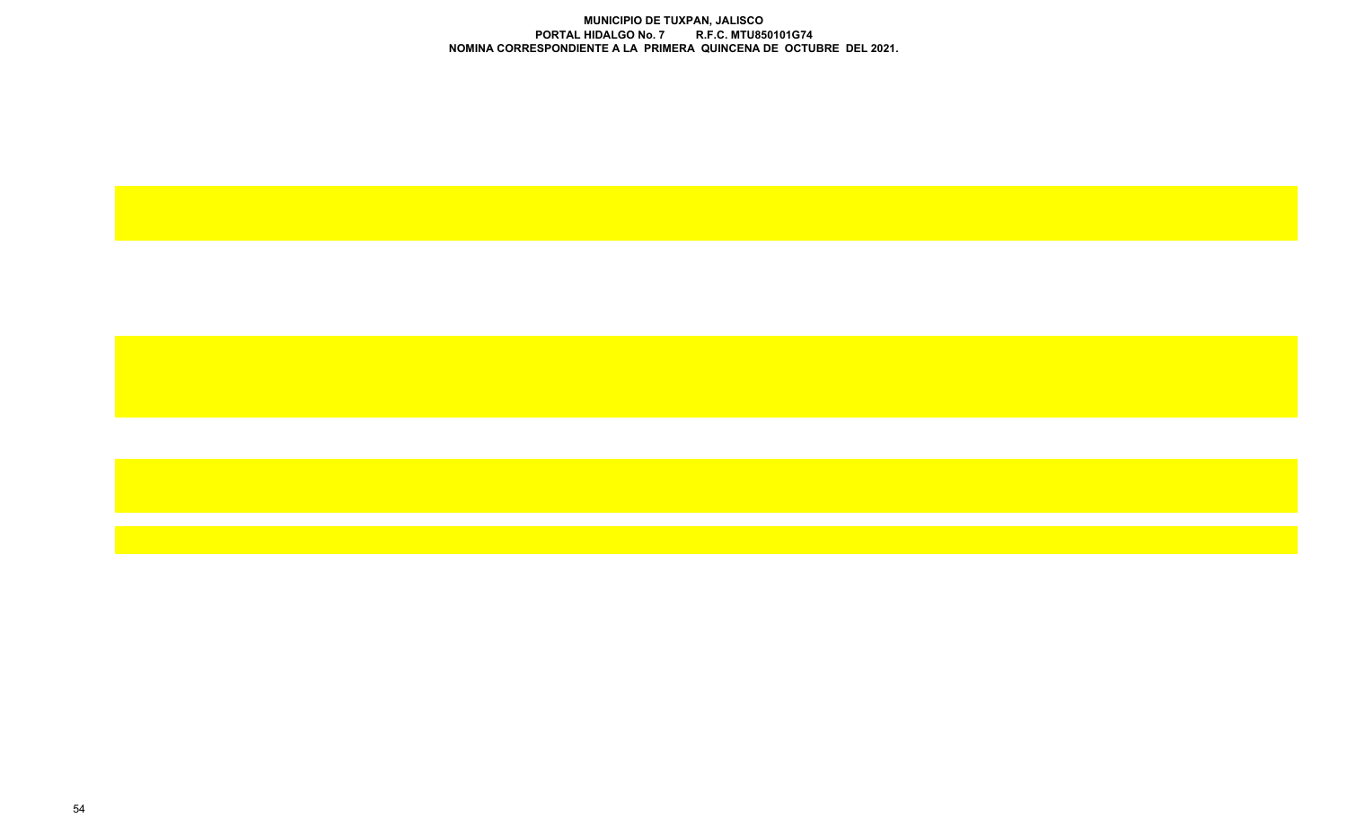**MUNICIPIO DE TUXPAN, JALISCO**
**PORTAL HIDALGO No. 7 R.F.C. MTU850101G74**
**NOMINA CORRESPONDIENTE A LA PRIMERA QUINCENA DE OCTUBRE DEL 2021.**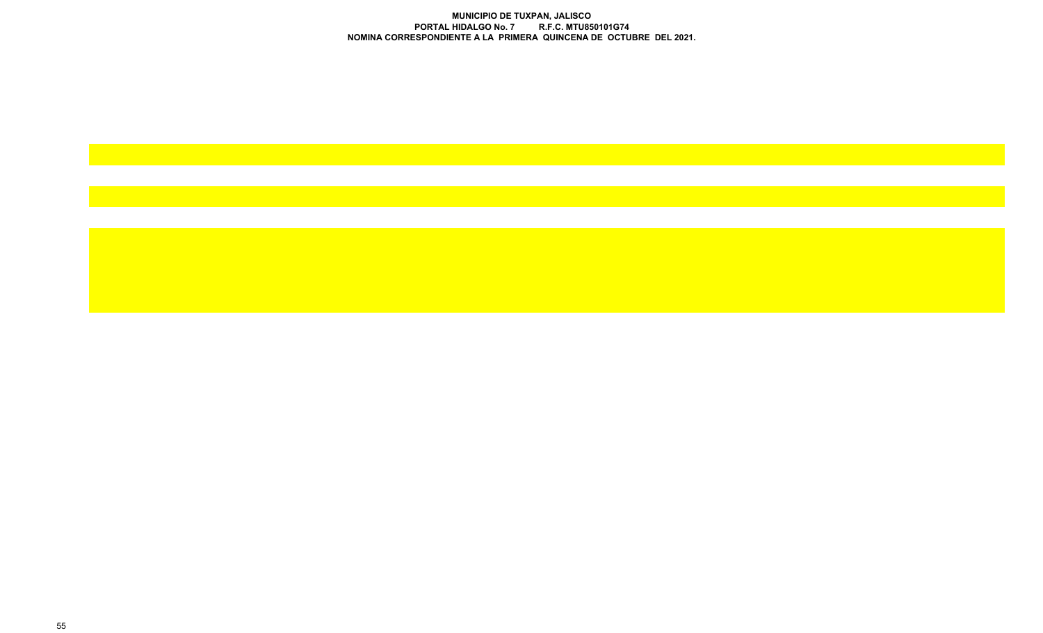**MUNICIPIO DE TUXPAN, JALISCO**
**PORTAL HIDALGO No. 7 R.F.C. MTU850101G74**
**NOMINA CORRESPONDIENTE A LA PRIMERA QUINCENA DE OCTUBRE DEL 2021.**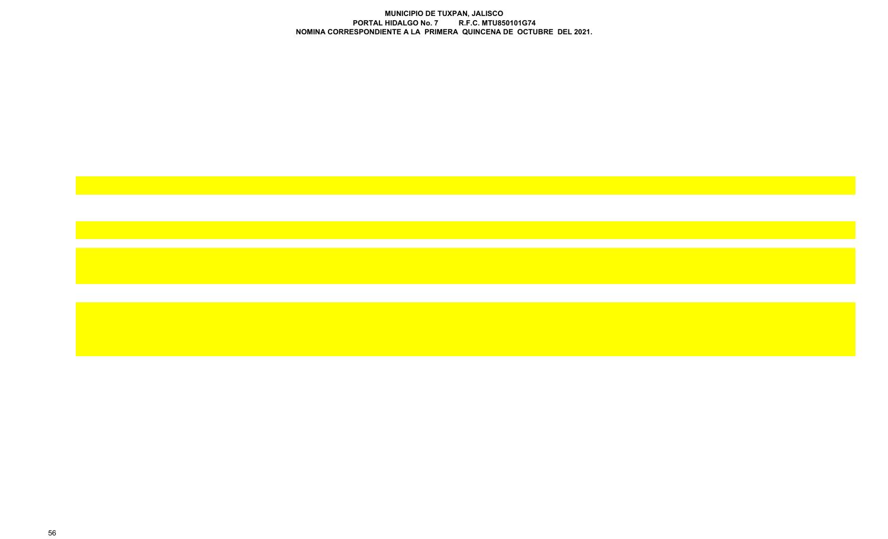**MUNICIPIO DE TUXPAN, JALISCO**
**PORTAL HIDALGO No. 7 R.F.C. MTU850101G74**
**NOMINA CORRESPONDIENTE A LA PRIMERA QUINCENA DE OCTUBRE DEL 2021.**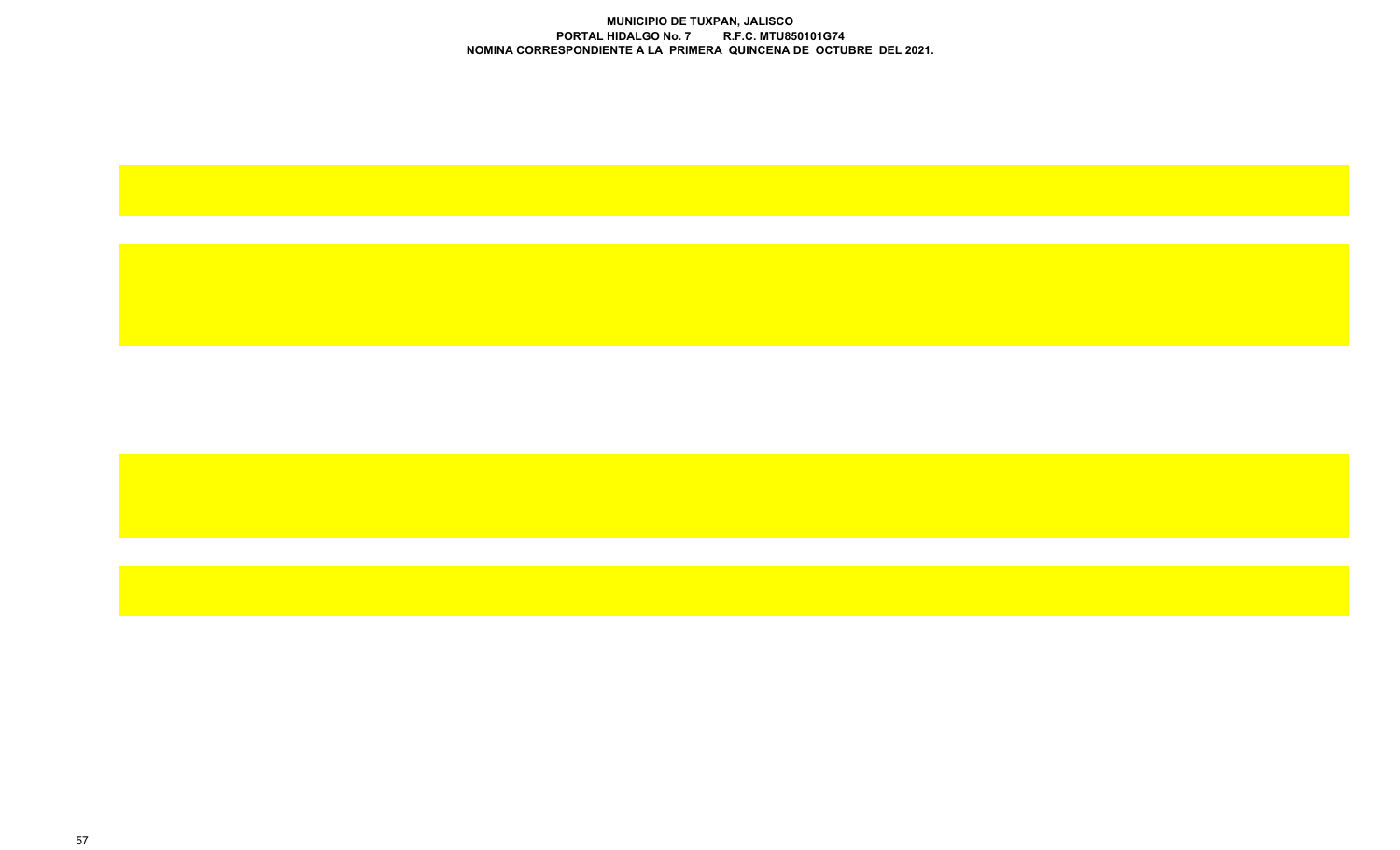**MUNICIPIO DE TUXPAN, JALISCO**
**PORTAL HIDALGO No. 7 R.F.C. MTU850101G74**
**NOMINA CORRESPONDIENTE A LA PRIMERA QUINCENA DE OCTUBRE DEL 2021.**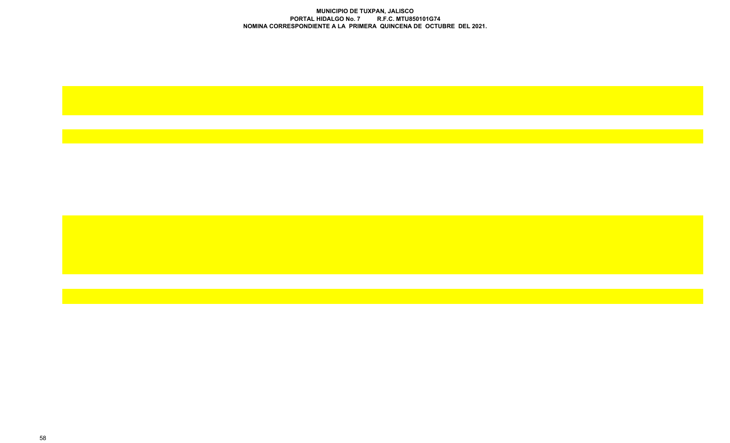**MUNICIPIO DE TUXPAN, JALISCO**
**PORTAL HIDALGO No. 7 R.F.C. MTU850101G74**
**NOMINA CORRESPONDIENTE A LA PRIMERA QUINCENA DE OCTUBRE DEL 2021.**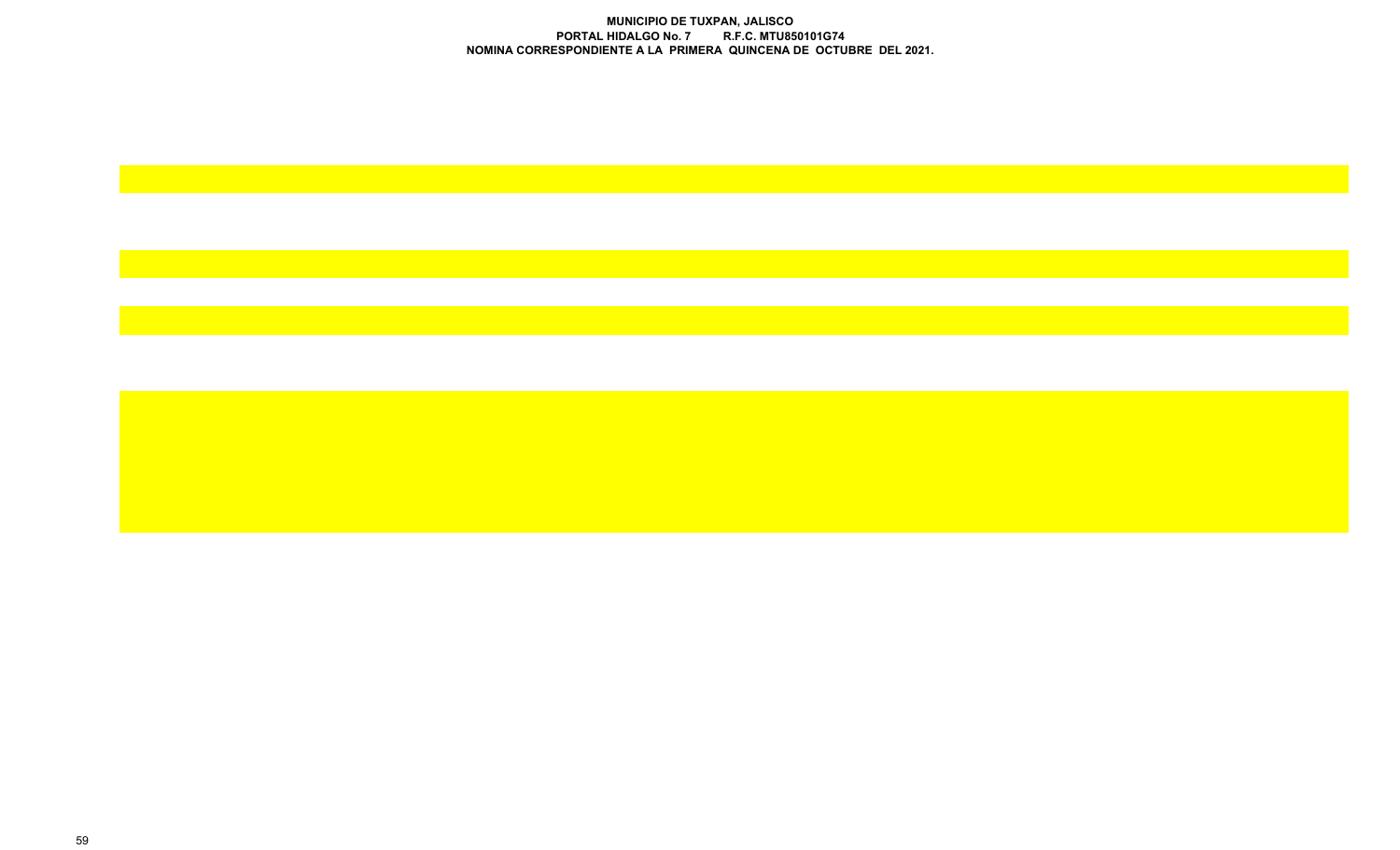**MUNICIPIO DE TUXPAN, JALISCO**
**PORTAL HIDALGO No. 7 R.F.C. MTU850101G74**
**NOMINA CORRESPONDIENTE A LA PRIMERA QUINCENA DE OCTUBRE DEL 2021.**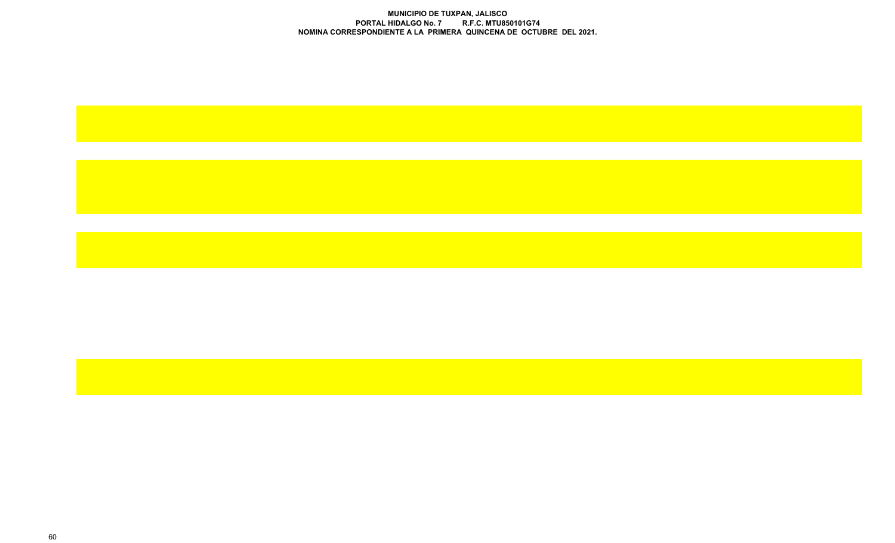**MUNICIPIO DE TUXPAN, JALISCO**
**PORTAL HIDALGO No. 7 R.F.C. MTU850101G74**
**NOMINA CORRESPONDIENTE A LA PRIMERA QUINCENA DE OCTUBRE DEL 2021.**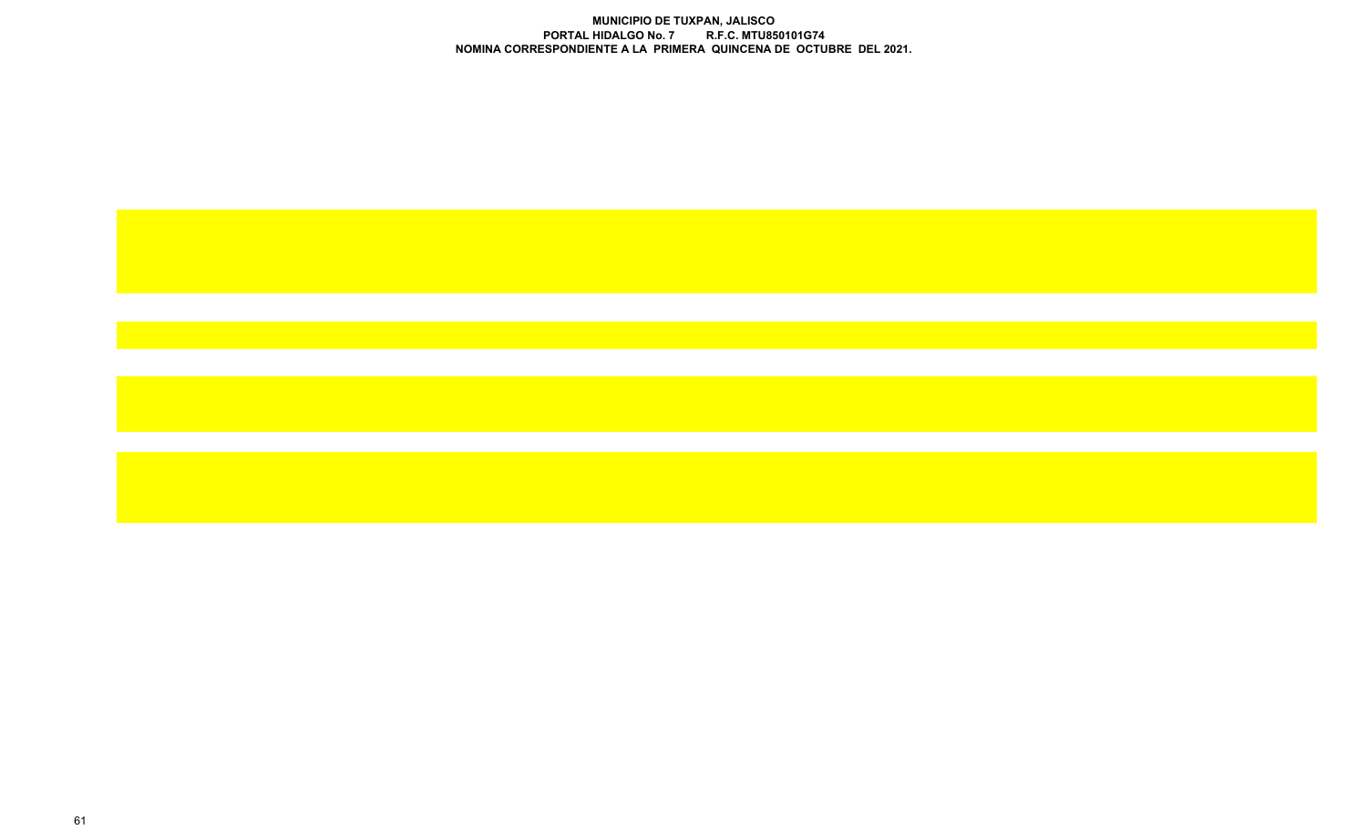**MUNICIPIO DE TUXPAN, JALISCO**
**PORTAL HIDALGO No. 7 R.F.C. MTU850101G74**
**NOMINA CORRESPONDIENTE A LA PRIMERA QUINCENA DE OCTUBRE DEL 2021.**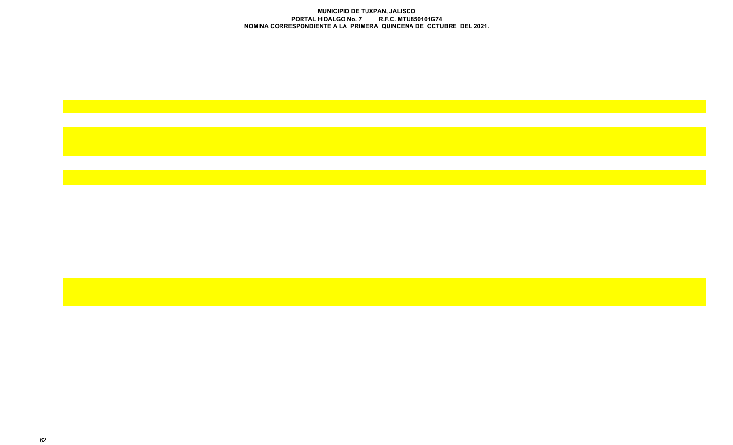**MUNICIPIO DE TUXPAN, JALISCO**
**PORTAL HIDALGO No. 7 R.F.C. MTU850101G74**
**NOMINA CORRESPONDIENTE A LA PRIMERA QUINCENA DE OCTUBRE DEL 2021.**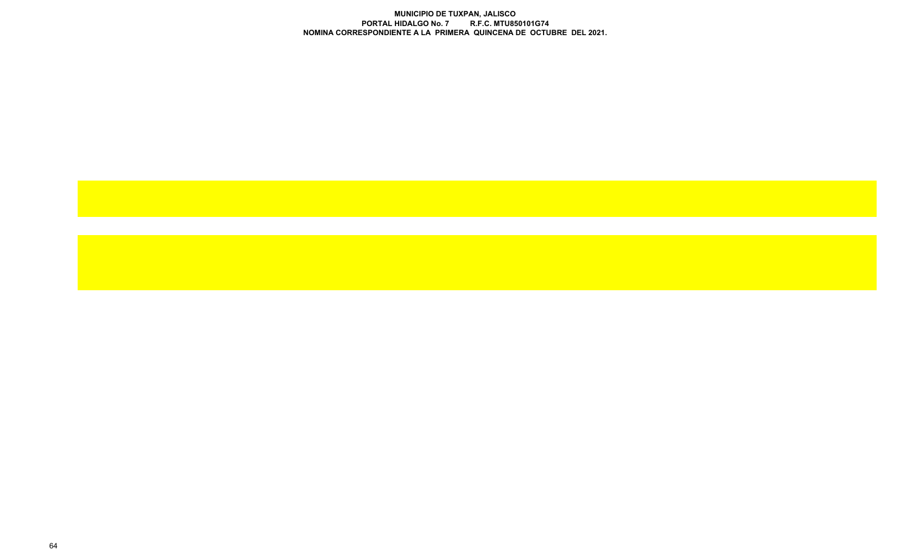**MUNICIPIO DE TUXPAN, JALISCO**
**PORTAL HIDALGO No. 7 R.F.C. MTU850101G74**
**NOMINA CORRESPONDIENTE A LA PRIMERA QUINCENA DE OCTUBRE DEL 2021.**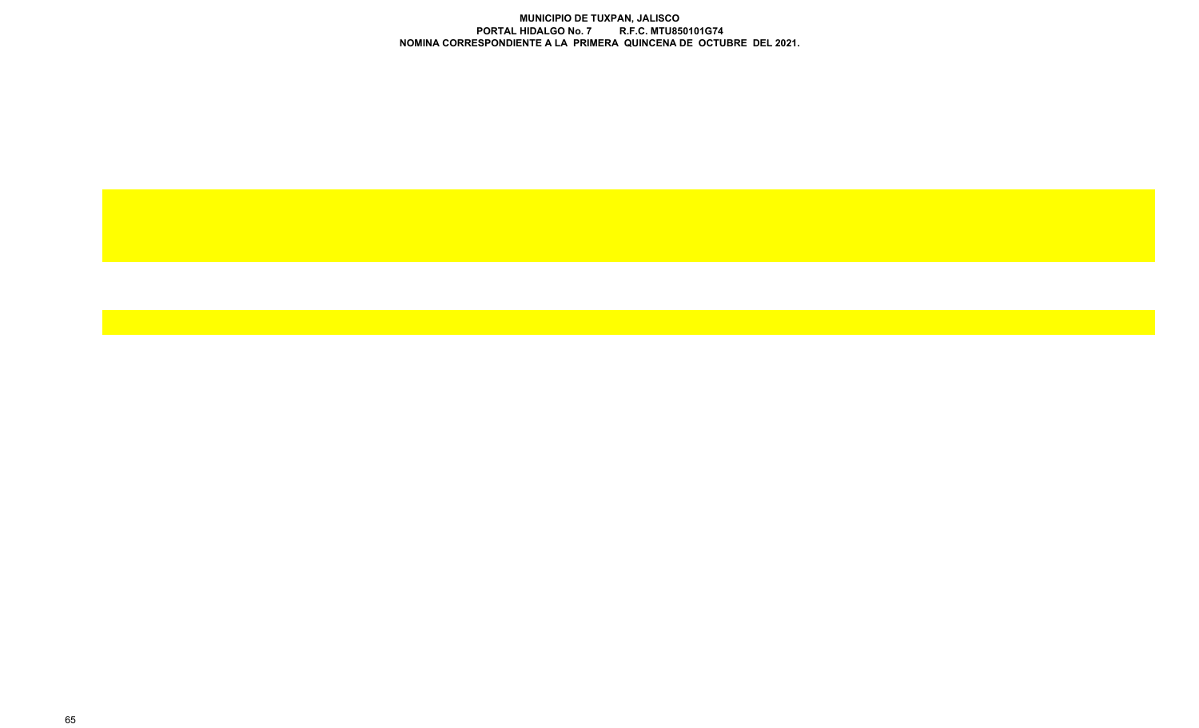**MUNICIPIO DE TUXPAN, JALISCO**
**PORTAL HIDALGO No. 7 R.F.C. MTU850101G74**
**NOMINA CORRESPONDIENTE A LA PRIMERA QUINCENA DE OCTUBRE DEL 2021.**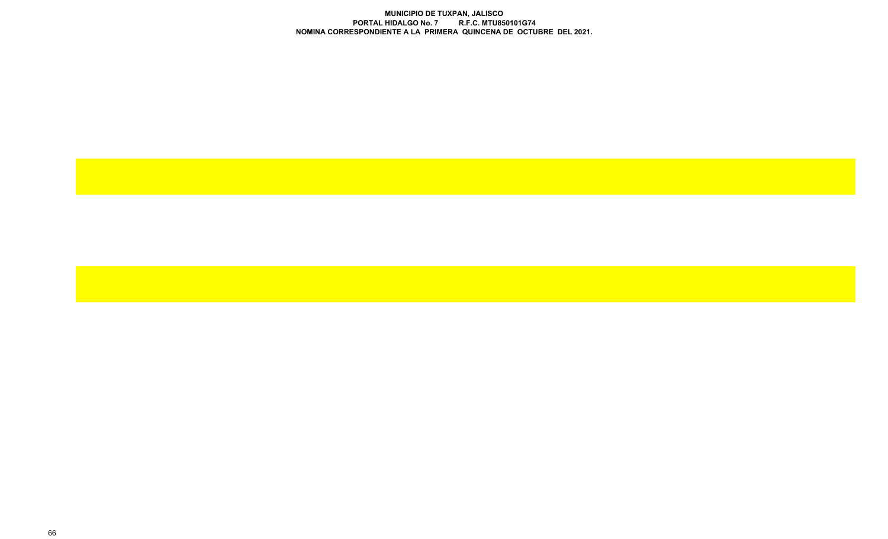**MUNICIPIO DE TUXPAN, JALISCO**
**PORTAL HIDALGO No. 7 R.F.C. MTU850101G74**
**NOMINA CORRESPONDIENTE A LA PRIMERA QUINCENA DE OCTUBRE DEL 2021.**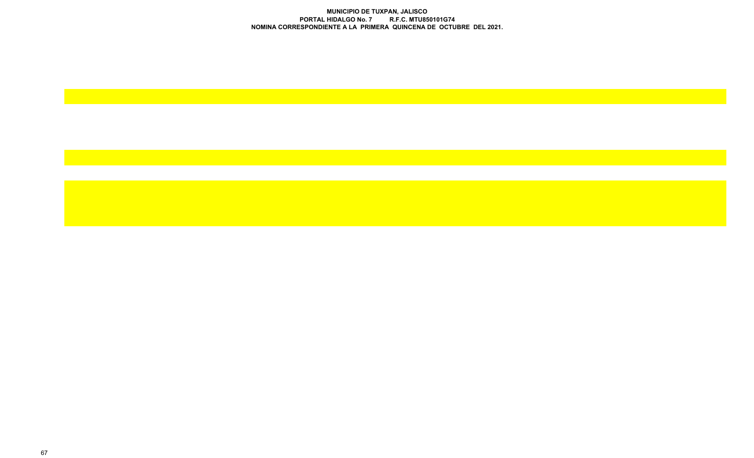**MUNICIPIO DE TUXPAN, JALISCO**
**PORTAL HIDALGO No. 7 R.F.C. MTU850101G74**
**NOMINA CORRESPONDIENTE A LA PRIMERA QUINCENA DE OCTUBRE DEL 2021.**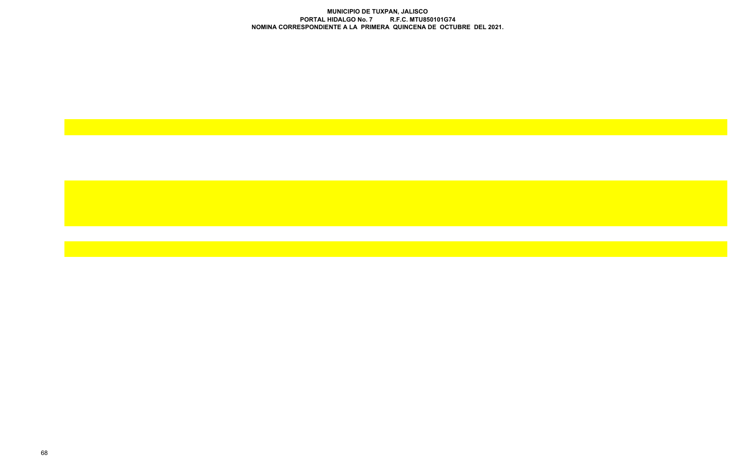**MUNICIPIO DE TUXPAN, JALISCO**
**PORTAL HIDALGO No. 7 R.F.C. MTU850101G74**
**NOMINA CORRESPONDIENTE A LA PRIMERA QUINCENA DE OCTUBRE DEL 2021.**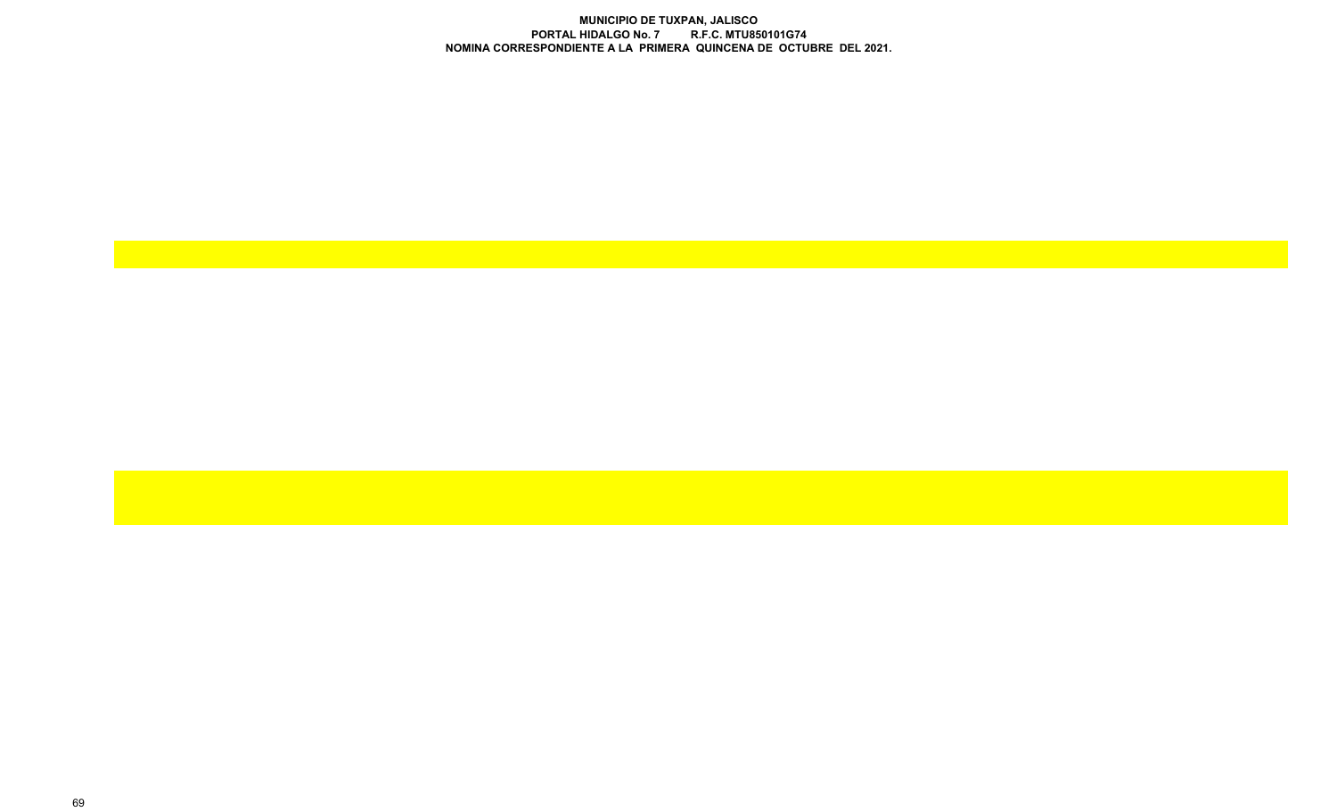**MUNICIPIO DE TUXPAN, JALISCO**
**PORTAL HIDALGO No. 7 R.F.C. MTU850101G74**
**NOMINA CORRESPONDIENTE A LA PRIMERA QUINCENA DE OCTUBRE DEL 2021.**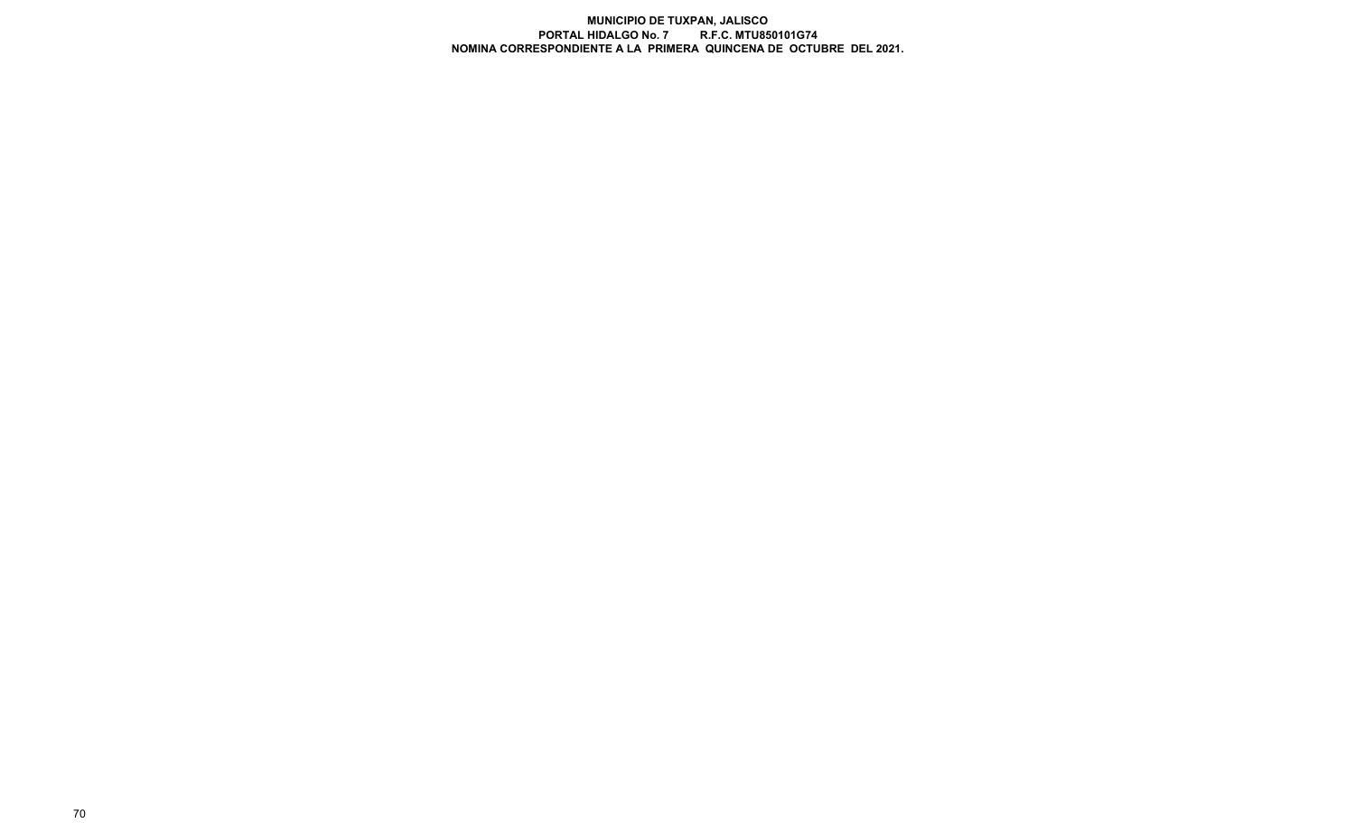**MUNICIPIO DE TUXPAN, JALISCO**
**PORTAL HIDALGO No. 7 R.F.C. MTU850101G74**
**NOMINA CORRESPONDIENTE A LA PRIMERA QUINCENA DE OCTUBRE DEL 2021.**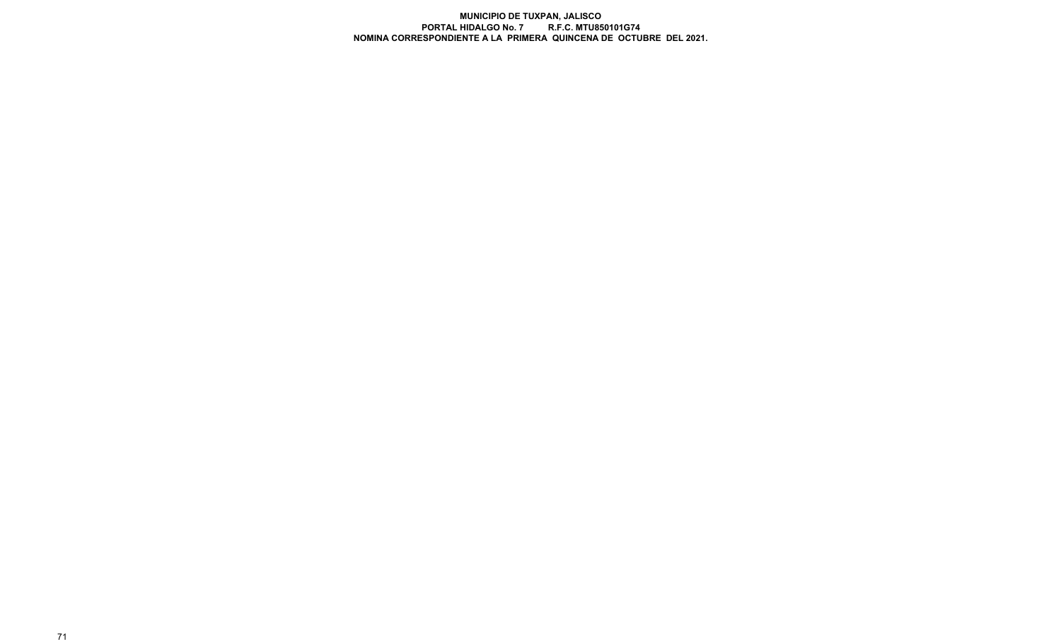**MUNICIPIO DE TUXPAN, JALISCO**
**PORTAL HIDALGO No. 7 R.F.C. MTU850101G74**
**NOMINA CORRESPONDIENTE A LA PRIMERA QUINCENA DE OCTUBRE DEL 2021.**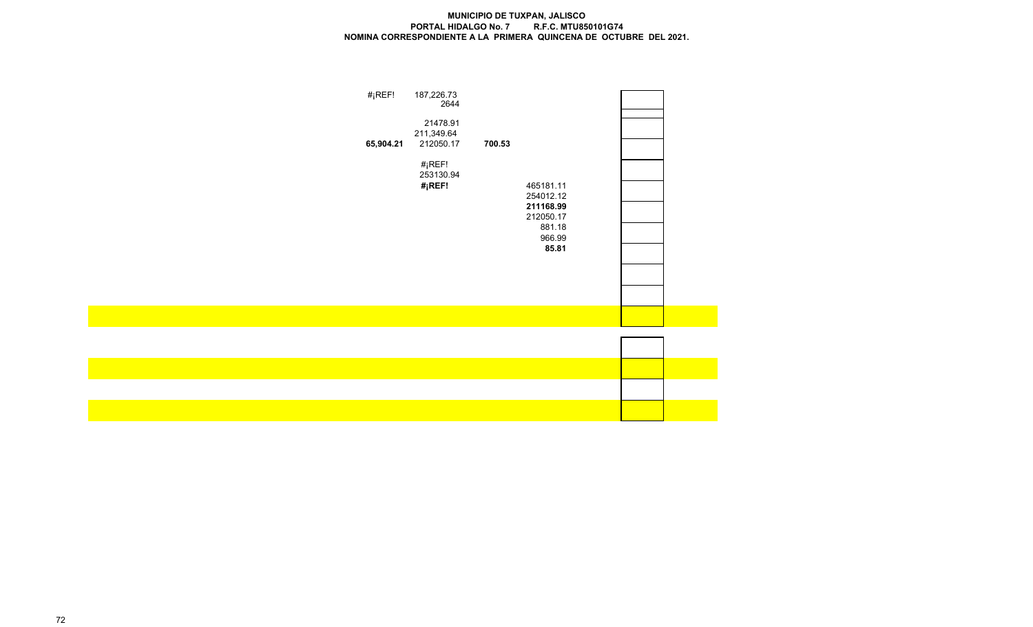**MUNICIPIO DE TUXPAN, JALISCO**
**PORTAL HIDALGO No. 7 R.F.C. MTU850101G74**
**NOMINA CORRESPONDIENTE A LA PRIMERA QUINCENA DE OCTUBRE DEL 2021.**

| | | | |
|---|---|---|---|
| #¡REF! | 187,226.73 | | |
| | 2644 | | |
| | 21478.91 | | |
| | 211,349.64 | | |
| **65,904.21** | 212050.17 | **700.53** | |
| | #¡REF! | | |
| | 253130.94 | | |
| | **#¡REF!** | | 465181.11 |
| | | | 254012.12 |
| | | | **211168.99** |
| | | | 212050.17 |
| | | | 881.18 |
| | | | 966.99 |
| | | | **85.81** |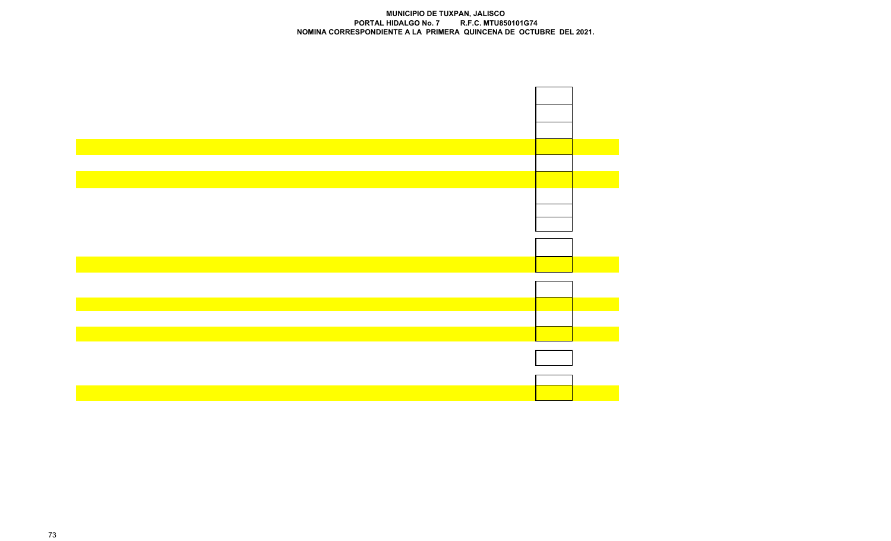**MUNICIPIO DE TUXPAN, JALISCO**
**PORTAL HIDALGO No. 7 R.F.C. MTU850101G74**
**NOMINA CORRESPONDIENTE A LA PRIMERA QUINCENA DE OCTUBRE DEL 2021.**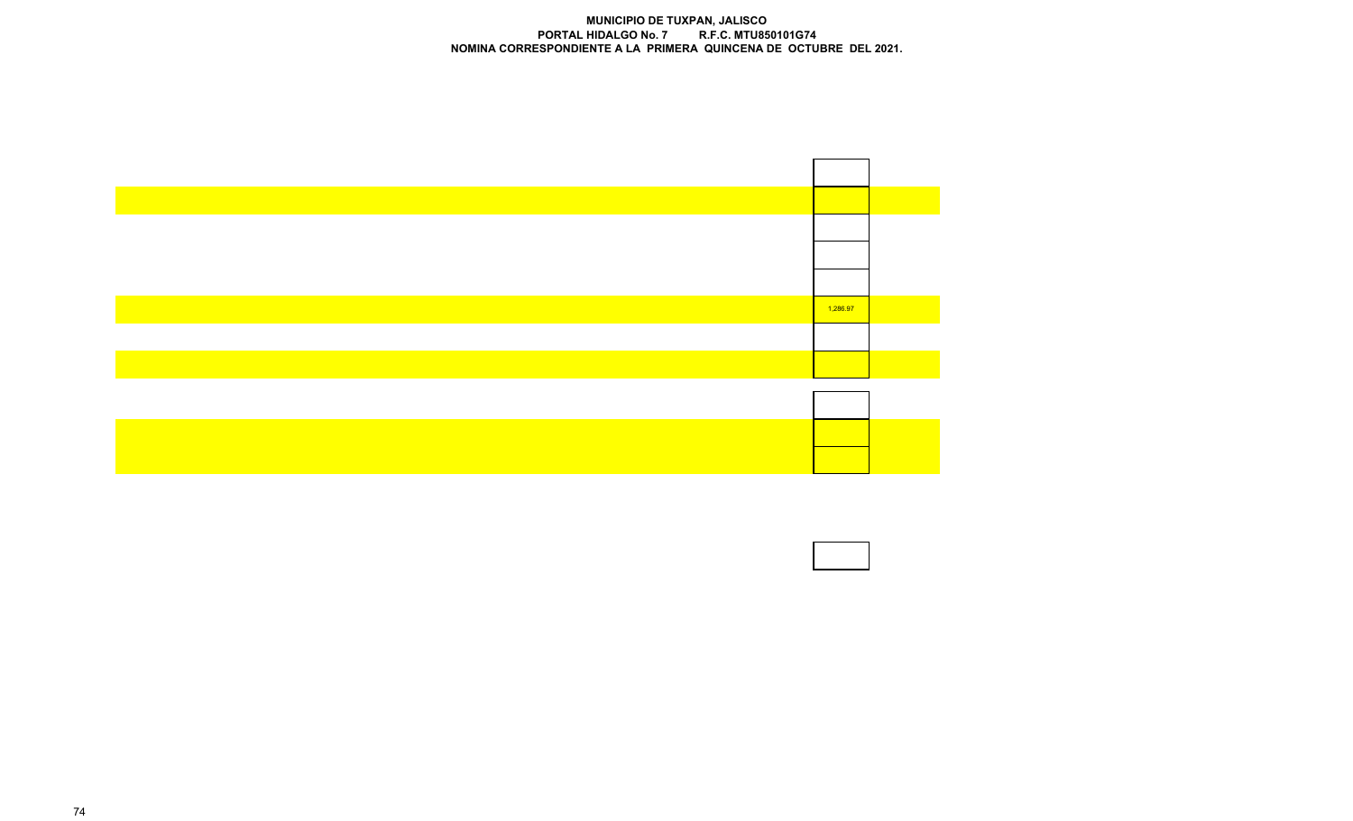**MUNICIPIO DE TUXPAN, JALISCO**
**PORTAL HIDALGO No. 7 R.F.C. MTU850101G74**
**NOMINA CORRESPONDIENTE A LA PRIMERA QUINCENA DE OCTUBRE DEL 2021.**

| |
|---|
| |
| |
| |
| |
| 1,286.97 |
| |
| |
| |
| |
| |
| |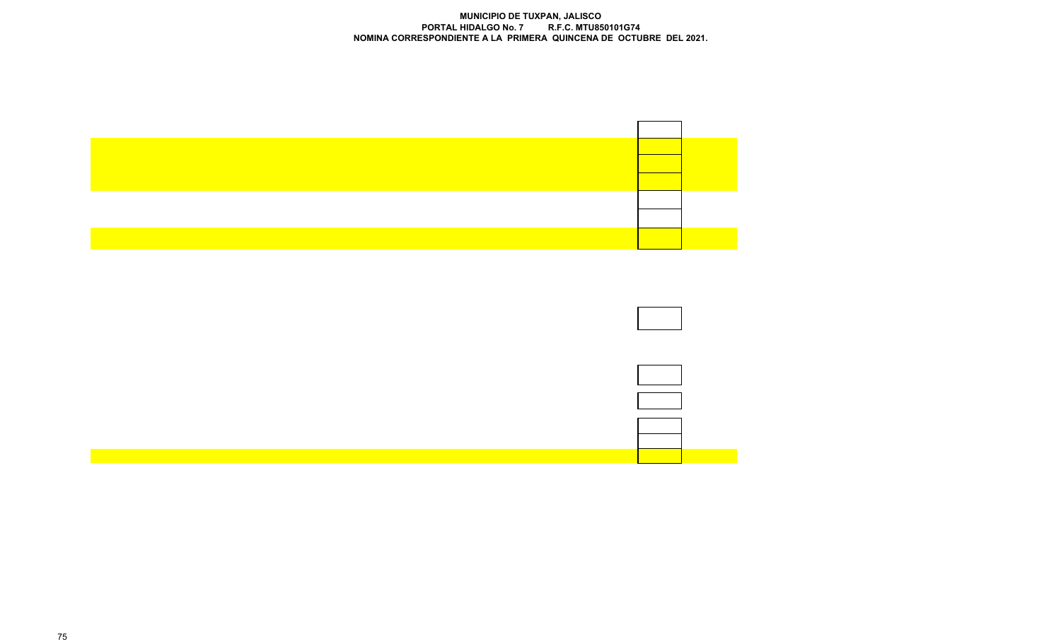**MUNICIPIO DE TUXPAN, JALISCO**
**PORTAL HIDALGO No. 7 R.F.C. MTU850101G74**
**NOMINA CORRESPONDIENTE A LA PRIMERA QUINCENA DE OCTUBRE DEL 2021.**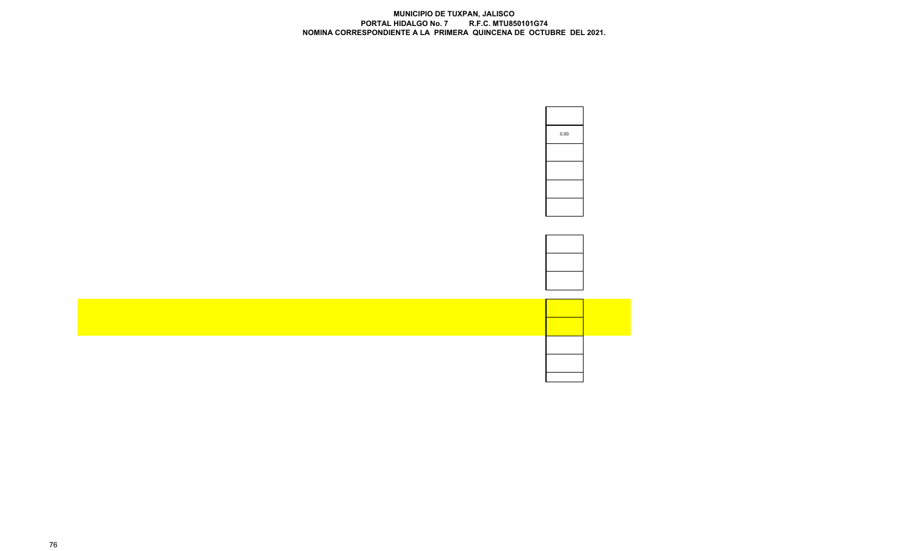**MUNICIPIO DE TUXPAN, JALISCO**
**PORTAL HIDALGO No. 7 R.F.C. MTU850101G74**
**NOMINA CORRESPONDIENTE A LA PRIMERA QUINCENA DE OCTUBRE DEL 2021.**

| |
|---|
| 0.00 |
| |
| |
| |
| |
| |
| |
| |
| |
| |
| |
| |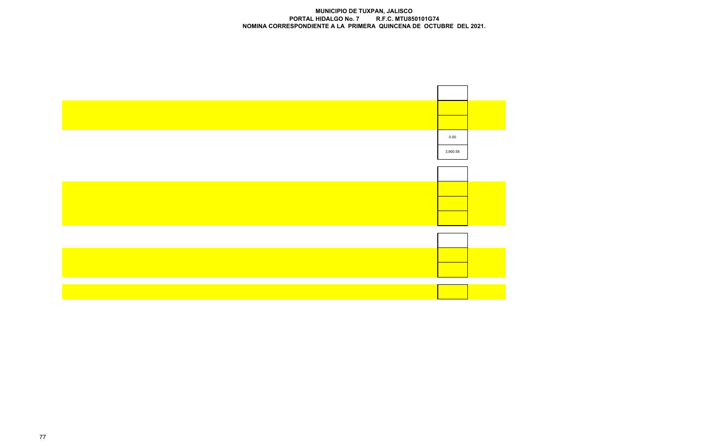**MUNICIPIO DE TUXPAN, JALISCO**
**PORTAL HIDALGO No. 7 R.F.C. MTU850101G74**
**NOMINA CORRESPONDIENTE A LA PRIMERA QUINCENA DE OCTUBRE DEL 2021.**

| |
|---|
| |
| |
| |
| 0.00 |
| 3,900.58 |

| |
|---|
| |
| |
| |
| |

| |
|---|
| |
| |
| |

| |
|---|
| |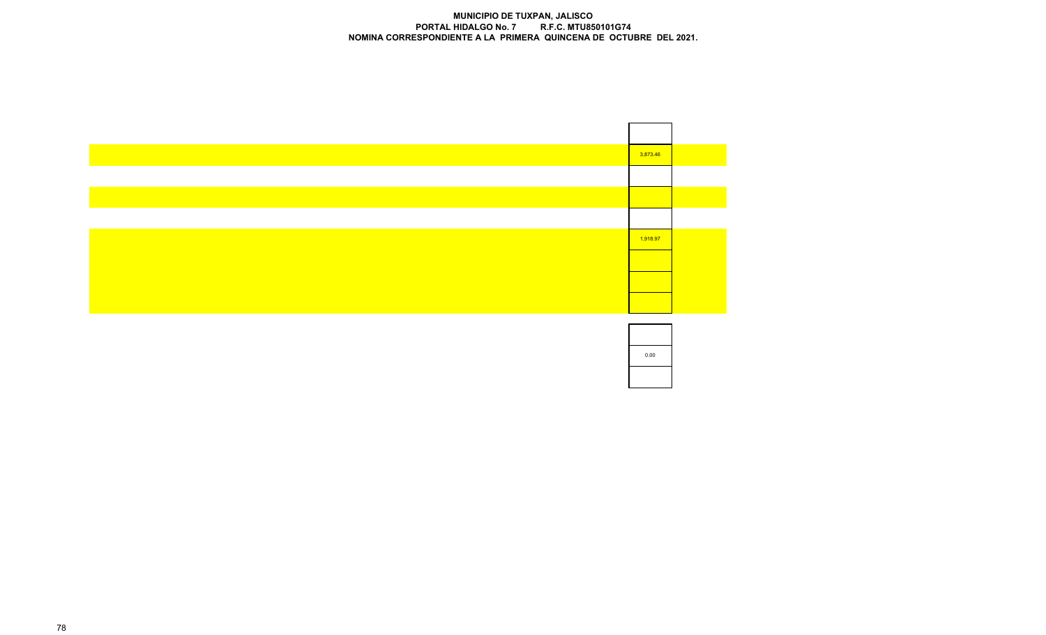**MUNICIPIO DE TUXPAN, JALISCO**
**PORTAL HIDALGO No. 7 R.F.C. MTU850101G74**
**NOMINA CORRESPONDIENTE A LA PRIMERA QUINCENA DE OCTUBRE DEL 2021.**

| |
|---|
| 3,873.46 |
| |
| |
| |
| 1,918.97 |
| |
| |
| |

| |
|---|
| 0.00 |
| |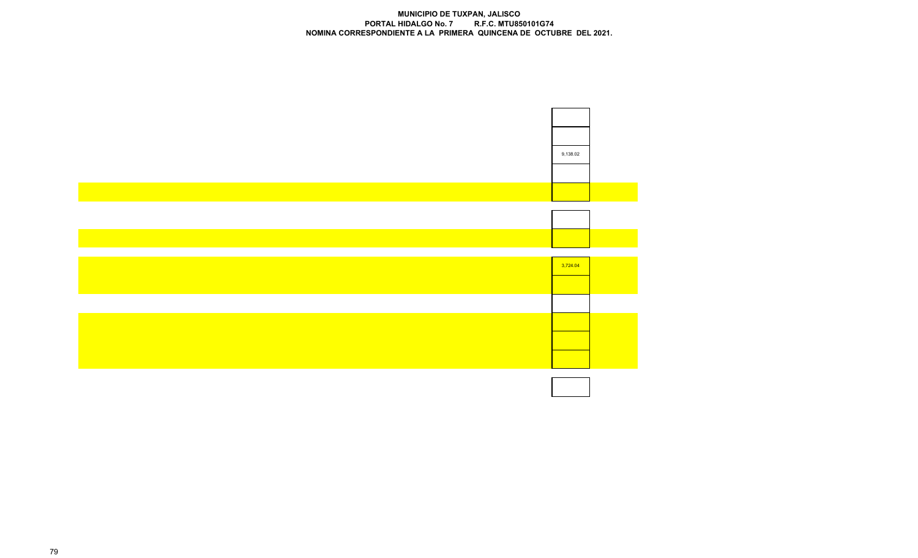**MUNICIPIO DE TUXPAN, JALISCO**
**PORTAL HIDALGO No. 7 R.F.C. MTU850101G74**
**NOMINA CORRESPONDIENTE A LA PRIMERA QUINCENA DE OCTUBRE DEL 2021.**

| |
|---|
| |
| |
| 9,138.02 |
| |
| |
| |
| |
| 3,724.04 |
| |
| |
| |
| |
| |
| |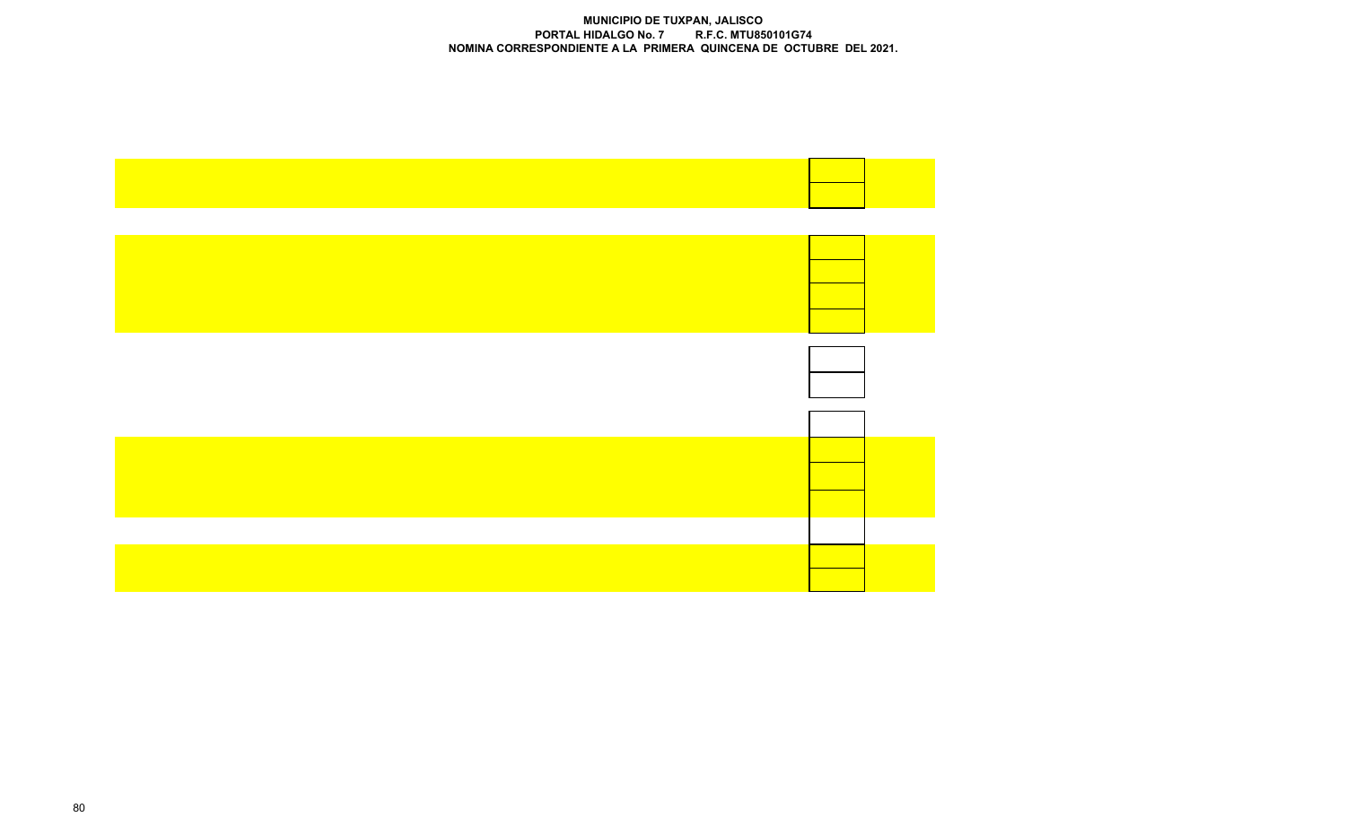**MUNICIPIO DE TUXPAN, JALISCO**
**PORTAL HIDALGO No. 7 R.F.C. MTU850101G74**
**NOMINA CORRESPONDIENTE A LA PRIMERA QUINCENA DE OCTUBRE DEL 2021.**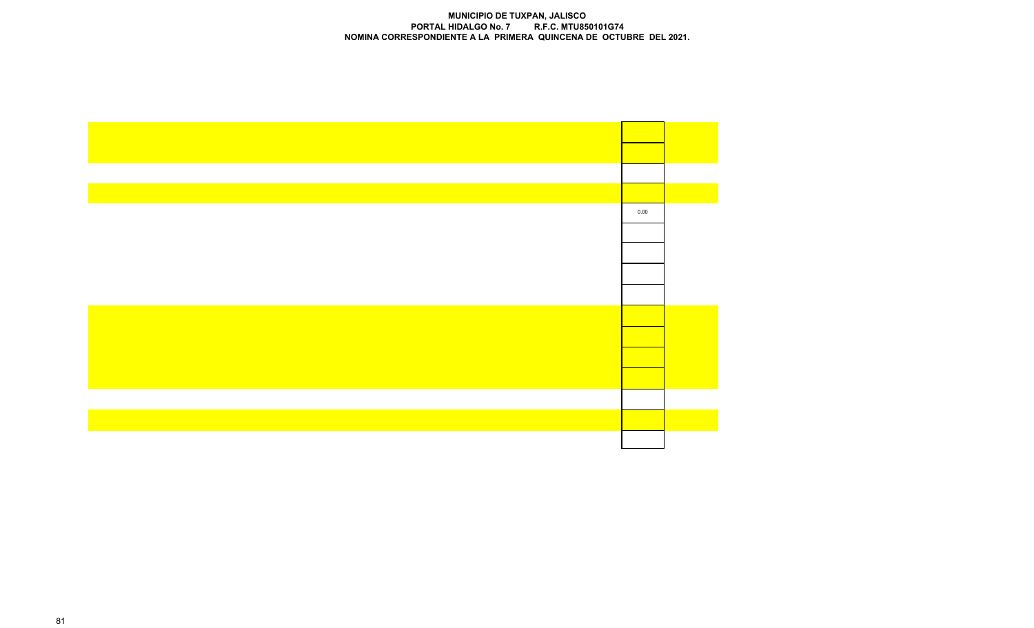**MUNICIPIO DE TUXPAN, JALISCO**
**PORTAL HIDALGO No. 7 R.F.C. MTU850101G74**
**NOMINA CORRESPONDIENTE A LA PRIMERA QUINCENA DE OCTUBRE DEL 2021.**

| |
|---|
| |
| |
| |
| |
| 0.00 |
| |
| |
| |
| |
| |
| |
| |
| |
| |
| |
| |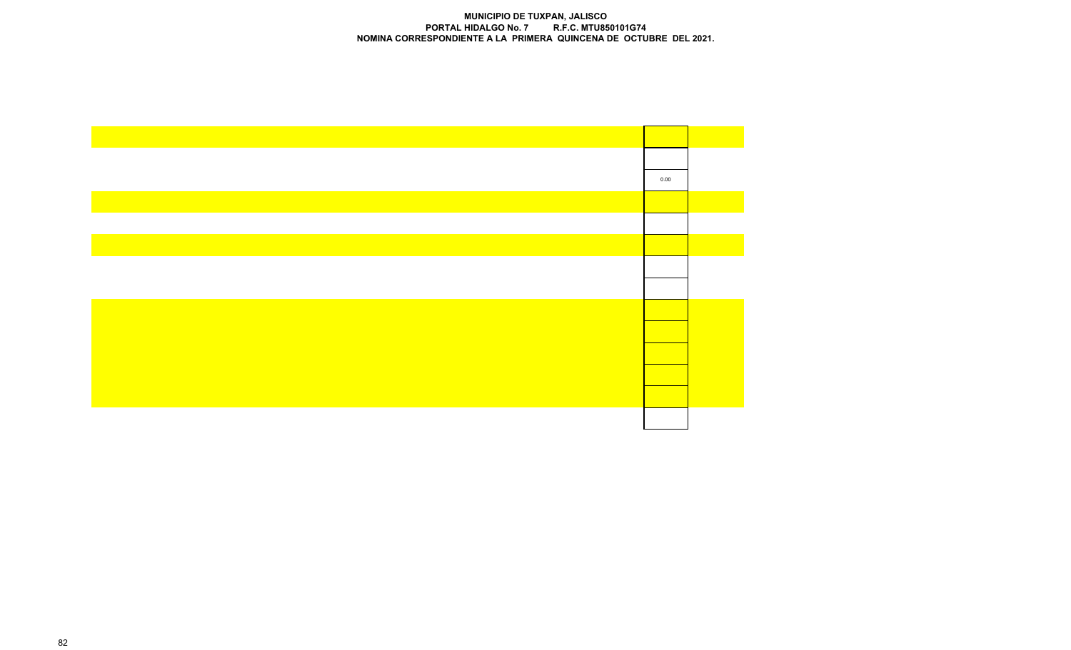**MUNICIPIO DE TUXPAN, JALISCO**
**PORTAL HIDALGO No. 7 R.F.C. MTU850101G74**
**NOMINA CORRESPONDIENTE A LA PRIMERA QUINCENA DE OCTUBRE DEL 2021.**

0.00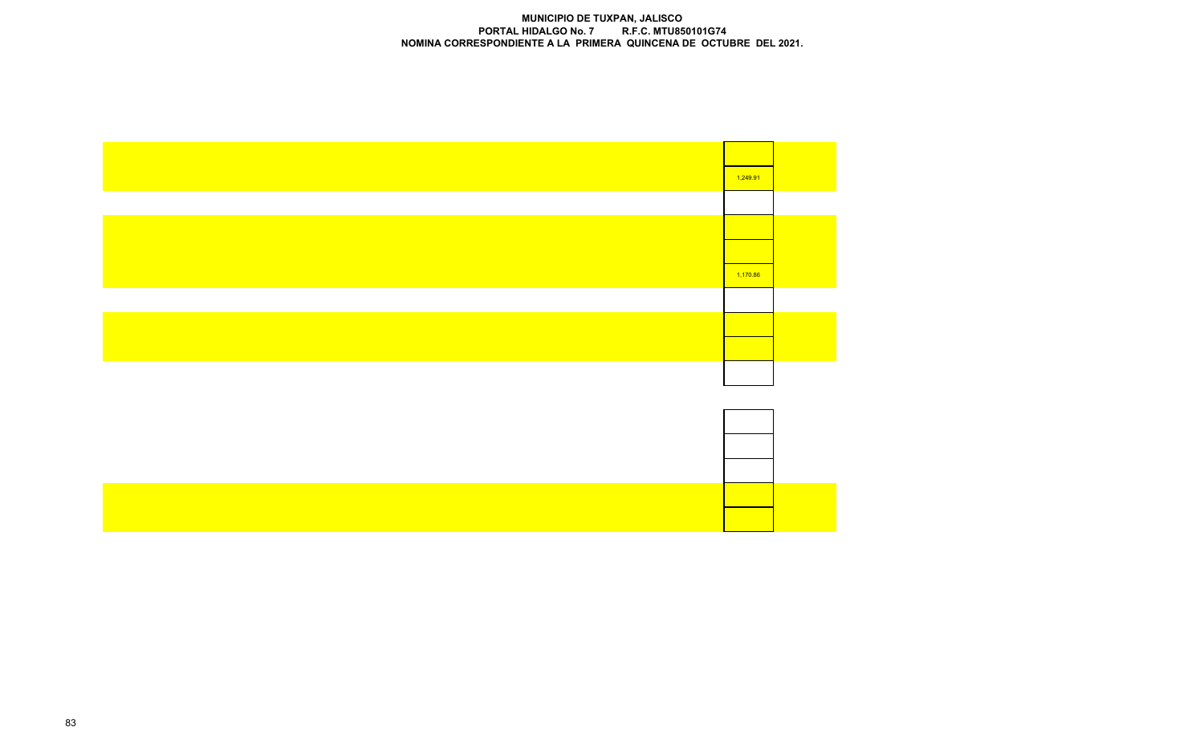**MUNICIPIO DE TUXPAN, JALISCO**
**PORTAL HIDALGO No. 7 R.F.C. MTU850101G74**
**NOMINA CORRESPONDIENTE A LA PRIMERA QUINCENA DE OCTUBRE DEL 2021.**

| |
|---|
| |
| 1,249.91 |
| |
| |
| |
| 1,170.86 |
| |
| |
| |
| |
| |
| |
| |
| |
| |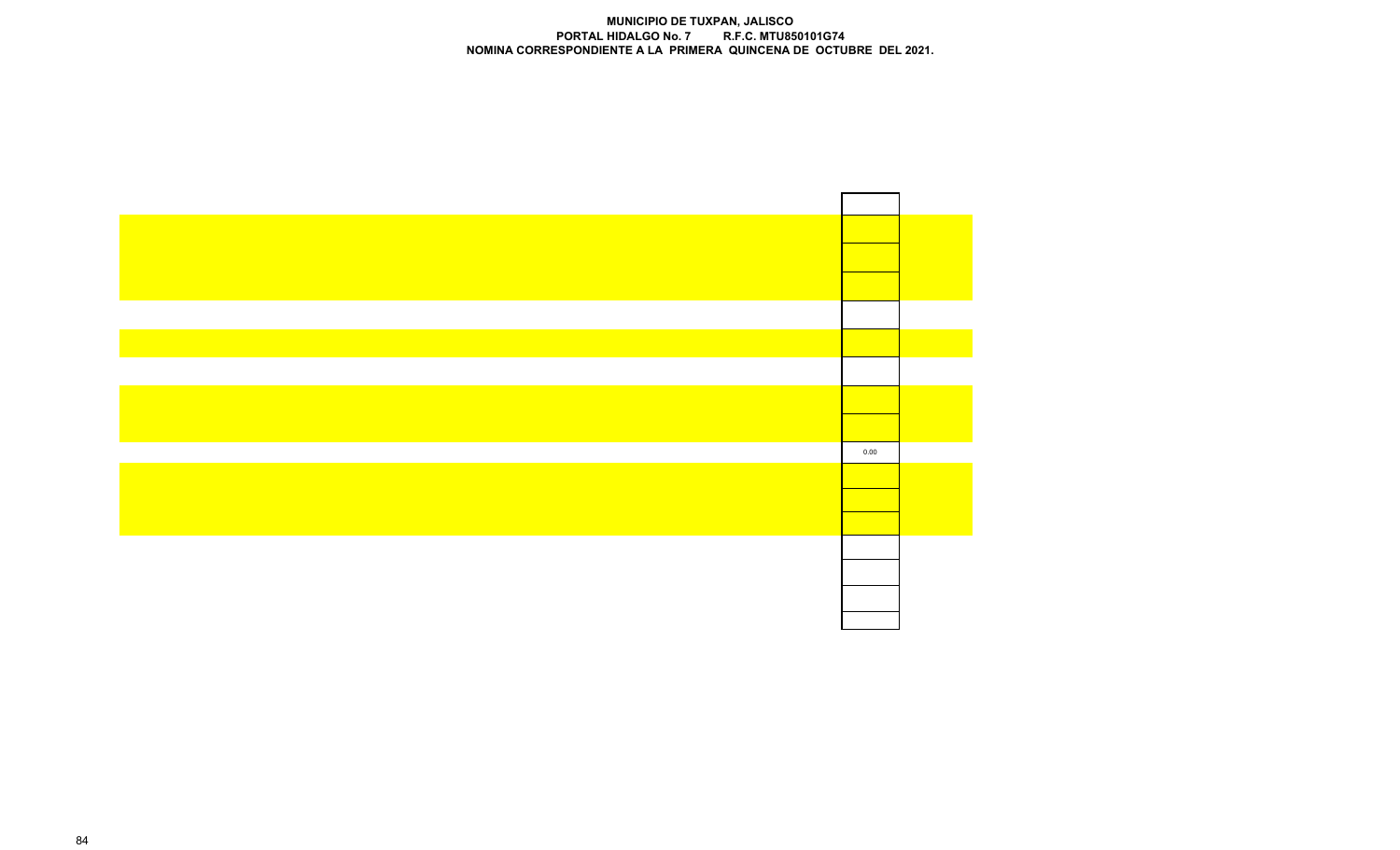**MUNICIPIO DE TUXPAN, JALISCO**
**PORTAL HIDALGO No. 7 R.F.C. MTU850101G74**
**NOMINA CORRESPONDIENTE A LA PRIMERA QUINCENA DE OCTUBRE DEL 2021.**

0.00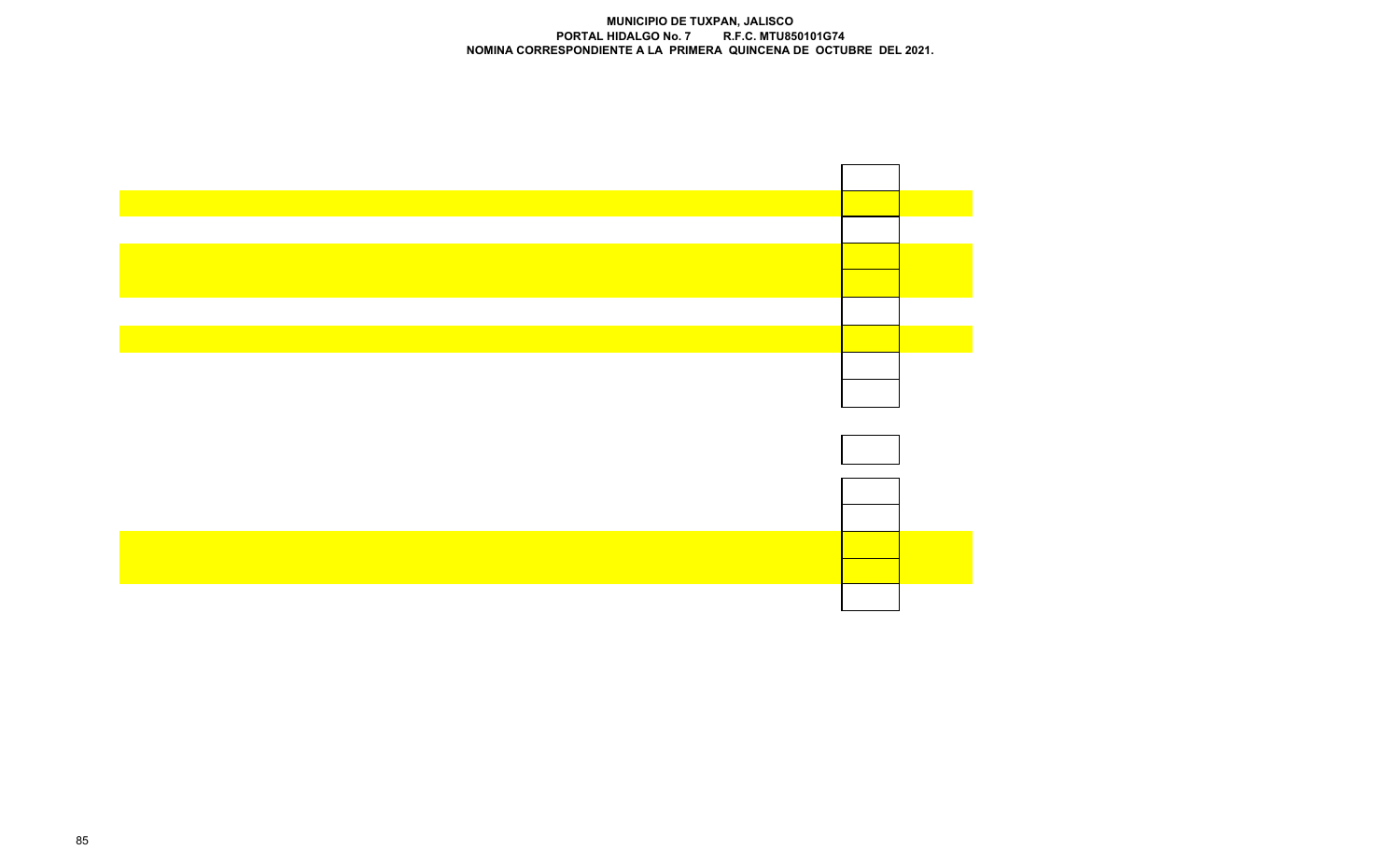**MUNICIPIO DE TUXPAN, JALISCO**
**PORTAL HIDALGO No. 7 R.F.C. MTU850101G74**
**NOMINA CORRESPONDIENTE A LA PRIMERA QUINCENA DE OCTUBRE DEL 2021.**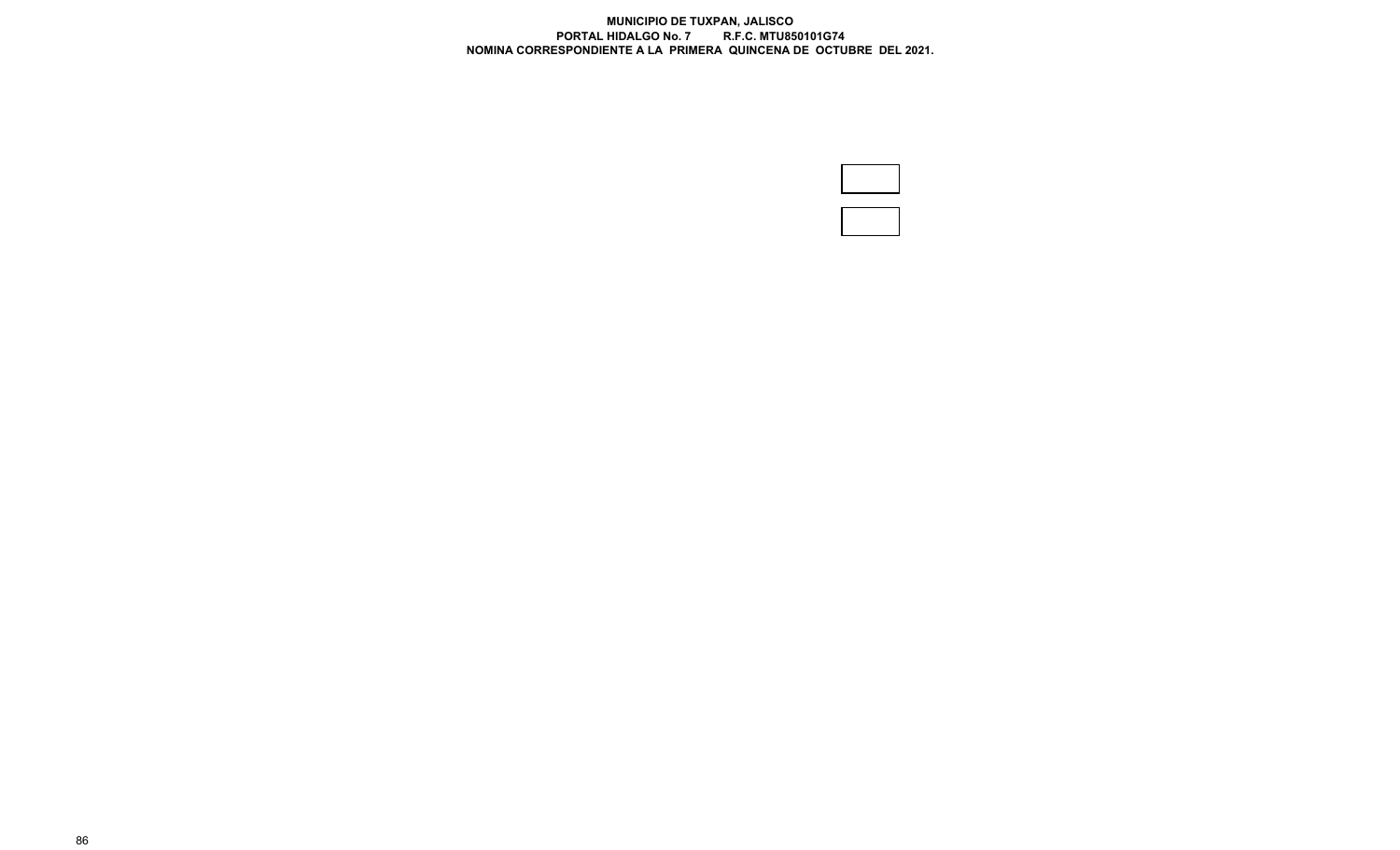**MUNICIPIO DE TUXPAN, JALISCO**

**PORTAL HIDALGO No. 7 R.F.C. MTU850101G74**

**NOMINA CORRESPONDIENTE A LA PRIMERA QUINCENA DE OCTUBRE DEL 2021.**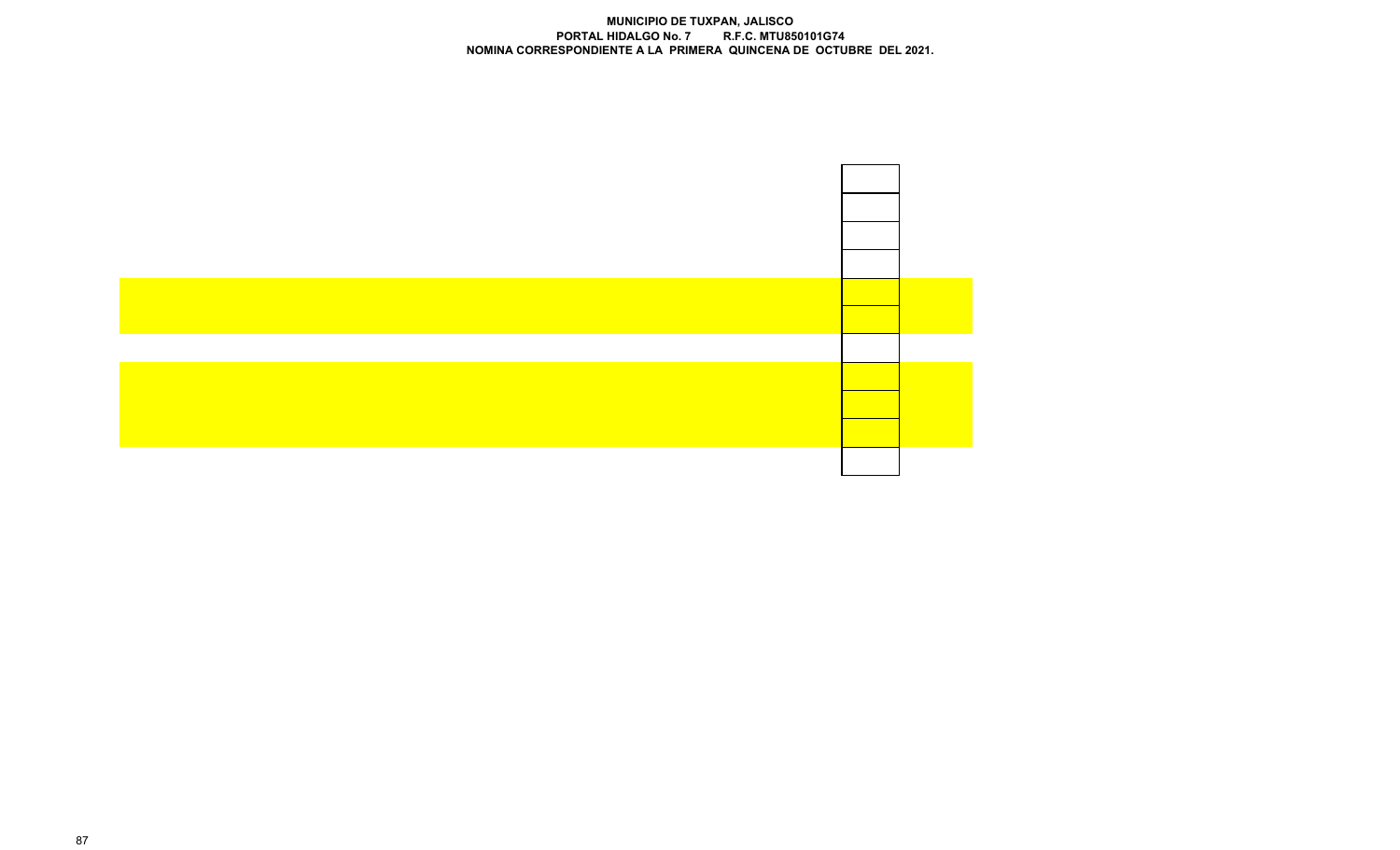**MUNICIPIO DE TUXPAN, JALISCO**
**PORTAL HIDALGO No. 7 R.F.C. MTU850101G74**
**NOMINA CORRESPONDIENTE A LA PRIMERA QUINCENA DE OCTUBRE DEL 2021.**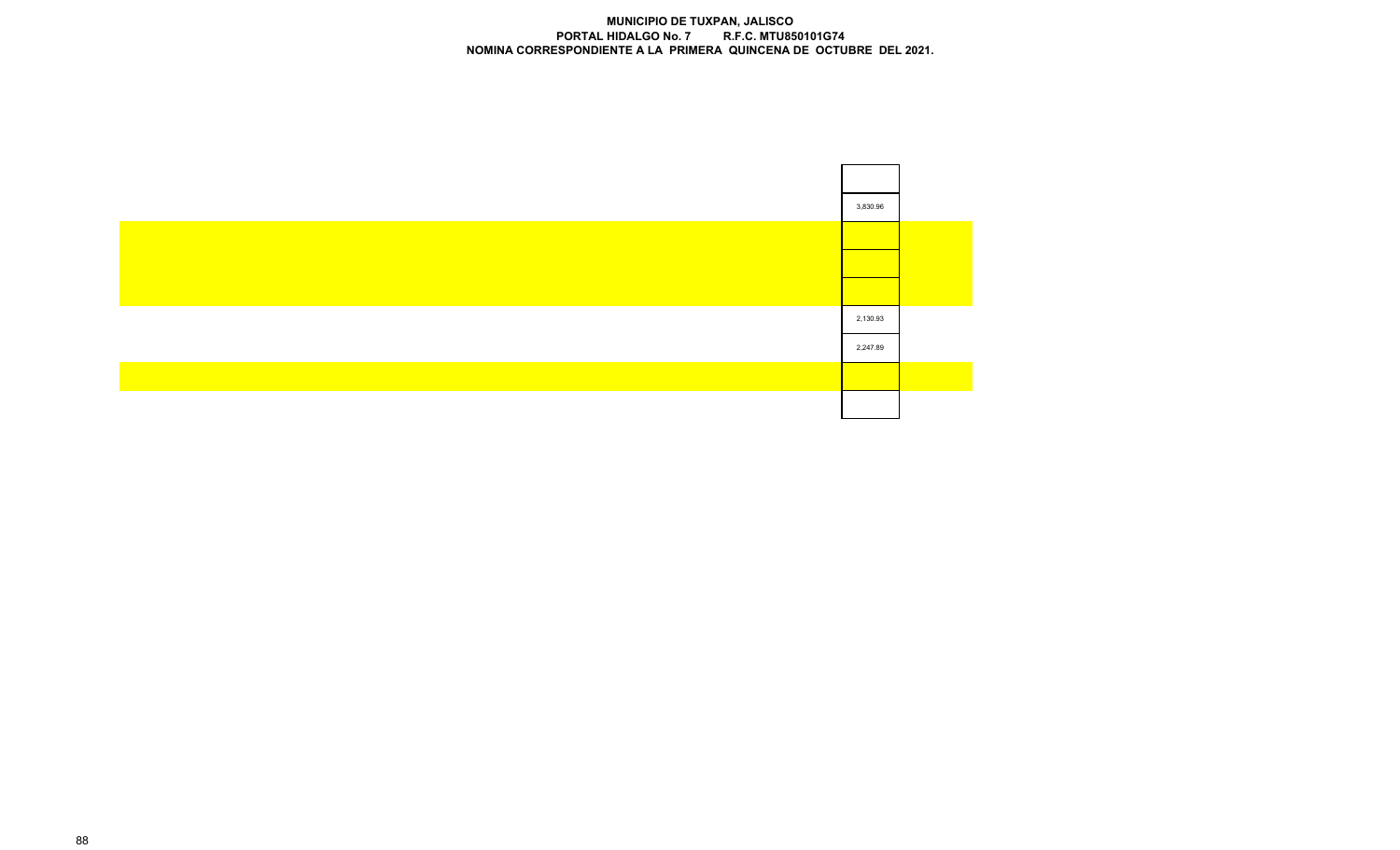**MUNICIPIO DE TUXPAN, JALISCO**
**PORTAL HIDALGO No. 7 R.F.C. MTU850101G74**
**NOMINA CORRESPONDIENTE A LA PRIMERA QUINCENA DE OCTUBRE DEL 2021.**

| |
|---|
| |
| 3,830.96 |
| |
| |
| |
| 2,130.93 |
| 2,247.89 |
| |
| |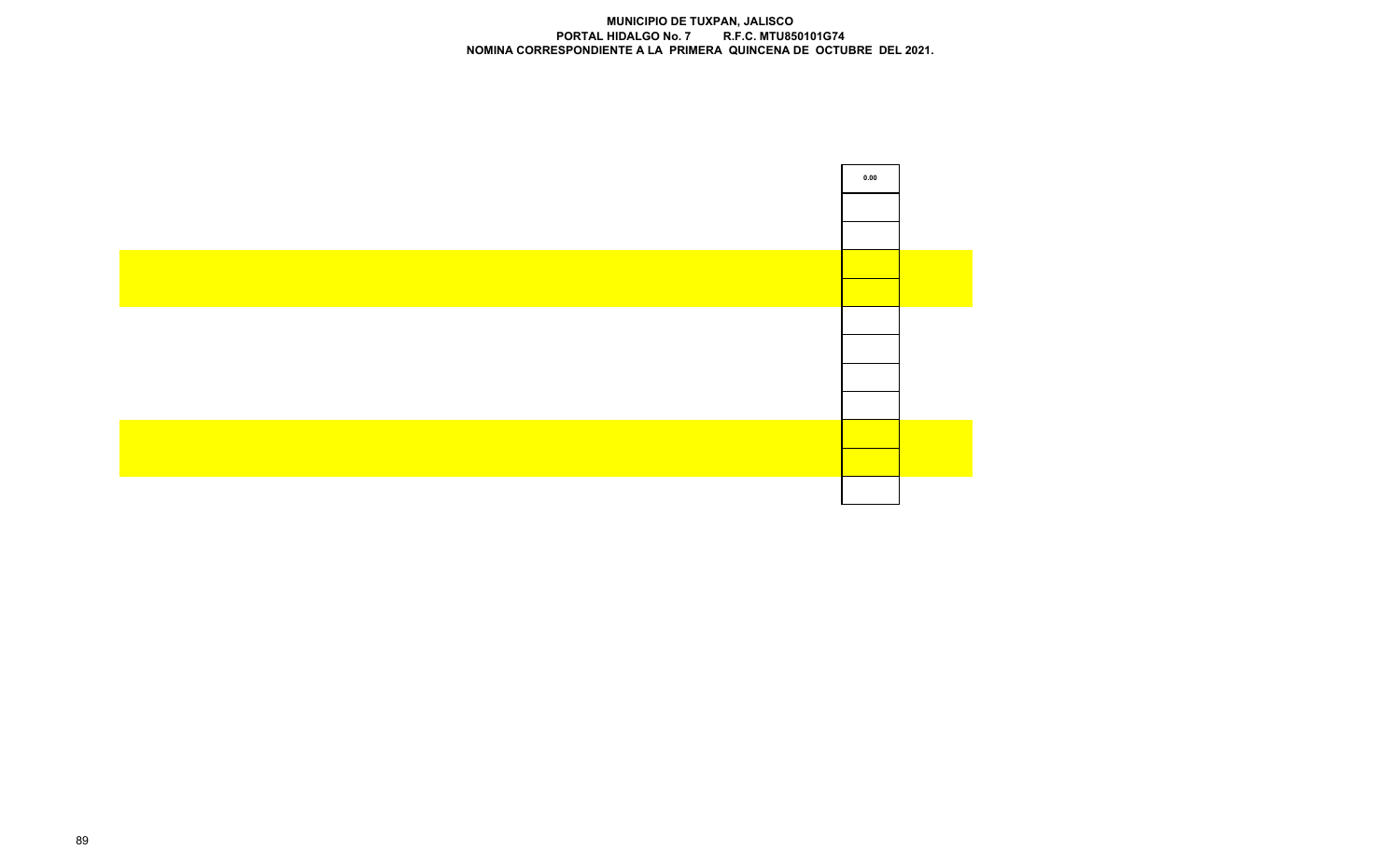**MUNICIPIO DE TUXPAN, JALISCO**
**PORTAL HIDALGO No. 7 R.F.C. MTU850101G74**
**NOMINA CORRESPONDIENTE A LA PRIMERA QUINCENA DE OCTUBRE DEL 2021.**

| 0.00 |
|---|
| |
| |
| |
| |
| |
| |
| |
| |
| |
| |
| |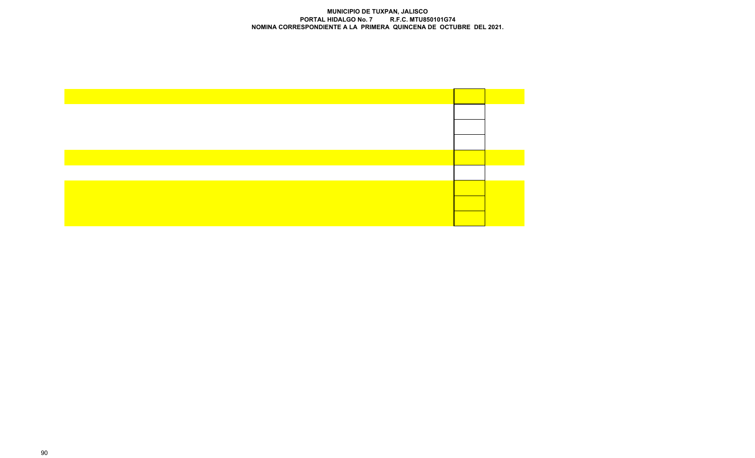**MUNICIPIO DE TUXPAN, JALISCO**
**PORTAL HIDALGO No. 7 R.F.C. MTU850101G74**
**NOMINA CORRESPONDIENTE A LA PRIMERA QUINCENA DE OCTUBRE DEL 2021.**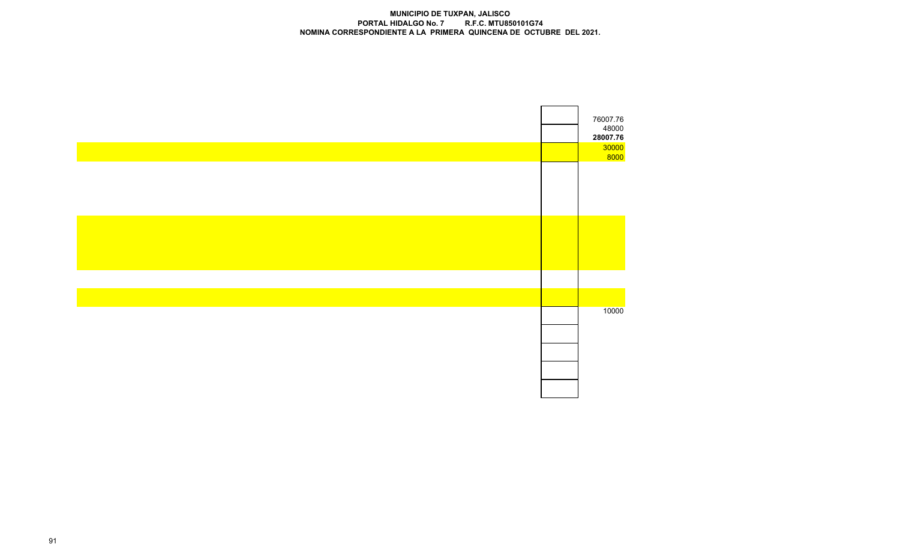**MUNICIPIO DE TUXPAN, JALISCO**
**PORTAL HIDALGO No. 7 R.F.C. MTU850101G74**
**NOMINA CORRESPONDIENTE A LA PRIMERA QUINCENA DE OCTUBRE DEL 2021.**

| | |
|---|---|
| | 76007.76 |
| | 48000 |
| | **28007.76** |
| | 30000 |
| | 8000 |
| | |
| | |
| | |
| | |
| | |
| | |
| | |
| | |
| | |
| | 10000 |
| | |
| | |
| | |
| | |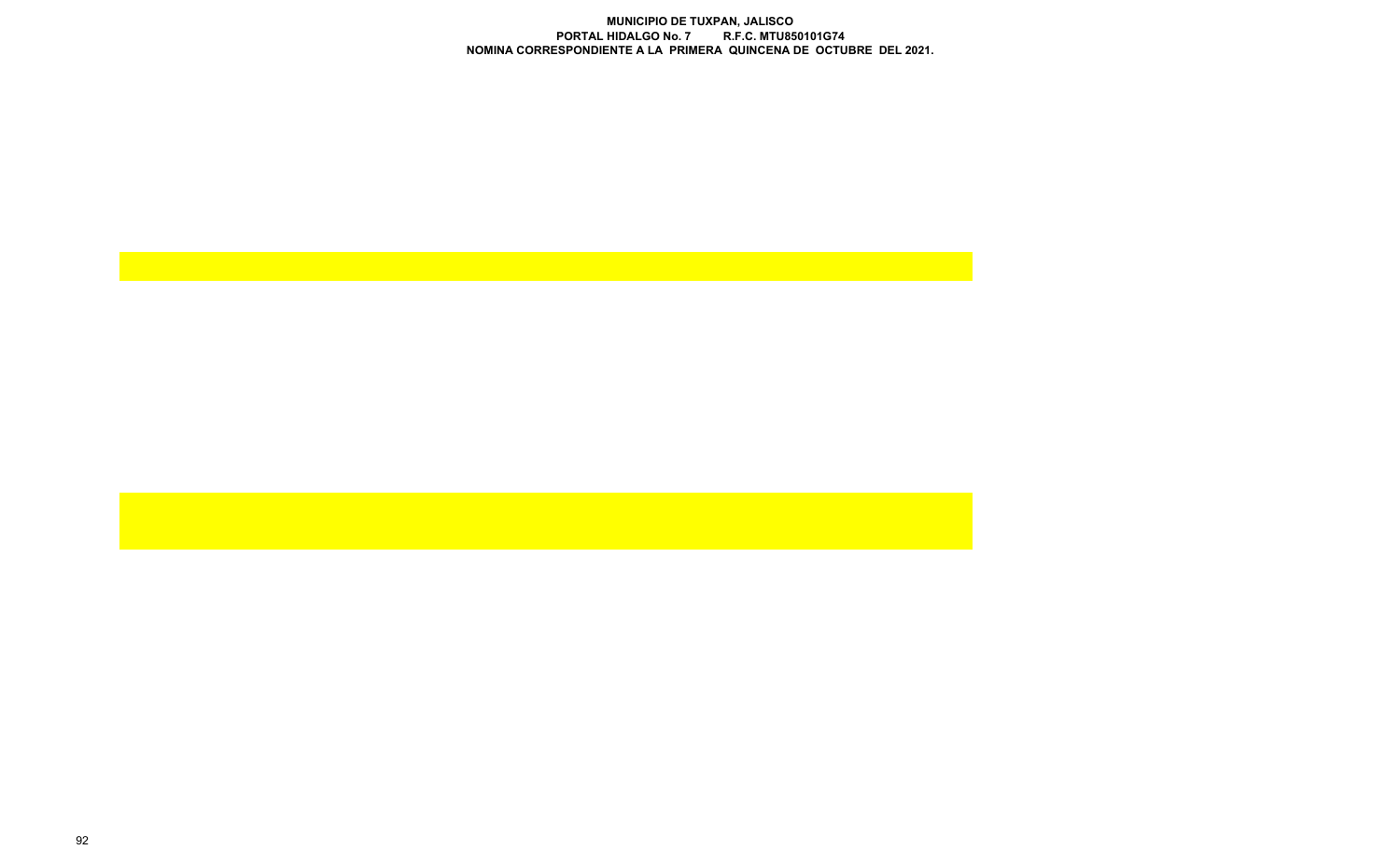**MUNICIPIO DE TUXPAN, JALISCO**
**PORTAL HIDALGO No. 7 R.F.C. MTU850101G74**
**NOMINA CORRESPONDIENTE A LA PRIMERA QUINCENA DE OCTUBRE DEL 2021.**